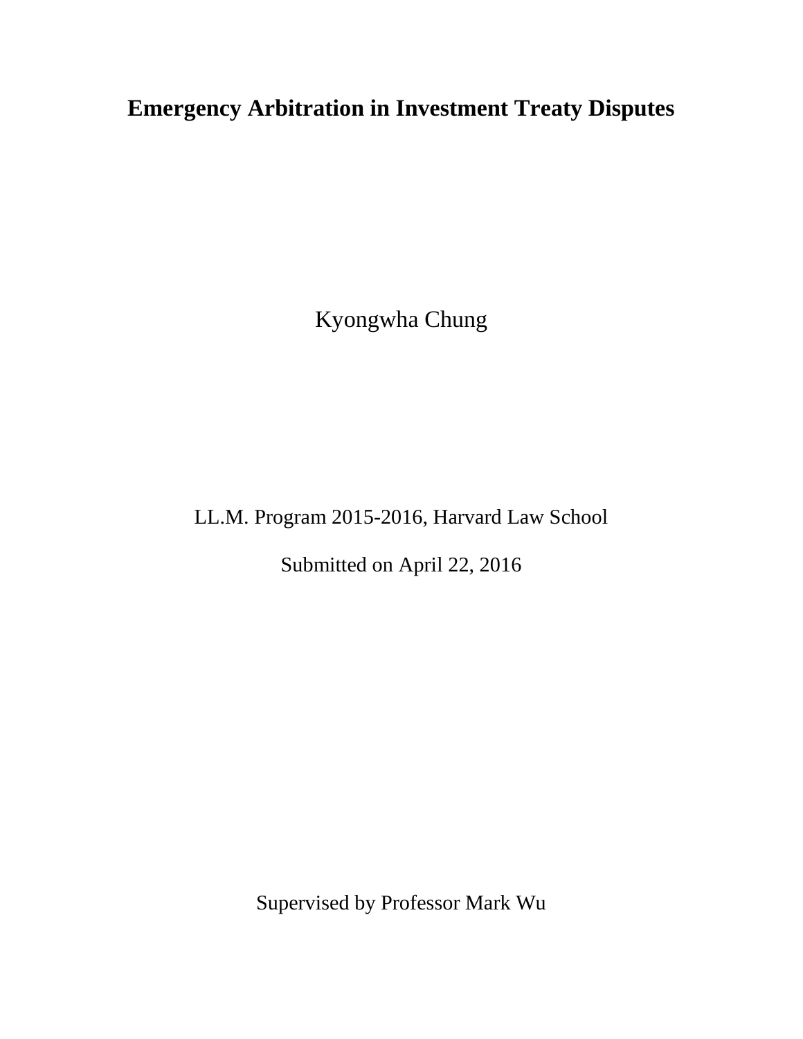# Emergency Arbitration in Investment Treaty Disputes

Kyongwha Chung

LL.M. Program 2015-2016, Harvard Law School

Submitted on April 22, 2016

Supervised by Professor Mark Wu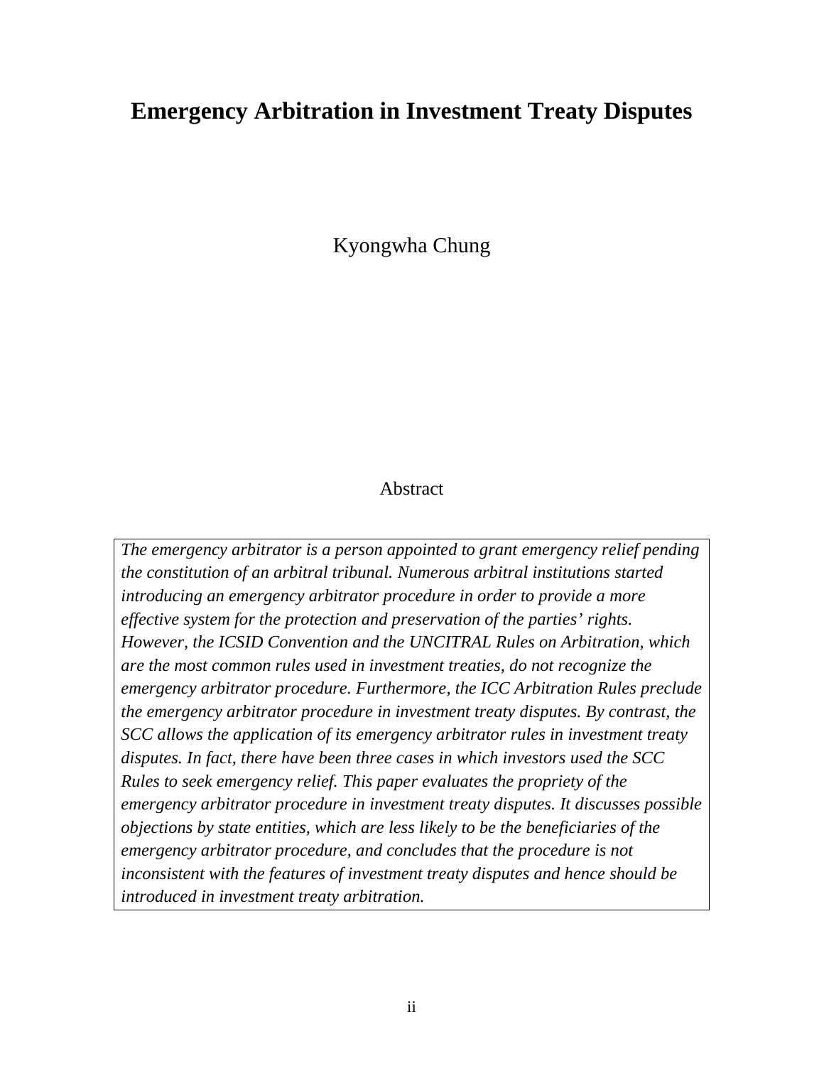# Emergency Arbitration in Investment Treaty Disputes

Kyongwha Chung

Abstract

*The emergency arbitrator is a person appointed to grant emergency relief pending the constitution of an arbitral tribunal. Numerous arbitral institutions started introducing an emergency arbitrator procedure in order to provide a more effective system for the protection and preservation of the parties' rights. However, the ICSID Convention and the UNCITRAL Rules on Arbitration, which are the most common rules used in investment treaties, do not recognize the emergency arbitrator procedure. Furthermore, the ICC Arbitration Rules preclude the emergency arbitrator procedure in investment treaty disputes. By contrast, the SCC allows the application of its emergency arbitrator rules in investment treaty disputes. In fact, there have been three cases in which investors used the SCC Rules to seek emergency relief. This paper evaluates the propriety of the emergency arbitrator procedure in investment treaty disputes. It discusses possible objections by state entities, which are less likely to be the beneficiaries of the emergency arbitrator procedure, and concludes that the procedure is not inconsistent with the features of investment treaty disputes and hence should be introduced in investment treaty arbitration.*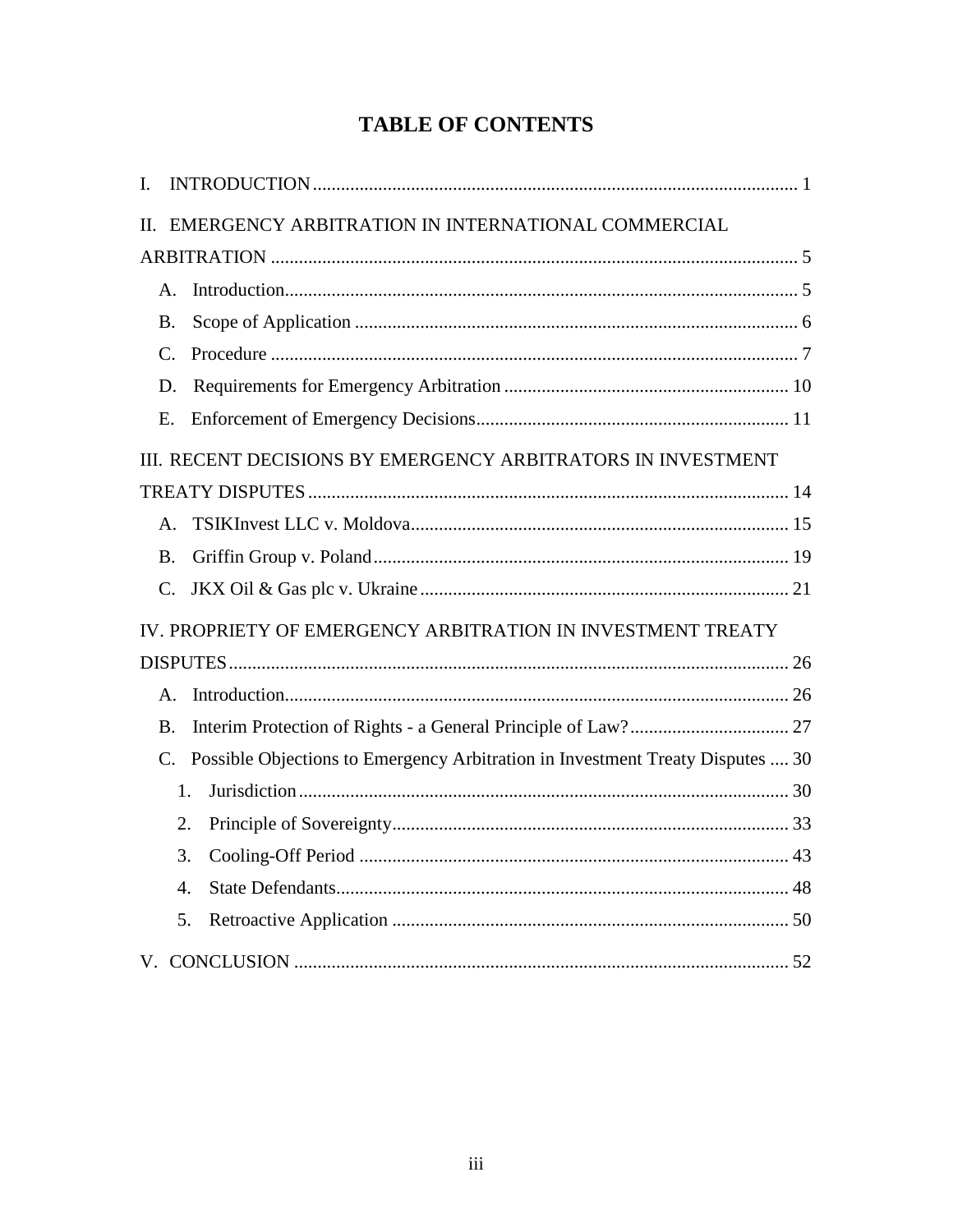# TABLE OF CONTENTS

I. INTRODUCTION ....... 1

II. EMERGENCY ARBITRATION IN INTERNATIONAL COMMERCIAL ARBITRATION ....... 5

- A. Introduction ....... 5
- B. Scope of Application ....... 6
- C. Procedure ....... 7
- D. Requirements for Emergency Arbitration ....... 10
- E. Enforcement of Emergency Decisions ....... 11

III. RECENT DECISIONS BY EMERGENCY ARBITRATORS IN INVESTMENT TREATY DISPUTES ....... 14

- A. TSIKInvest LLC v. Moldova ....... 15
- B. Griffin Group v. Poland ....... 19
- C. JKX Oil & Gas plc v. Ukraine ....... 21

IV. PROPRIETY OF EMERGENCY ARBITRATION IN INVESTMENT TREATY DISPUTES ....... 26

- A. Introduction ....... 26
- B. Interim Protection of Rights - a General Principle of Law? ....... 27
- C. Possible Objections to Emergency Arbitration in Investment Treaty Disputes ....... 30
  1. Jurisdiction ....... 30
  2. Principle of Sovereignty ....... 33
  3. Cooling-Off Period ....... 43
  4. State Defendants ....... 48
  5. Retroactive Application ....... 50

V. CONCLUSION ....... 52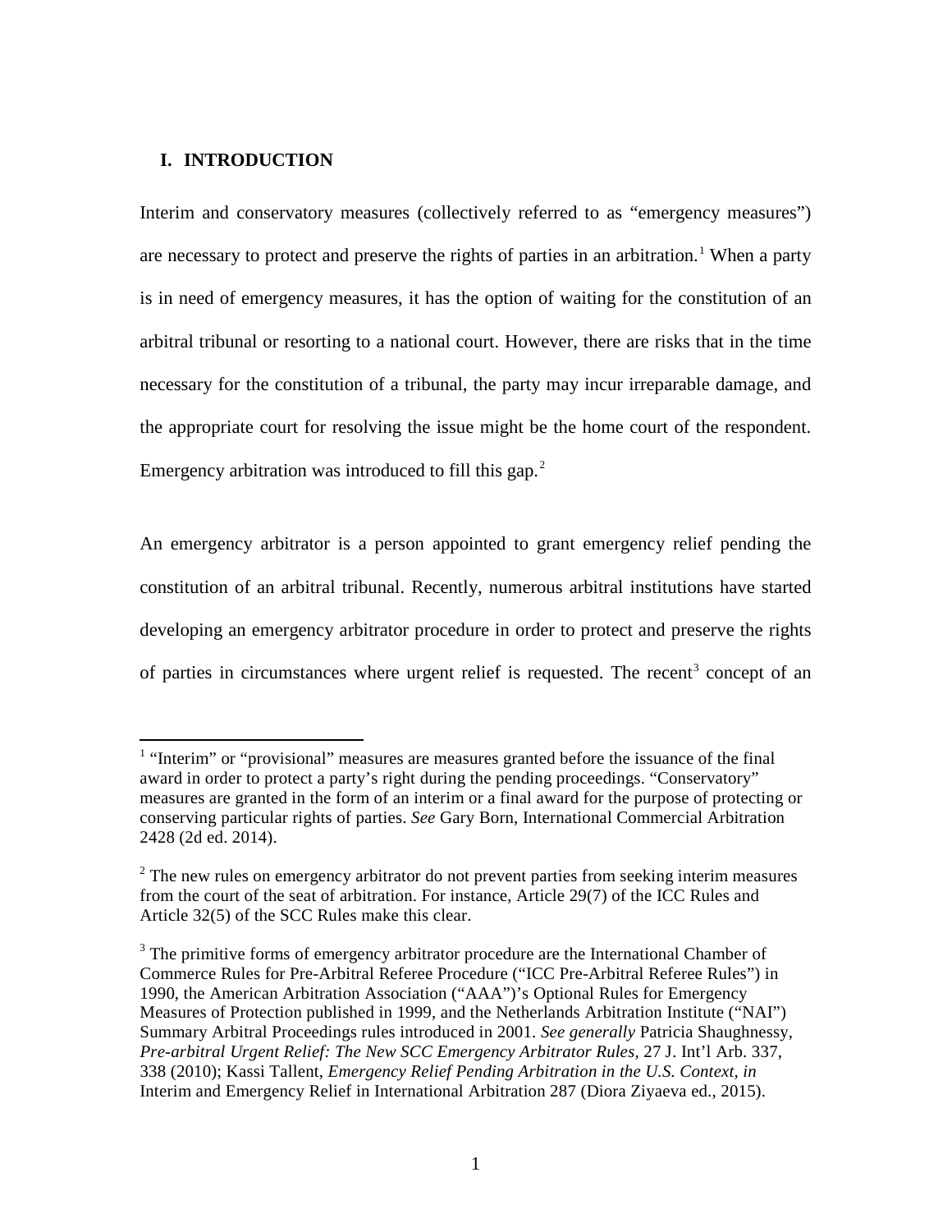## I. INTRODUCTION

Interim and conservatory measures (collectively referred to as "emergency measures") are necessary to protect and preserve the rights of parties in an arbitration.[1] When a party is in need of emergency measures, it has the option of waiting for the constitution of an arbitral tribunal or resorting to a national court. However, there are risks that in the time necessary for the constitution of a tribunal, the party may incur irreparable damage, and the appropriate court for resolving the issue might be the home court of the respondent. Emergency arbitration was introduced to fill this gap.[2]

An emergency arbitrator is a person appointed to grant emergency relief pending the constitution of an arbitral tribunal. Recently, numerous arbitral institutions have started developing an emergency arbitrator procedure in order to protect and preserve the rights of parties in circumstances where urgent relief is requested. The recent[3] concept of an

---

[1] "Interim" or "provisional" measures are measures granted before the issuance of the final award in order to protect a party's right during the pending proceedings. "Conservatory" measures are granted in the form of an interim or a final award for the purpose of protecting or conserving particular rights of parties. *See* Gary Born, International Commercial Arbitration 2428 (2d ed. 2014).

[2] The new rules on emergency arbitrator do not prevent parties from seeking interim measures from the court of the seat of arbitration. For instance, Article 29(7) of the ICC Rules and Article 32(5) of the SCC Rules make this clear.

[3] The primitive forms of emergency arbitrator procedure are the International Chamber of Commerce Rules for Pre-Arbitral Referee Procedure ("ICC Pre-Arbitral Referee Rules") in 1990, the American Arbitration Association ("AAA")'s Optional Rules for Emergency Measures of Protection published in 1999, and the Netherlands Arbitration Institute ("NAI") Summary Arbitral Proceedings rules introduced in 2001. *See generally* Patricia Shaughnessy, *Pre-arbitral Urgent Relief: The New SCC Emergency Arbitrator Rules*, 27 J. Int'l Arb. 337, 338 (2010); Kassi Tallent, *Emergency Relief Pending Arbitration in the U.S. Context, in* Interim and Emergency Relief in International Arbitration 287 (Diora Ziyaeva ed., 2015).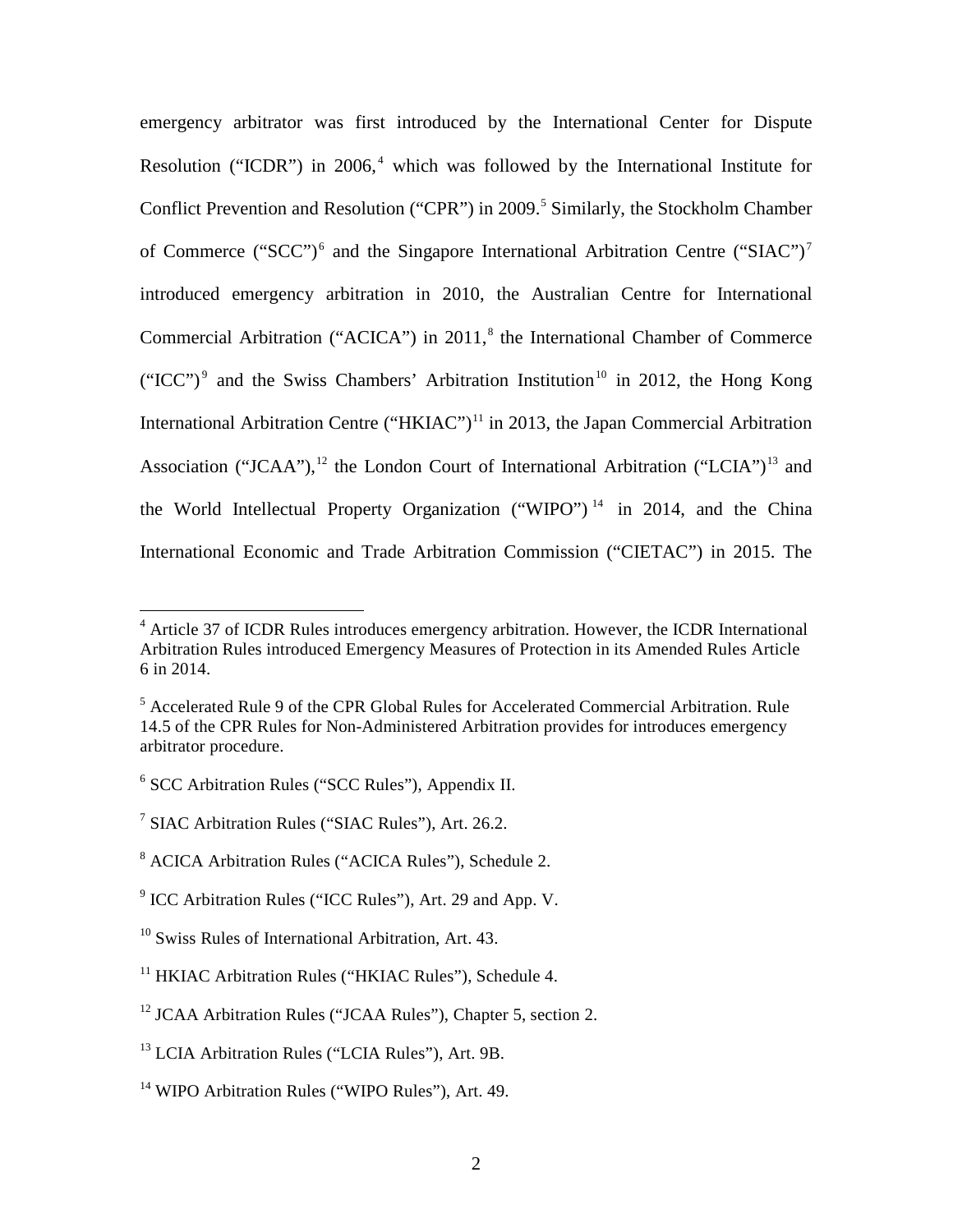emergency arbitrator was first introduced by the International Center for Dispute Resolution ("ICDR") in 2006,[4] which was followed by the International Institute for Conflict Prevention and Resolution ("CPR") in 2009.[5] Similarly, the Stockholm Chamber of Commerce ("SCC")[6] and the Singapore International Arbitration Centre ("SIAC")[7] introduced emergency arbitration in 2010, the Australian Centre for International Commercial Arbitration ("ACICA") in 2011,[8] the International Chamber of Commerce ("ICC")[9] and the Swiss Chambers' Arbitration Institution[10] in 2012, the Hong Kong International Arbitration Centre ("HKIAC")[11] in 2013, the Japan Commercial Arbitration Association ("JCAA"),[12] the London Court of International Arbitration ("LCIA")[13] and the World Intellectual Property Organization ("WIPO")[14] in 2014, and the China International Economic and Trade Arbitration Commission ("CIETAC") in 2015. The

---

[4] Article 37 of ICDR Rules introduces emergency arbitration. However, the ICDR International Arbitration Rules introduced Emergency Measures of Protection in its Amended Rules Article 6 in 2014.

[5] Accelerated Rule 9 of the CPR Global Rules for Accelerated Commercial Arbitration. Rule 14.5 of the CPR Rules for Non-Administered Arbitration provides for introduces emergency arbitrator procedure.

[6] SCC Arbitration Rules ("SCC Rules"), Appendix II.

[7] SIAC Arbitration Rules ("SIAC Rules"), Art. 26.2.

[8] ACICA Arbitration Rules ("ACICA Rules"), Schedule 2.

[9] ICC Arbitration Rules ("ICC Rules"), Art. 29 and App. V.

[10] Swiss Rules of International Arbitration, Art. 43.

[11] HKIAC Arbitration Rules ("HKIAC Rules"), Schedule 4.

[12] JCAA Arbitration Rules ("JCAA Rules"), Chapter 5, section 2.

[13] LCIA Arbitration Rules ("LCIA Rules"), Art. 9B.

[14] WIPO Arbitration Rules ("WIPO Rules"), Art. 49.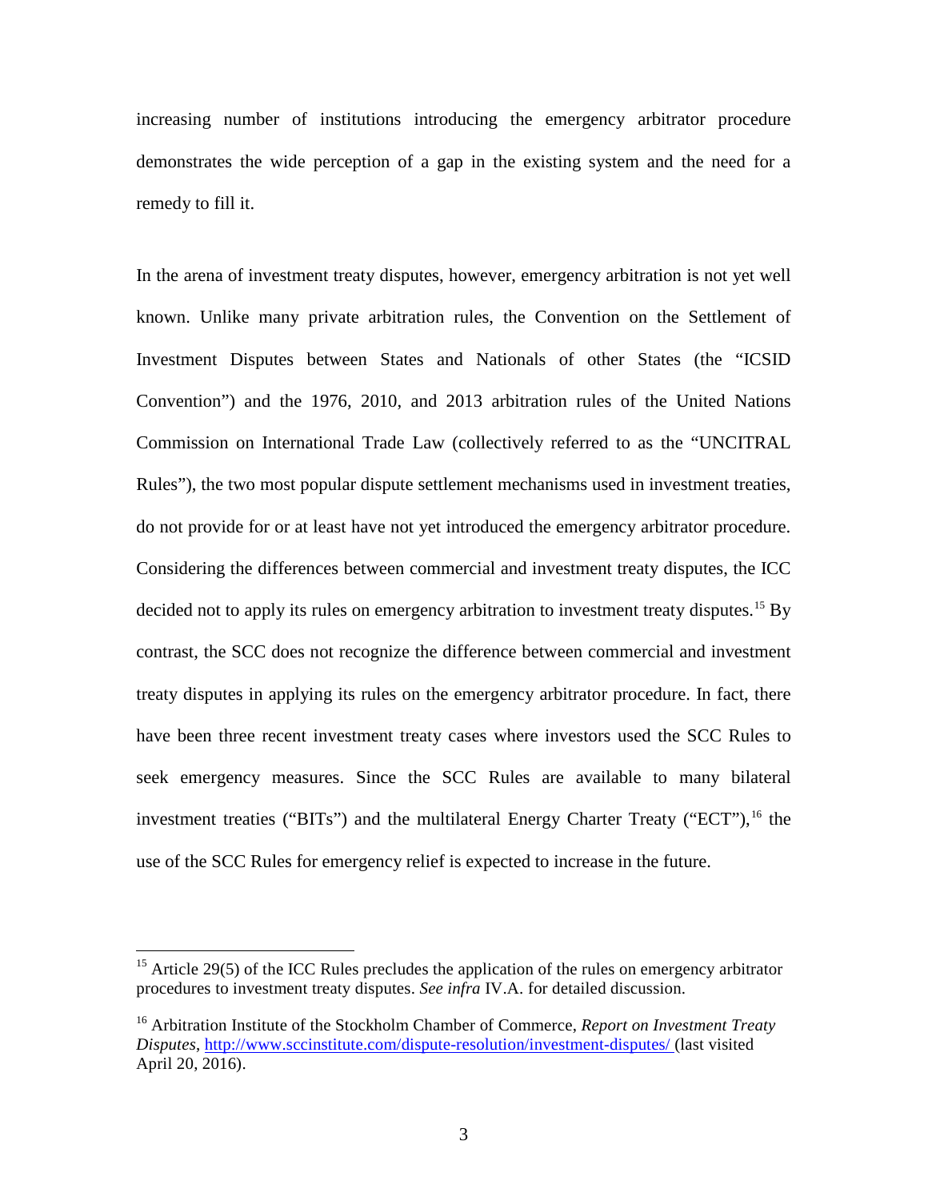increasing number of institutions introducing the emergency arbitrator procedure demonstrates the wide perception of a gap in the existing system and the need for a remedy to fill it.

In the arena of investment treaty disputes, however, emergency arbitration is not yet well known. Unlike many private arbitration rules, the Convention on the Settlement of Investment Disputes between States and Nationals of other States (the "ICSID Convention") and the 1976, 2010, and 2013 arbitration rules of the United Nations Commission on International Trade Law (collectively referred to as the "UNCITRAL Rules"), the two most popular dispute settlement mechanisms used in investment treaties, do not provide for or at least have not yet introduced the emergency arbitrator procedure. Considering the differences between commercial and investment treaty disputes, the ICC decided not to apply its rules on emergency arbitration to investment treaty disputes.[15] By contrast, the SCC does not recognize the difference between commercial and investment treaty disputes in applying its rules on the emergency arbitrator procedure. In fact, there have been three recent investment treaty cases where investors used the SCC Rules to seek emergency measures. Since the SCC Rules are available to many bilateral investment treaties ("BITs") and the multilateral Energy Charter Treaty ("ECT"),[16] the use of the SCC Rules for emergency relief is expected to increase in the future.

---

[15] Article 29(5) of the ICC Rules precludes the application of the rules on emergency arbitrator procedures to investment treaty disputes. *See infra* IV.A. for detailed discussion.

[16] Arbitration Institute of the Stockholm Chamber of Commerce, *Report on Investment Treaty Disputes*, http://www.sccinstitute.com/dispute-resolution/investment-disputes/ (last visited April 20, 2016).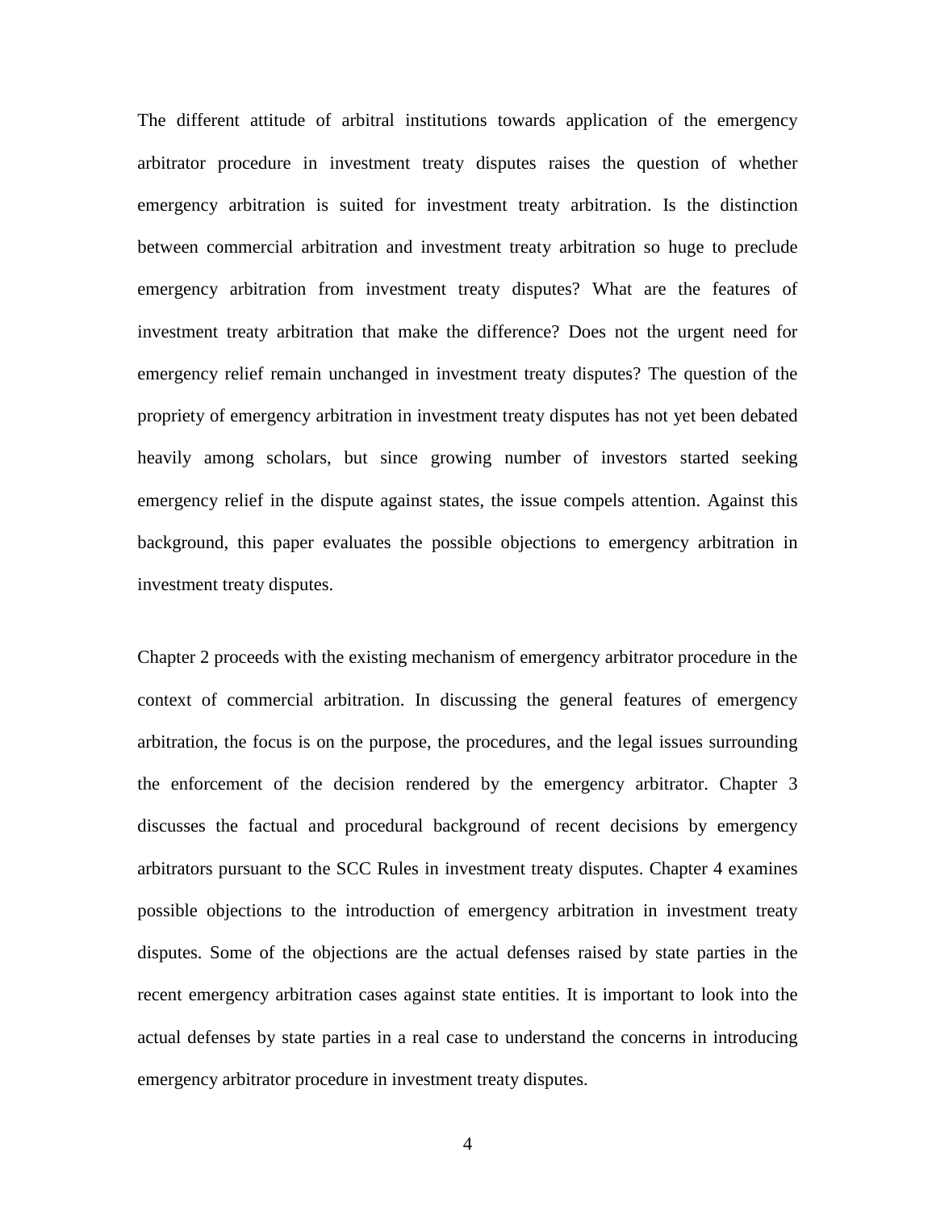The different attitude of arbitral institutions towards application of the emergency arbitrator procedure in investment treaty disputes raises the question of whether emergency arbitration is suited for investment treaty arbitration. Is the distinction between commercial arbitration and investment treaty arbitration so huge to preclude emergency arbitration from investment treaty disputes? What are the features of investment treaty arbitration that make the difference? Does not the urgent need for emergency relief remain unchanged in investment treaty disputes? The question of the propriety of emergency arbitration in investment treaty disputes has not yet been debated heavily among scholars, but since growing number of investors started seeking emergency relief in the dispute against states, the issue compels attention. Against this background, this paper evaluates the possible objections to emergency arbitration in investment treaty disputes.

Chapter 2 proceeds with the existing mechanism of emergency arbitrator procedure in the context of commercial arbitration. In discussing the general features of emergency arbitration, the focus is on the purpose, the procedures, and the legal issues surrounding the enforcement of the decision rendered by the emergency arbitrator. Chapter 3 discusses the factual and procedural background of recent decisions by emergency arbitrators pursuant to the SCC Rules in investment treaty disputes. Chapter 4 examines possible objections to the introduction of emergency arbitration in investment treaty disputes. Some of the objections are the actual defenses raised by state parties in the recent emergency arbitration cases against state entities. It is important to look into the actual defenses by state parties in a real case to understand the concerns in introducing emergency arbitrator procedure in investment treaty disputes.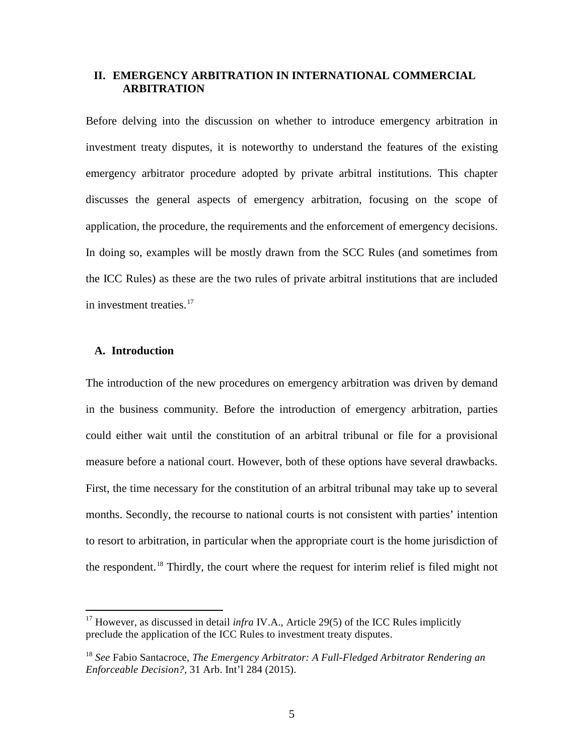## II. EMERGENCY ARBITRATION IN INTERNATIONAL COMMERCIAL ARBITRATION

Before delving into the discussion on whether to introduce emergency arbitration in investment treaty disputes, it is noteworthy to understand the features of the existing emergency arbitrator procedure adopted by private arbitral institutions. This chapter discusses the general aspects of emergency arbitration, focusing on the scope of application, the procedure, the requirements and the enforcement of emergency decisions. In doing so, examples will be mostly drawn from the SCC Rules (and sometimes from the ICC Rules) as these are the two rules of private arbitral institutions that are included in investment treaties.[17]

### A. Introduction

The introduction of the new procedures on emergency arbitration was driven by demand in the business community. Before the introduction of emergency arbitration, parties could either wait until the constitution of an arbitral tribunal or file for a provisional measure before a national court. However, both of these options have several drawbacks. First, the time necessary for the constitution of an arbitral tribunal may take up to several months. Secondly, the recourse to national courts is not consistent with parties' intention to resort to arbitration, in particular when the appropriate court is the home jurisdiction of the respondent.[18] Thirdly, the court where the request for interim relief is filed might not

---

[17] However, as discussed in detail *infra* IV.A., Article 29(5) of the ICC Rules implicitly preclude the application of the ICC Rules to investment treaty disputes.

[18] *See* Fabio Santacroce, *The Emergency Arbitrator: A Full-Fledged Arbitrator Rendering an Enforceable Decision?,* 31 Arb. Int'l 284 (2015).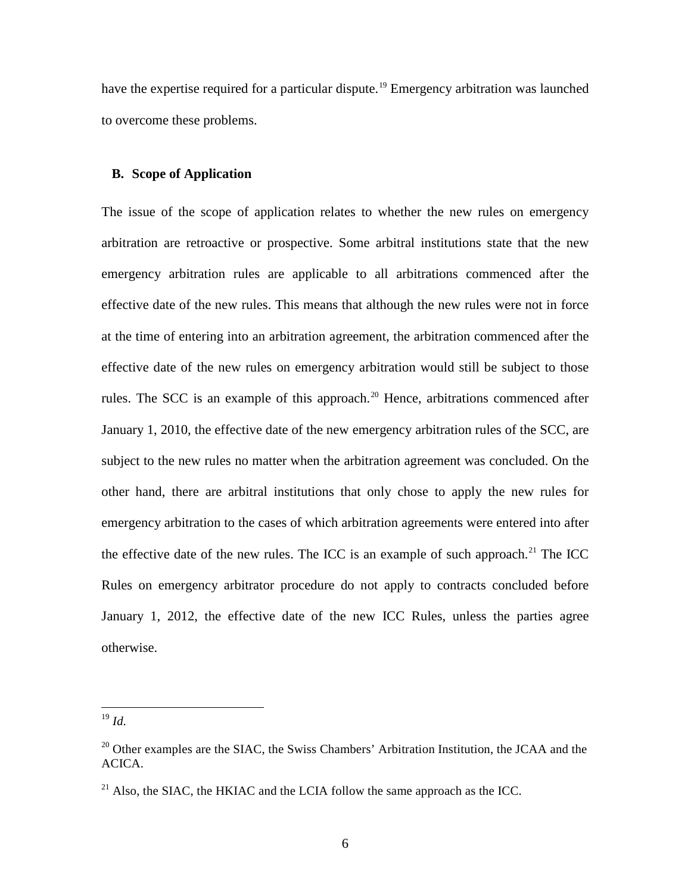have the expertise required for a particular dispute.[19] Emergency arbitration was launched to overcome these problems.

## B. Scope of Application

The issue of the scope of application relates to whether the new rules on emergency arbitration are retroactive or prospective. Some arbitral institutions state that the new emergency arbitration rules are applicable to all arbitrations commenced after the effective date of the new rules. This means that although the new rules were not in force at the time of entering into an arbitration agreement, the arbitration commenced after the effective date of the new rules on emergency arbitration would still be subject to those rules. The SCC is an example of this approach.[20] Hence, arbitrations commenced after January 1, 2010, the effective date of the new emergency arbitration rules of the SCC, are subject to the new rules no matter when the arbitration agreement was concluded. On the other hand, there are arbitral institutions that only chose to apply the new rules for emergency arbitration to the cases of which arbitration agreements were entered into after the effective date of the new rules. The ICC is an example of such approach.[21] The ICC Rules on emergency arbitrator procedure do not apply to contracts concluded before January 1, 2012, the effective date of the new ICC Rules, unless the parties agree otherwise.

---

[19] *Id.*

[20] Other examples are the SIAC, the Swiss Chambers' Arbitration Institution, the JCAA and the ACICA.

[21] Also, the SIAC, the HKIAC and the LCIA follow the same approach as the ICC.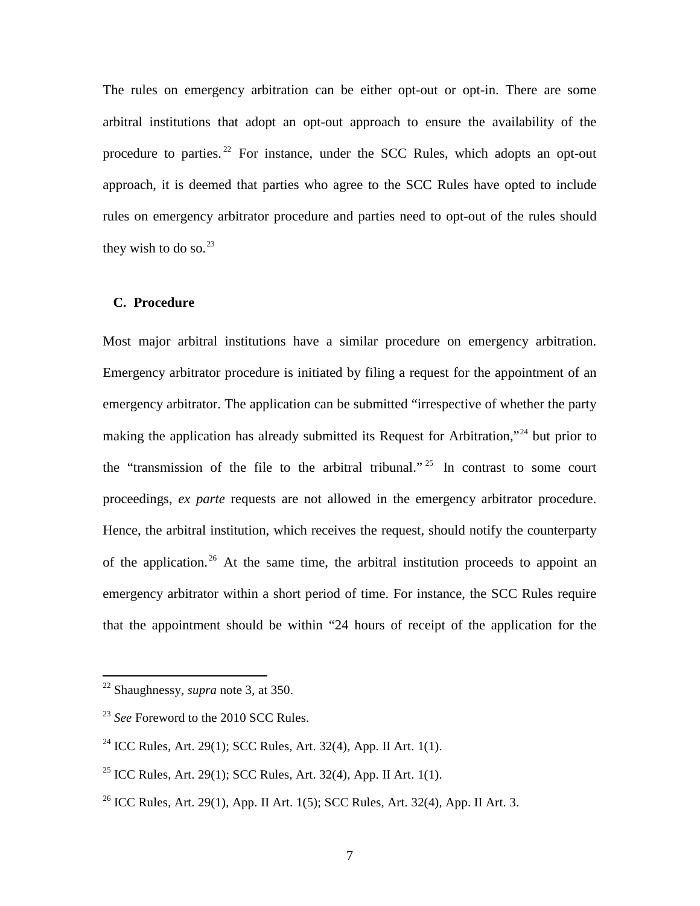The rules on emergency arbitration can be either opt-out or opt-in. There are some arbitral institutions that adopt an opt-out approach to ensure the availability of the procedure to parties.[22] For instance, under the SCC Rules, which adopts an opt-out approach, it is deemed that parties who agree to the SCC Rules have opted to include rules on emergency arbitrator procedure and parties need to opt-out of the rules should they wish to do so.[23]

## C. Procedure

Most major arbitral institutions have a similar procedure on emergency arbitration. Emergency arbitrator procedure is initiated by filing a request for the appointment of an emergency arbitrator. The application can be submitted "irrespective of whether the party making the application has already submitted its Request for Arbitration,"[24] but prior to the "transmission of the file to the arbitral tribunal."[25] In contrast to some court proceedings, *ex parte* requests are not allowed in the emergency arbitrator procedure. Hence, the arbitral institution, which receives the request, should notify the counterparty of the application.[26] At the same time, the arbitral institution proceeds to appoint an emergency arbitrator within a short period of time. For instance, the SCC Rules require that the appointment should be within "24 hours of receipt of the application for the

---

[22] Shaughnessy, *supra* note 3, at 350.

[23] *See* Foreword to the 2010 SCC Rules.

[24] ICC Rules, Art. 29(1); SCC Rules, Art. 32(4), App. II Art. 1(1).

[25] ICC Rules, Art. 29(1); SCC Rules, Art. 32(4), App. II Art. 1(1).

[26] ICC Rules, Art. 29(1), App. II Art. 1(5); SCC Rules, Art. 32(4), App. II Art. 3.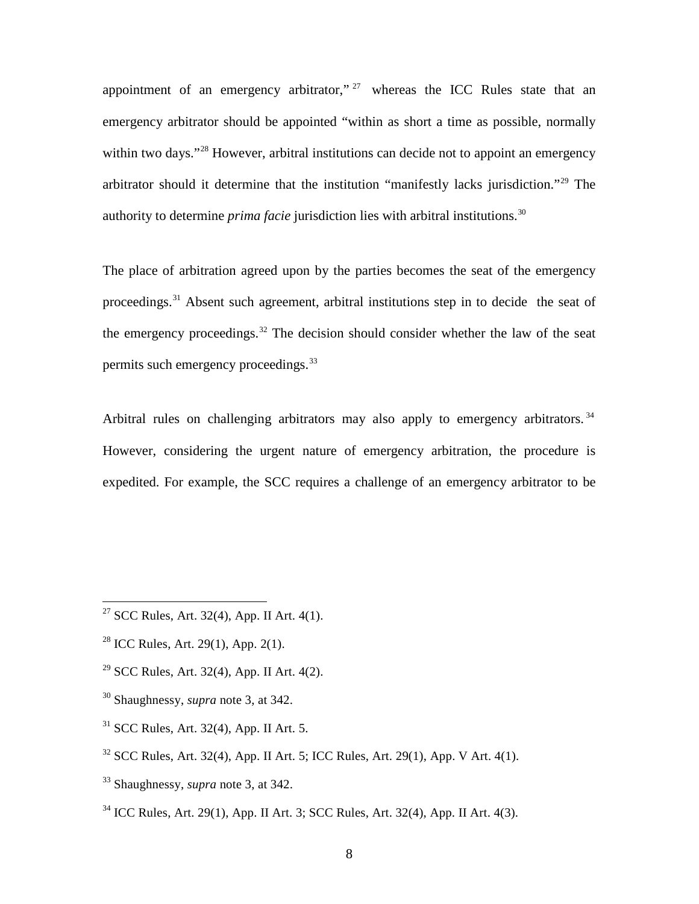appointment of an emergency arbitrator,"[27] whereas the ICC Rules state that an emergency arbitrator should be appointed "within as short a time as possible, normally within two days."[28] However, arbitral institutions can decide not to appoint an emergency arbitrator should it determine that the institution "manifestly lacks jurisdiction."[29] The authority to determine *prima facie* jurisdiction lies with arbitral institutions.[30]

The place of arbitration agreed upon by the parties becomes the seat of the emergency proceedings.[31] Absent such agreement, arbitral institutions step in to decide the seat of the emergency proceedings.[32] The decision should consider whether the law of the seat permits such emergency proceedings.[33]

Arbitral rules on challenging arbitrators may also apply to emergency arbitrators.[34] However, considering the urgent nature of emergency arbitration, the procedure is expedited. For example, the SCC requires a challenge of an emergency arbitrator to be

---

[27] SCC Rules, Art. 32(4), App. II Art. 4(1).

[28] ICC Rules, Art. 29(1), App. 2(1).

[29] SCC Rules, Art. 32(4), App. II Art. 4(2).

[30] Shaughnessy, *supra* note 3, at 342.

[31] SCC Rules, Art. 32(4), App. II Art. 5.

[32] SCC Rules, Art. 32(4), App. II Art. 5; ICC Rules, Art. 29(1), App. V Art. 4(1).

[33] Shaughnessy, *supra* note 3, at 342.

[34] ICC Rules, Art. 29(1), App. II Art. 3; SCC Rules, Art. 32(4), App. II Art. 4(3).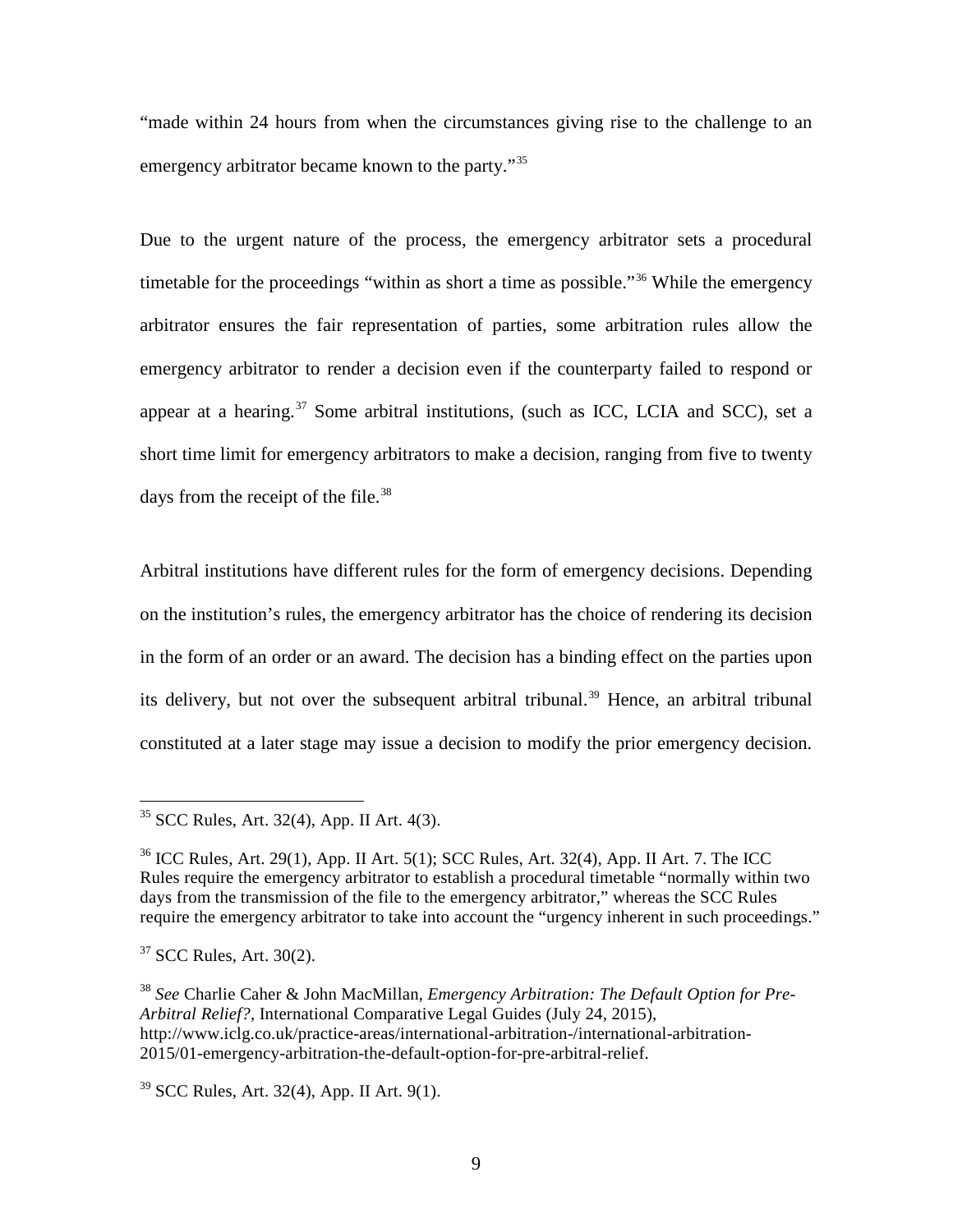"made within 24 hours from when the circumstances giving rise to the challenge to an emergency arbitrator became known to the party."[35]

Due to the urgent nature of the process, the emergency arbitrator sets a procedural timetable for the proceedings "within as short a time as possible."[36] While the emergency arbitrator ensures the fair representation of parties, some arbitration rules allow the emergency arbitrator to render a decision even if the counterparty failed to respond or appear at a hearing.[37] Some arbitral institutions, (such as ICC, LCIA and SCC), set a short time limit for emergency arbitrators to make a decision, ranging from five to twenty days from the receipt of the file.[38]

Arbitral institutions have different rules for the form of emergency decisions. Depending on the institution's rules, the emergency arbitrator has the choice of rendering its decision in the form of an order or an award. The decision has a binding effect on the parties upon its delivery, but not over the subsequent arbitral tribunal.[39] Hence, an arbitral tribunal constituted at a later stage may issue a decision to modify the prior emergency decision.

---

[35] SCC Rules, Art. 32(4), App. II Art. 4(3).

[36] ICC Rules, Art. 29(1), App. II Art. 5(1); SCC Rules, Art. 32(4), App. II Art. 7. The ICC Rules require the emergency arbitrator to establish a procedural timetable "normally within two days from the transmission of the file to the emergency arbitrator," whereas the SCC Rules require the emergency arbitrator to take into account the "urgency inherent in such proceedings."

[37] SCC Rules, Art. 30(2).

[38] *See* Charlie Caher & John MacMillan, *Emergency Arbitration: The Default Option for Pre-Arbitral Relief?*, International Comparative Legal Guides (July 24, 2015), http://www.iclg.co.uk/practice-areas/international-arbitration-/international-arbitration-2015/01-emergency-arbitration-the-default-option-for-pre-arbitral-relief.

[39] SCC Rules, Art. 32(4), App. II Art. 9(1).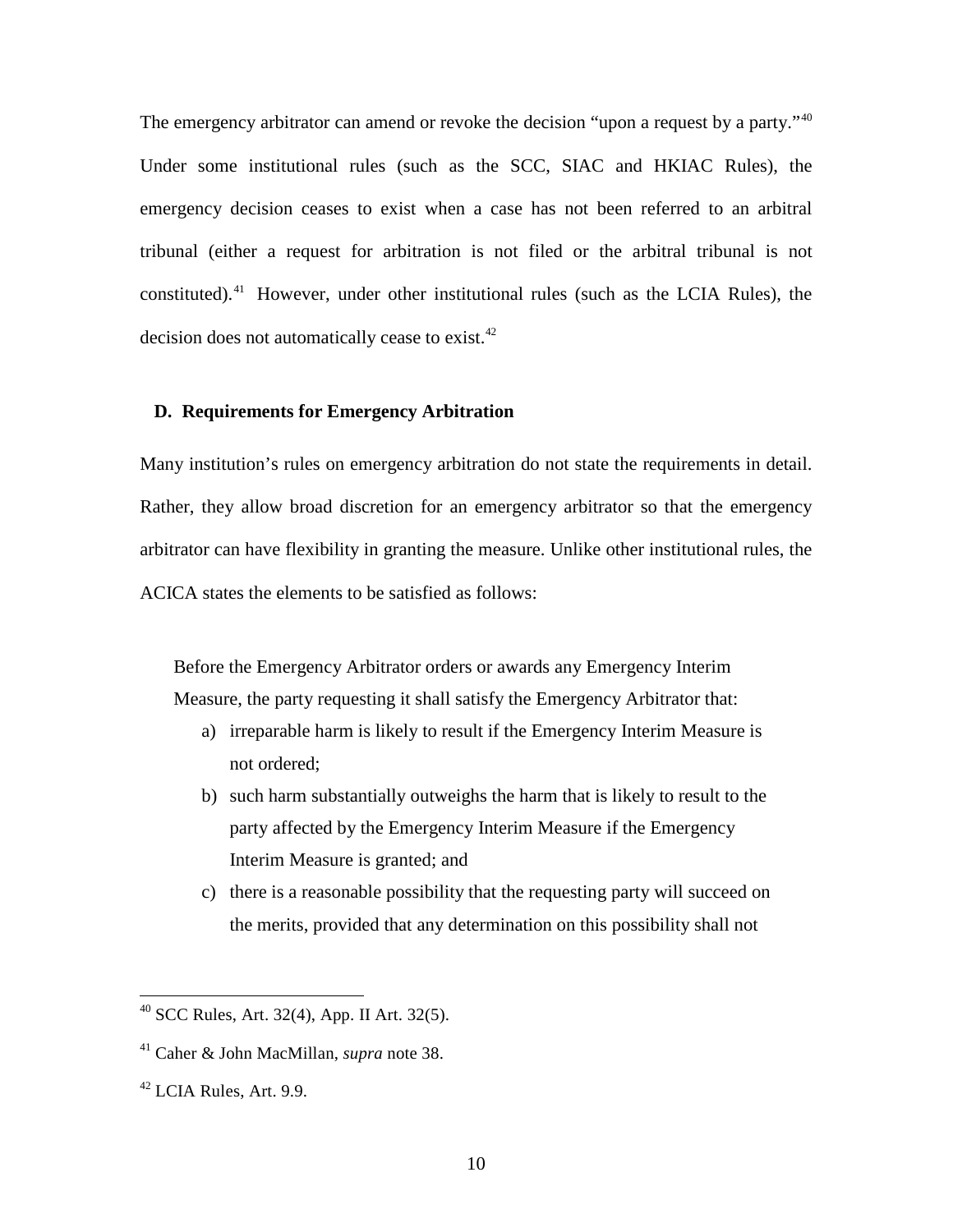The emergency arbitrator can amend or revoke the decision "upon a request by a party."[40] Under some institutional rules (such as the SCC, SIAC and HKIAC Rules), the emergency decision ceases to exist when a case has not been referred to an arbitral tribunal (either a request for arbitration is not filed or the arbitral tribunal is not constituted).[41] However, under other institutional rules (such as the LCIA Rules), the decision does not automatically cease to exist.[42]

### D. Requirements for Emergency Arbitration

Many institution's rules on emergency arbitration do not state the requirements in detail. Rather, they allow broad discretion for an emergency arbitrator so that the emergency arbitrator can have flexibility in granting the measure. Unlike other institutional rules, the ACICA states the elements to be satisfied as follows:

> Before the Emergency Arbitrator orders or awards any Emergency Interim Measure, the party requesting it shall satisfy the Emergency Arbitrator that:
>
> a) irreparable harm is likely to result if the Emergency Interim Measure is not ordered;
> b) such harm substantially outweighs the harm that is likely to result to the party affected by the Emergency Interim Measure if the Emergency Interim Measure is granted; and
> c) there is a reasonable possibility that the requesting party will succeed on the merits, provided that any determination on this possibility shall not

---

[40] SCC Rules, Art. 32(4), App. II Art. 32(5).

[41] Caher & John MacMillan, *supra* note 38.

[42] LCIA Rules, Art. 9.9.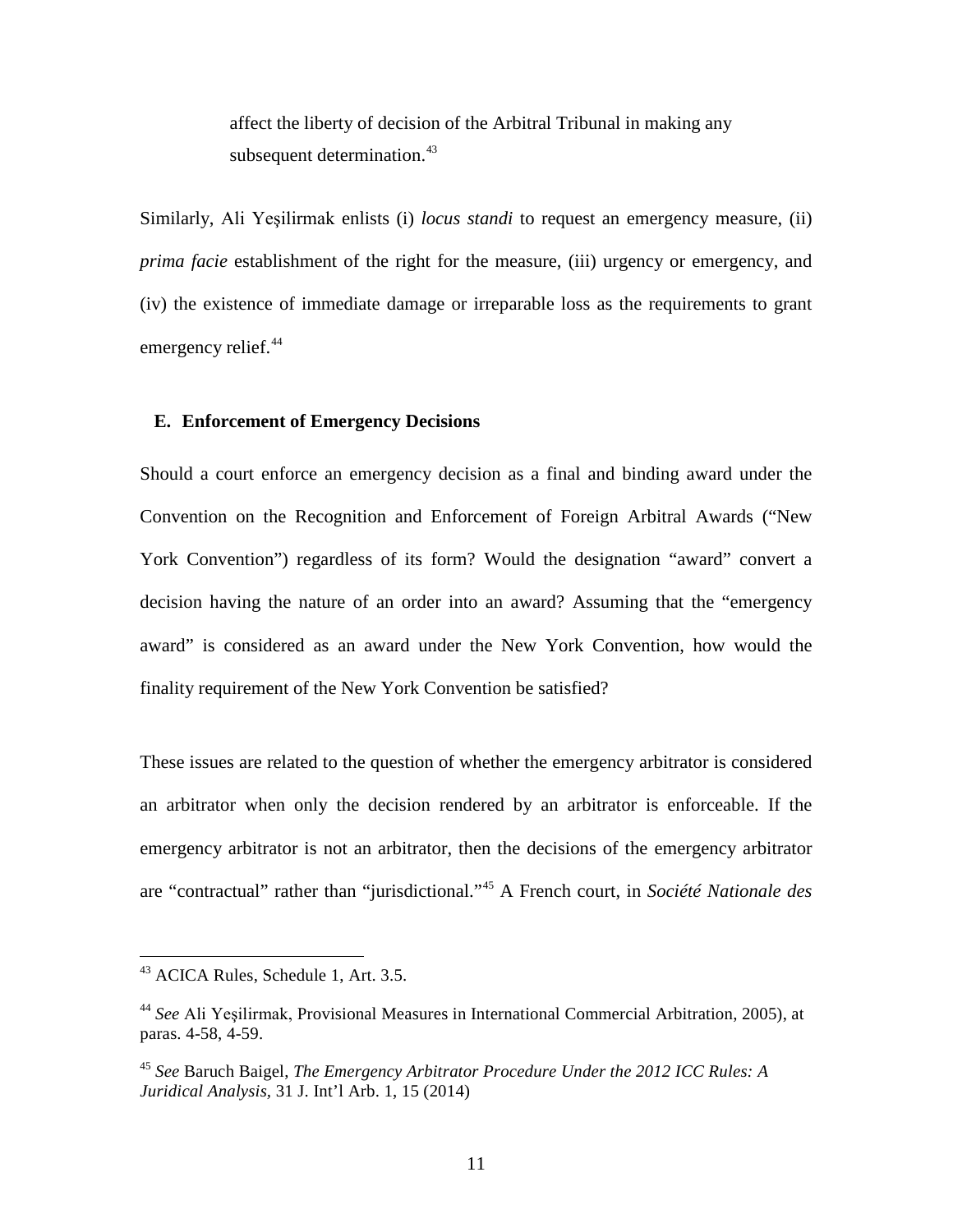affect the liberty of decision of the Arbitral Tribunal in making any subsequent determination.[43]

Similarly, Ali Yeşilirmak enlists (i) *locus standi* to request an emergency measure, (ii) *prima facie* establishment of the right for the measure, (iii) urgency or emergency, and (iv) the existence of immediate damage or irreparable loss as the requirements to grant emergency relief.[44]

## E. Enforcement of Emergency Decisions

Should a court enforce an emergency decision as a final and binding award under the Convention on the Recognition and Enforcement of Foreign Arbitral Awards ("New York Convention") regardless of its form? Would the designation "award" convert a decision having the nature of an order into an award? Assuming that the "emergency award" is considered as an award under the New York Convention, how would the finality requirement of the New York Convention be satisfied?

These issues are related to the question of whether the emergency arbitrator is considered an arbitrator when only the decision rendered by an arbitrator is enforceable. If the emergency arbitrator is not an arbitrator, then the decisions of the emergency arbitrator are "contractual" rather than "jurisdictional."[45] A French court, in *Société Nationale des*

---

[43] ACICA Rules, Schedule 1, Art. 3.5.

[44] *See* Ali Yeşilirmak, Provisional Measures in International Commercial Arbitration, 2005), at paras. 4-58, 4-59.

[45] *See* Baruch Baigel, *The Emergency Arbitrator Procedure Under the 2012 ICC Rules: A Juridical Analysis*, 31 J. Int'l Arb. 1, 15 (2014)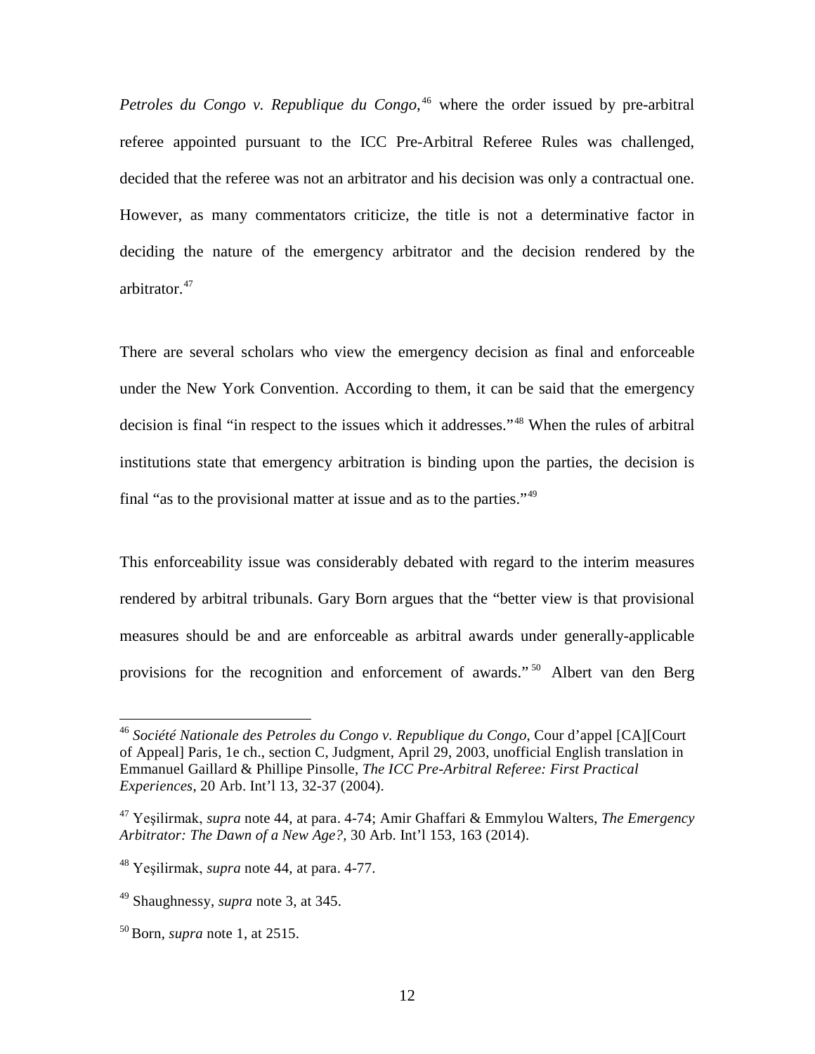*Petroles du Congo v. Republique du Congo*,[46] where the order issued by pre-arbitral referee appointed pursuant to the ICC Pre-Arbitral Referee Rules was challenged, decided that the referee was not an arbitrator and his decision was only a contractual one. However, as many commentators criticize, the title is not a determinative factor in deciding the nature of the emergency arbitrator and the decision rendered by the arbitrator.[47]

There are several scholars who view the emergency decision as final and enforceable under the New York Convention. According to them, it can be said that the emergency decision is final "in respect to the issues which it addresses."[48] When the rules of arbitral institutions state that emergency arbitration is binding upon the parties, the decision is final "as to the provisional matter at issue and as to the parties."[49]

This enforceability issue was considerably debated with regard to the interim measures rendered by arbitral tribunals. Gary Born argues that the "better view is that provisional measures should be and are enforceable as arbitral awards under generally-applicable provisions for the recognition and enforcement of awards."[50] Albert van den Berg

---

[46] *Société Nationale des Petroles du Congo v. Republique du Congo*, Cour d'appel [CA][Court of Appeal] Paris, 1e ch., section C, Judgment, April 29, 2003, unofficial English translation in Emmanuel Gaillard & Phillipe Pinsolle, *The ICC Pre-Arbitral Referee: First Practical Experiences*, 20 Arb. Int'l 13, 32-37 (2004).

[47] Yeşilirmak, *supra* note 44, at para. 4-74; Amir Ghaffari & Emmylou Walters, *The Emergency Arbitrator: The Dawn of a New Age?*, 30 Arb. Int'l 153, 163 (2014).

[48] Yeşilirmak, *supra* note 44, at para. 4-77.

[49] Shaughnessy, *supra* note 3, at 345.

[50] Born, *supra* note 1, at 2515.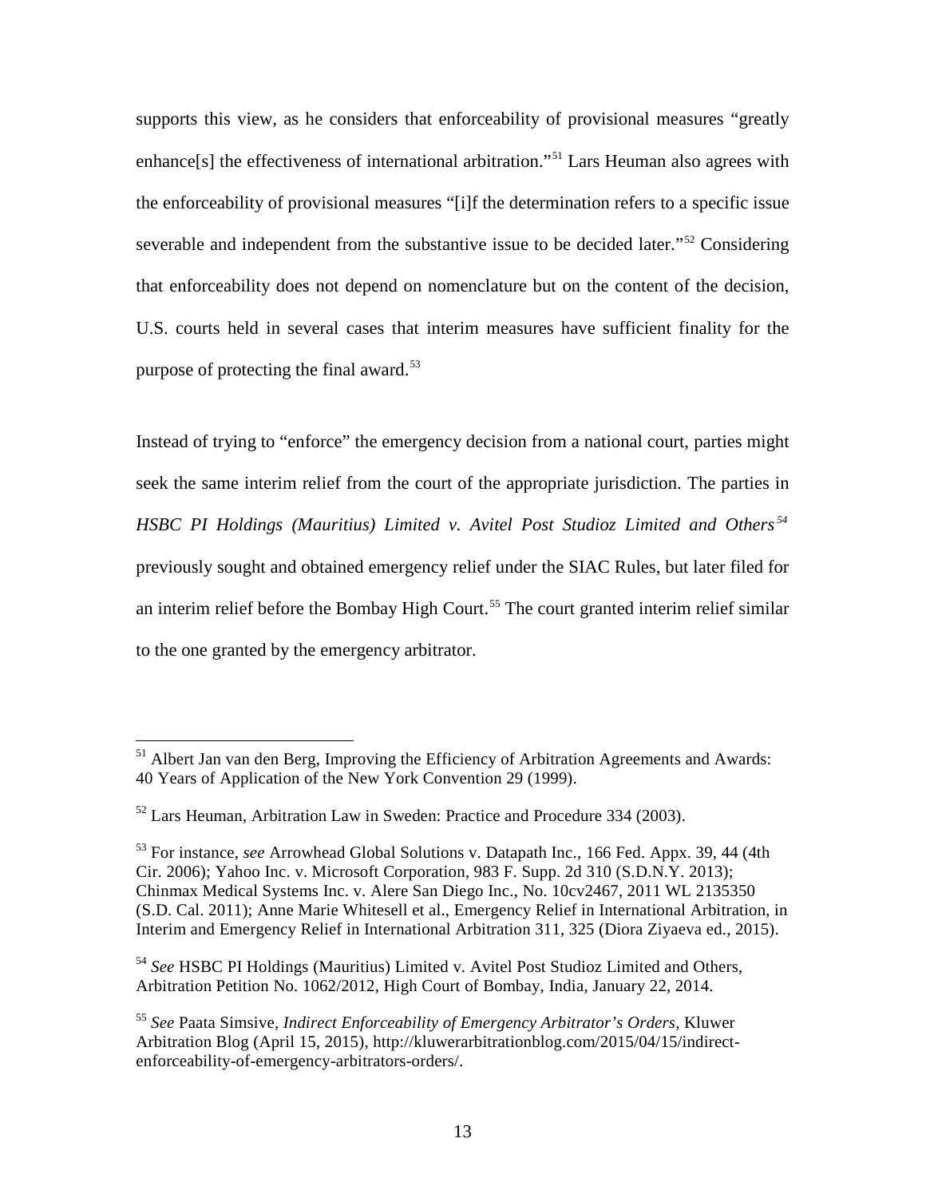supports this view, as he considers that enforceability of provisional measures "greatly enhance[s] the effectiveness of international arbitration."[51] Lars Heuman also agrees with the enforceability of provisional measures "[i]f the determination refers to a specific issue severable and independent from the substantive issue to be decided later."[52] Considering that enforceability does not depend on nomenclature but on the content of the decision, U.S. courts held in several cases that interim measures have sufficient finality for the purpose of protecting the final award.[53]

Instead of trying to "enforce" the emergency decision from a national court, parties might seek the same interim relief from the court of the appropriate jurisdiction. The parties in *HSBC PI Holdings (Mauritius) Limited v. Avitel Post Studioz Limited and Others*[54] previously sought and obtained emergency relief under the SIAC Rules, but later filed for an interim relief before the Bombay High Court.[55] The court granted interim relief similar to the one granted by the emergency arbitrator.

---

[51] Albert Jan van den Berg, Improving the Efficiency of Arbitration Agreements and Awards: 40 Years of Application of the New York Convention 29 (1999).

[52] Lars Heuman, Arbitration Law in Sweden: Practice and Procedure 334 (2003).

[53] For instance, *see* Arrowhead Global Solutions v. Datapath Inc., 166 Fed. Appx. 39, 44 (4th Cir. 2006); Yahoo Inc. v. Microsoft Corporation, 983 F. Supp. 2d 310 (S.D.N.Y. 2013); Chinmax Medical Systems Inc. v. Alere San Diego Inc., No. 10cv2467, 2011 WL 2135350 (S.D. Cal. 2011); Anne Marie Whitesell et al., Emergency Relief in International Arbitration, in Interim and Emergency Relief in International Arbitration 311, 325 (Diora Ziyaeva ed., 2015).

[54] *See* HSBC PI Holdings (Mauritius) Limited v. Avitel Post Studioz Limited and Others, Arbitration Petition No. 1062/2012, High Court of Bombay, India, January 22, 2014.

[55] *See* Paata Simsive, *Indirect Enforceability of Emergency Arbitrator's Orders*, Kluwer Arbitration Blog (April 15, 2015), http://kluwerarbitrationblog.com/2015/04/15/indirect-enforceability-of-emergency-arbitrators-orders/.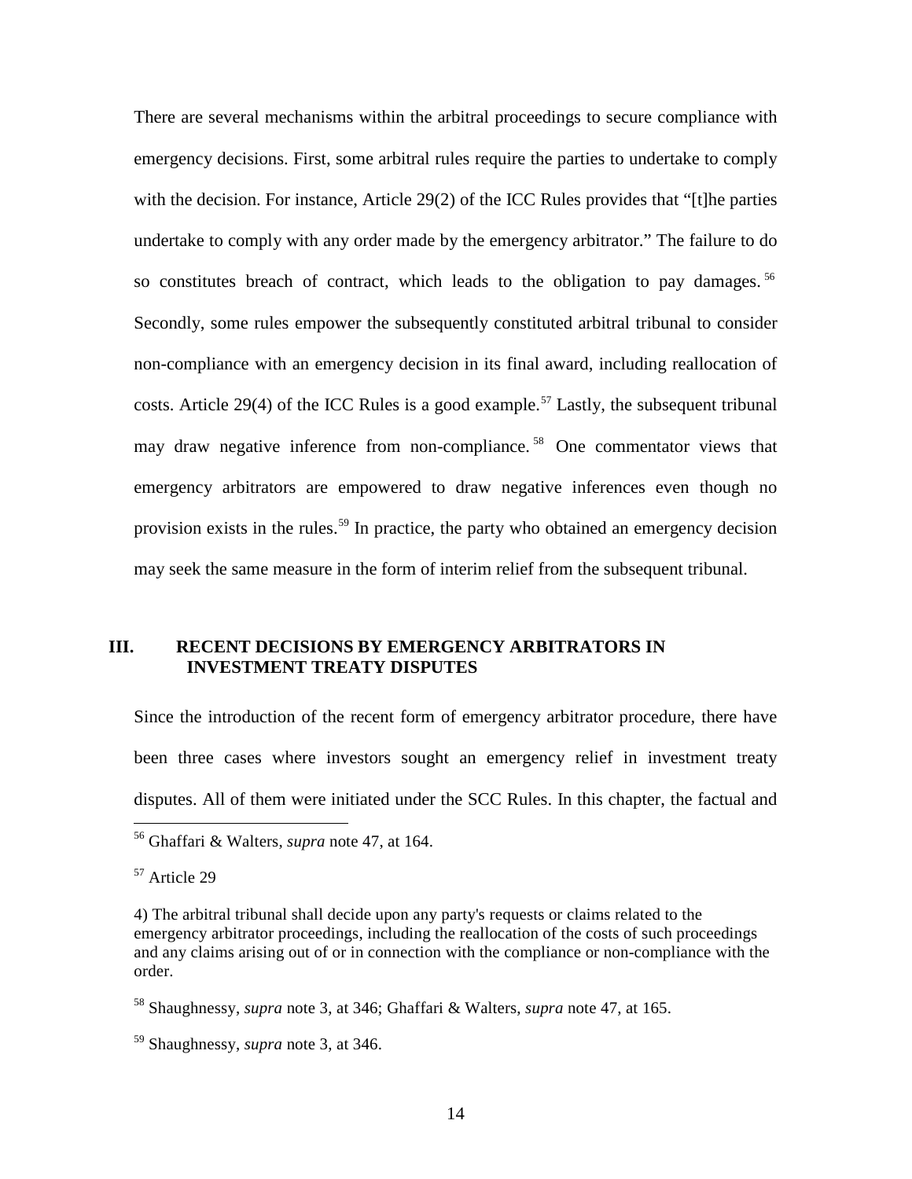There are several mechanisms within the arbitral proceedings to secure compliance with emergency decisions. First, some arbitral rules require the parties to undertake to comply with the decision. For instance, Article 29(2) of the ICC Rules provides that "[t]he parties undertake to comply with any order made by the emergency arbitrator." The failure to do so constitutes breach of contract, which leads to the obligation to pay damages.[56] Secondly, some rules empower the subsequently constituted arbitral tribunal to consider non-compliance with an emergency decision in its final award, including reallocation of costs. Article 29(4) of the ICC Rules is a good example.[57] Lastly, the subsequent tribunal may draw negative inference from non-compliance.[58] One commentator views that emergency arbitrators are empowered to draw negative inferences even though no provision exists in the rules.[59] In practice, the party who obtained an emergency decision may seek the same measure in the form of interim relief from the subsequent tribunal.

## III. RECENT DECISIONS BY EMERGENCY ARBITRATORS IN INVESTMENT TREATY DISPUTES

Since the introduction of the recent form of emergency arbitrator procedure, there have been three cases where investors sought an emergency relief in investment treaty disputes. All of them were initiated under the SCC Rules. In this chapter, the factual and

---

[56] Ghaffari & Walters, *supra* note 47, at 164.

[57] Article 29

4) The arbitral tribunal shall decide upon any party's requests or claims related to the emergency arbitrator proceedings, including the reallocation of the costs of such proceedings and any claims arising out of or in connection with the compliance or non-compliance with the order.

[58] Shaughnessy, *supra* note 3, at 346; Ghaffari & Walters, *supra* note 47, at 165.

[59] Shaughnessy, *supra* note 3, at 346.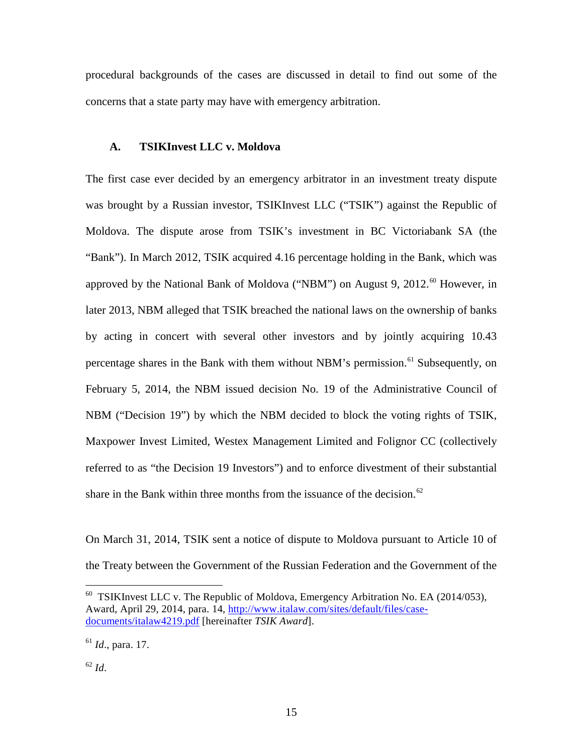procedural backgrounds of the cases are discussed in detail to find out some of the concerns that a state party may have with emergency arbitration.

### A. TSIKInvest LLC v. Moldova

The first case ever decided by an emergency arbitrator in an investment treaty dispute was brought by a Russian investor, TSIKInvest LLC ("TSIK") against the Republic of Moldova. The dispute arose from TSIK's investment in BC Victoriabank SA (the "Bank"). In March 2012, TSIK acquired 4.16 percentage holding in the Bank, which was approved by the National Bank of Moldova ("NBM") on August 9, 2012.[60] However, in later 2013, NBM alleged that TSIK breached the national laws on the ownership of banks by acting in concert with several other investors and by jointly acquiring 10.43 percentage shares in the Bank with them without NBM's permission.[61] Subsequently, on February 5, 2014, the NBM issued decision No. 19 of the Administrative Council of NBM ("Decision 19") by which the NBM decided to block the voting rights of TSIK, Maxpower Invest Limited, Westex Management Limited and Folignor CC (collectively referred to as "the Decision 19 Investors") and to enforce divestment of their substantial share in the Bank within three months from the issuance of the decision.[62]

On March 31, 2014, TSIK sent a notice of dispute to Moldova pursuant to Article 10 of the Treaty between the Government of the Russian Federation and the Government of the

---

[60] TSIKInvest LLC v. The Republic of Moldova, Emergency Arbitration No. EA (2014/053), Award, April 29, 2014, para. 14, [http://www.italaw.com/sites/default/files/case-documents/italaw4219.pdf](http://www.italaw.com/sites/default/files/case-documents/italaw4219.pdf) [hereinafter *TSIK Award*].

[61] *Id*., para. 17.

[62] *Id*.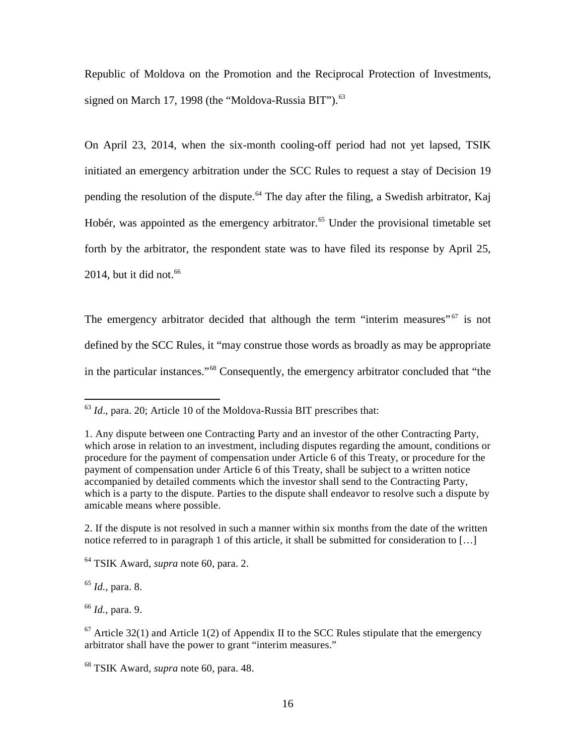Republic of Moldova on the Promotion and the Reciprocal Protection of Investments, signed on March 17, 1998 (the "Moldova-Russia BIT").[63]

On April 23, 2014, when the six-month cooling-off period had not yet lapsed, TSIK initiated an emergency arbitration under the SCC Rules to request a stay of Decision 19 pending the resolution of the dispute.[64] The day after the filing, a Swedish arbitrator, Kaj Hobér, was appointed as the emergency arbitrator.[65] Under the provisional timetable set forth by the arbitrator, the respondent state was to have filed its response by April 25, 2014, but it did not.[66]

The emergency arbitrator decided that although the term "interim measures"[67] is not defined by the SCC Rules, it "may construe those words as broadly as may be appropriate in the particular instances."[68] Consequently, the emergency arbitrator concluded that "the

---

[63] *Id*., para. 20; Article 10 of the Moldova-Russia BIT prescribes that:

1. Any dispute between one Contracting Party and an investor of the other Contracting Party, which arose in relation to an investment, including disputes regarding the amount, conditions or procedure for the payment of compensation under Article 6 of this Treaty, or procedure for the payment of compensation under Article 6 of this Treaty, shall be subject to a written notice accompanied by detailed comments which the investor shall send to the Contracting Party, which is a party to the dispute. Parties to the dispute shall endeavor to resolve such a dispute by amicable means where possible.

2. If the dispute is not resolved in such a manner within six months from the date of the written notice referred to in paragraph 1 of this article, it shall be submitted for consideration to […]

[64] TSIK Award, *supra* note 60, para. 2.

[65] *Id.*, para. 8.

[66] *Id.*, para. 9.

[67] Article 32(1) and Article 1(2) of Appendix II to the SCC Rules stipulate that the emergency arbitrator shall have the power to grant "interim measures."

[68] TSIK Award, *supra* note 60, para. 48.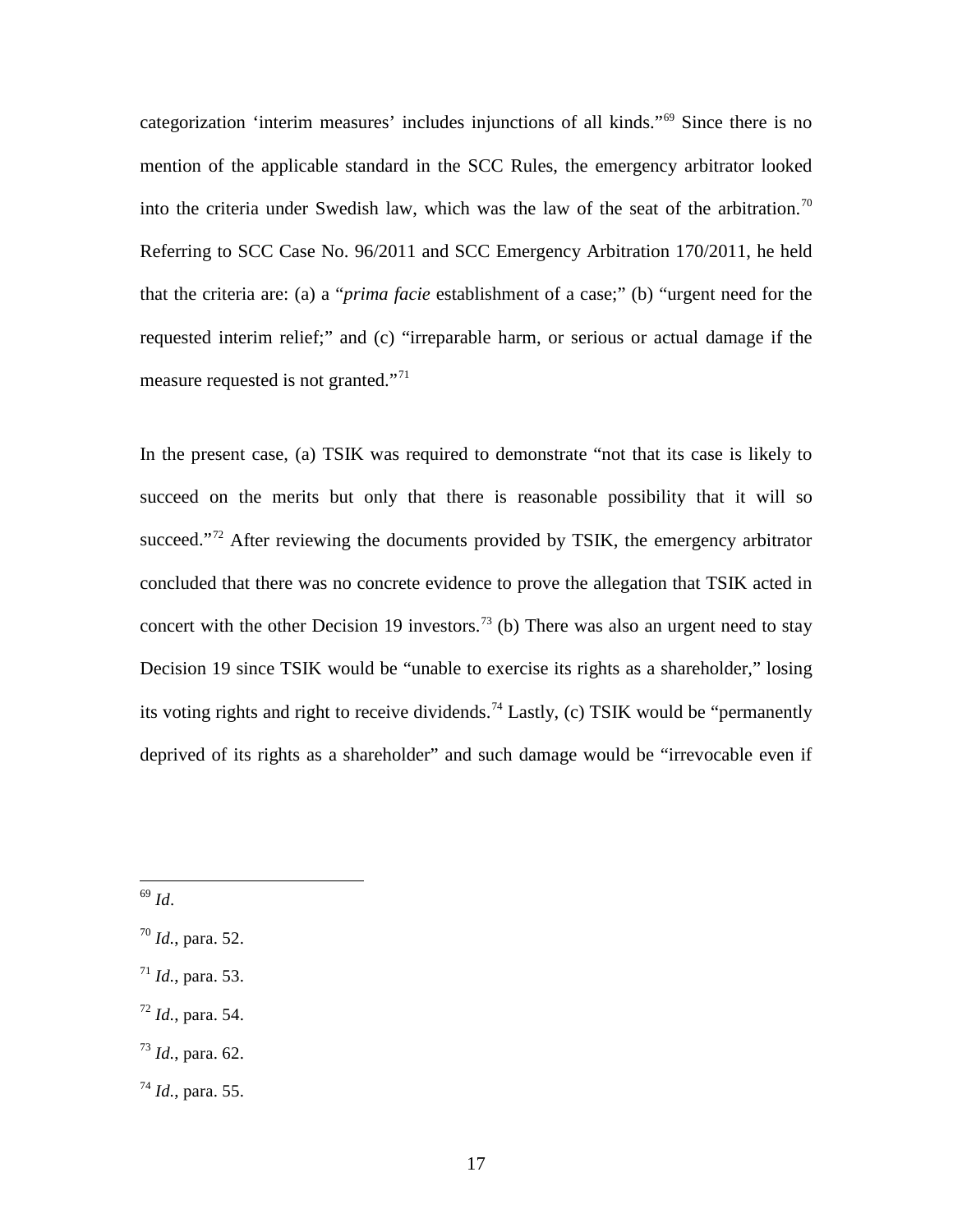categorization 'interim measures' includes injunctions of all kinds."[69] Since there is no mention of the applicable standard in the SCC Rules, the emergency arbitrator looked into the criteria under Swedish law, which was the law of the seat of the arbitration.[70] Referring to SCC Case No. 96/2011 and SCC Emergency Arbitration 170/2011, he held that the criteria are: (a) a "*prima facie* establishment of a case;" (b) "urgent need for the requested interim relief;" and (c) "irreparable harm, or serious or actual damage if the measure requested is not granted."[71]

In the present case, (a) TSIK was required to demonstrate "not that its case is likely to succeed on the merits but only that there is reasonable possibility that it will so succeed."[72] After reviewing the documents provided by TSIK, the emergency arbitrator concluded that there was no concrete evidence to prove the allegation that TSIK acted in concert with the other Decision 19 investors.[73] (b) There was also an urgent need to stay Decision 19 since TSIK would be "unable to exercise its rights as a shareholder," losing its voting rights and right to receive dividends.[74] Lastly, (c) TSIK would be "permanently deprived of its rights as a shareholder" and such damage would be "irrevocable even if

---

[69] *Id*.

[70] *Id.*, para. 52.

[71] *Id.*, para. 53.

[72] *Id.*, para. 54.

[73] *Id.*, para. 62.

[74] *Id.*, para. 55.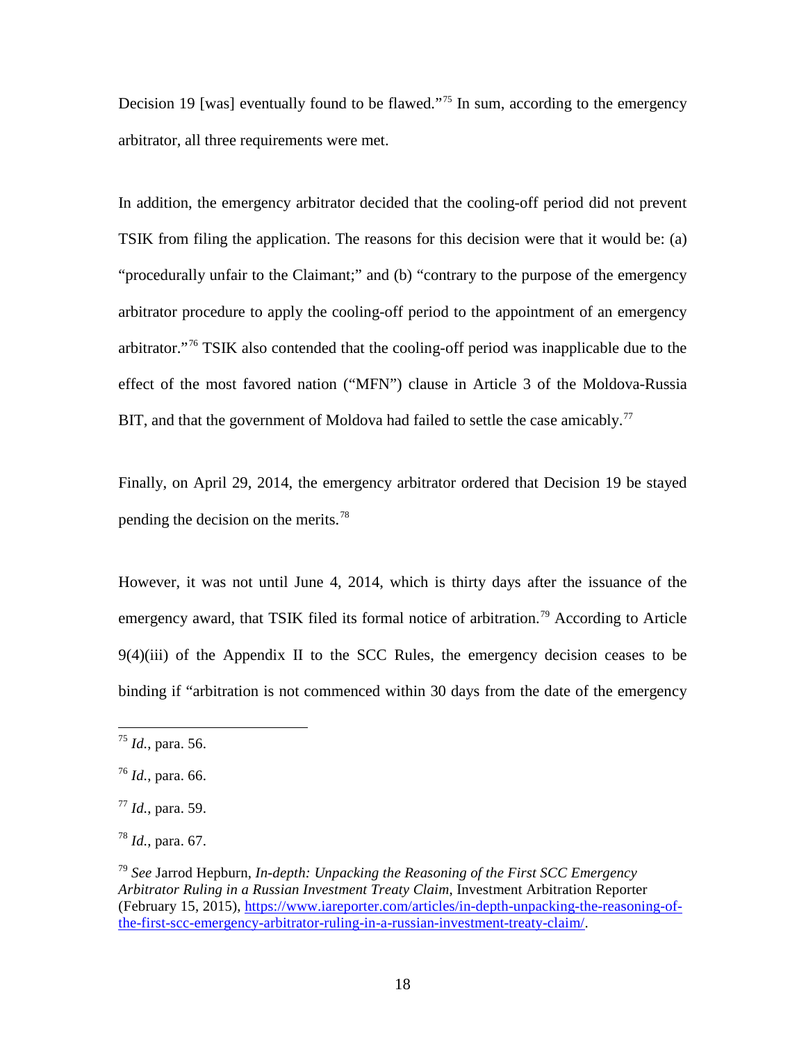Decision 19 [was] eventually found to be flawed."[75] In sum, according to the emergency arbitrator, all three requirements were met.

In addition, the emergency arbitrator decided that the cooling-off period did not prevent TSIK from filing the application. The reasons for this decision were that it would be: (a) "procedurally unfair to the Claimant;" and (b) "contrary to the purpose of the emergency arbitrator procedure to apply the cooling-off period to the appointment of an emergency arbitrator."[76] TSIK also contended that the cooling-off period was inapplicable due to the effect of the most favored nation ("MFN") clause in Article 3 of the Moldova-Russia BIT, and that the government of Moldova had failed to settle the case amicably.[77]

Finally, on April 29, 2014, the emergency arbitrator ordered that Decision 19 be stayed pending the decision on the merits.[78]

However, it was not until June 4, 2014, which is thirty days after the issuance of the emergency award, that TSIK filed its formal notice of arbitration.[79] According to Article 9(4)(iii) of the Appendix II to the SCC Rules, the emergency decision ceases to be binding if "arbitration is not commenced within 30 days from the date of the emergency

---

[75] *Id.*, para. 56.

[76] *Id.*, para. 66.

[77] *Id.*, para. 59.

[78] *Id.*, para. 67.

[79] *See* Jarrod Hepburn, *In-depth: Unpacking the Reasoning of the First SCC Emergency Arbitrator Ruling in a Russian Investment Treaty Claim*, Investment Arbitration Reporter (February 15, 2015), https://www.iareporter.com/articles/in-depth-unpacking-the-reasoning-of-the-first-scc-emergency-arbitrator-ruling-in-a-russian-investment-treaty-claim/.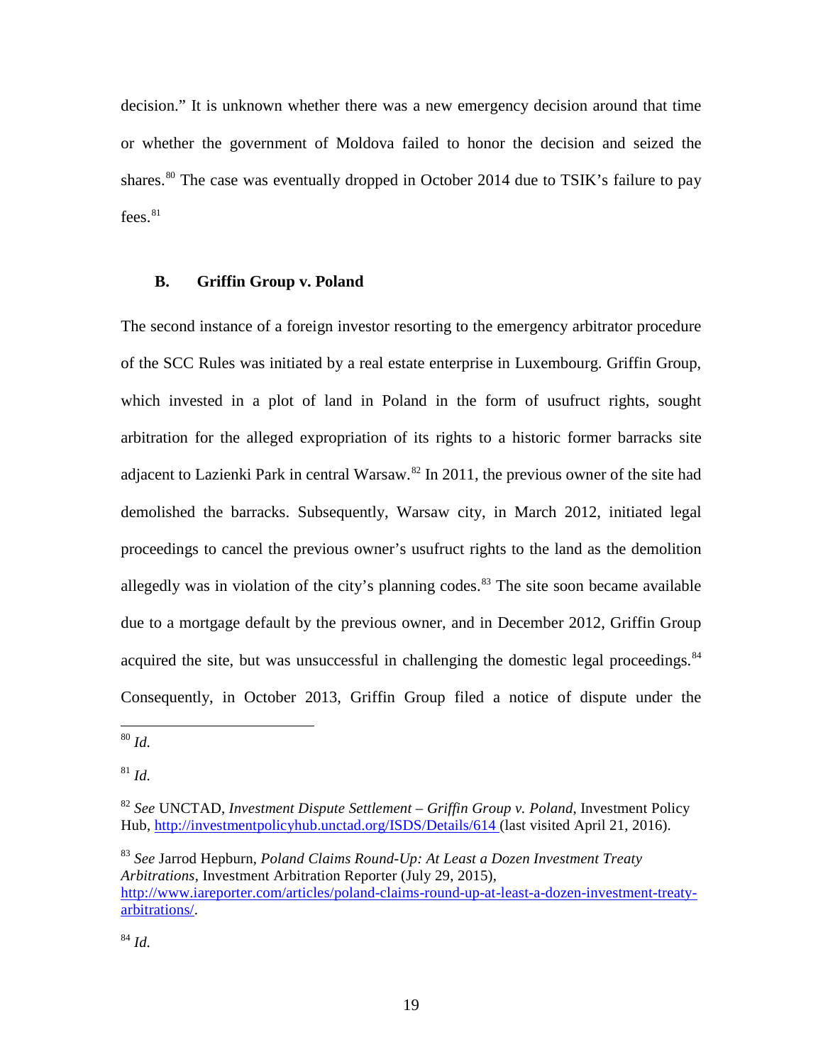decision." It is unknown whether there was a new emergency decision around that time or whether the government of Moldova failed to honor the decision and seized the shares.[80] The case was eventually dropped in October 2014 due to TSIK's failure to pay fees.[81]

### B. Griffin Group v. Poland

The second instance of a foreign investor resorting to the emergency arbitrator procedure of the SCC Rules was initiated by a real estate enterprise in Luxembourg. Griffin Group, which invested in a plot of land in Poland in the form of usufruct rights, sought arbitration for the alleged expropriation of its rights to a historic former barracks site adjacent to Lazienki Park in central Warsaw.[82] In 2011, the previous owner of the site had demolished the barracks. Subsequently, Warsaw city, in March 2012, initiated legal proceedings to cancel the previous owner's usufruct rights to the land as the demolition allegedly was in violation of the city's planning codes.[83] The site soon became available due to a mortgage default by the previous owner, and in December 2012, Griffin Group acquired the site, but was unsuccessful in challenging the domestic legal proceedings.[84] Consequently, in October 2013, Griffin Group filed a notice of dispute under the

---

[80] *Id.*

[81] *Id.*

[82] *See* UNCTAD, *Investment Dispute Settlement – Griffin Group v. Poland*, Investment Policy Hub, http://investmentpolicyhub.unctad.org/ISDS/Details/614 (last visited April 21, 2016).

[83] *See* Jarrod Hepburn, *Poland Claims Round-Up: At Least a Dozen Investment Treaty Arbitrations*, Investment Arbitration Reporter (July 29, 2015), http://www.iareporter.com/articles/poland-claims-round-up-at-least-a-dozen-investment-treaty-arbitrations/.

[84] *Id.*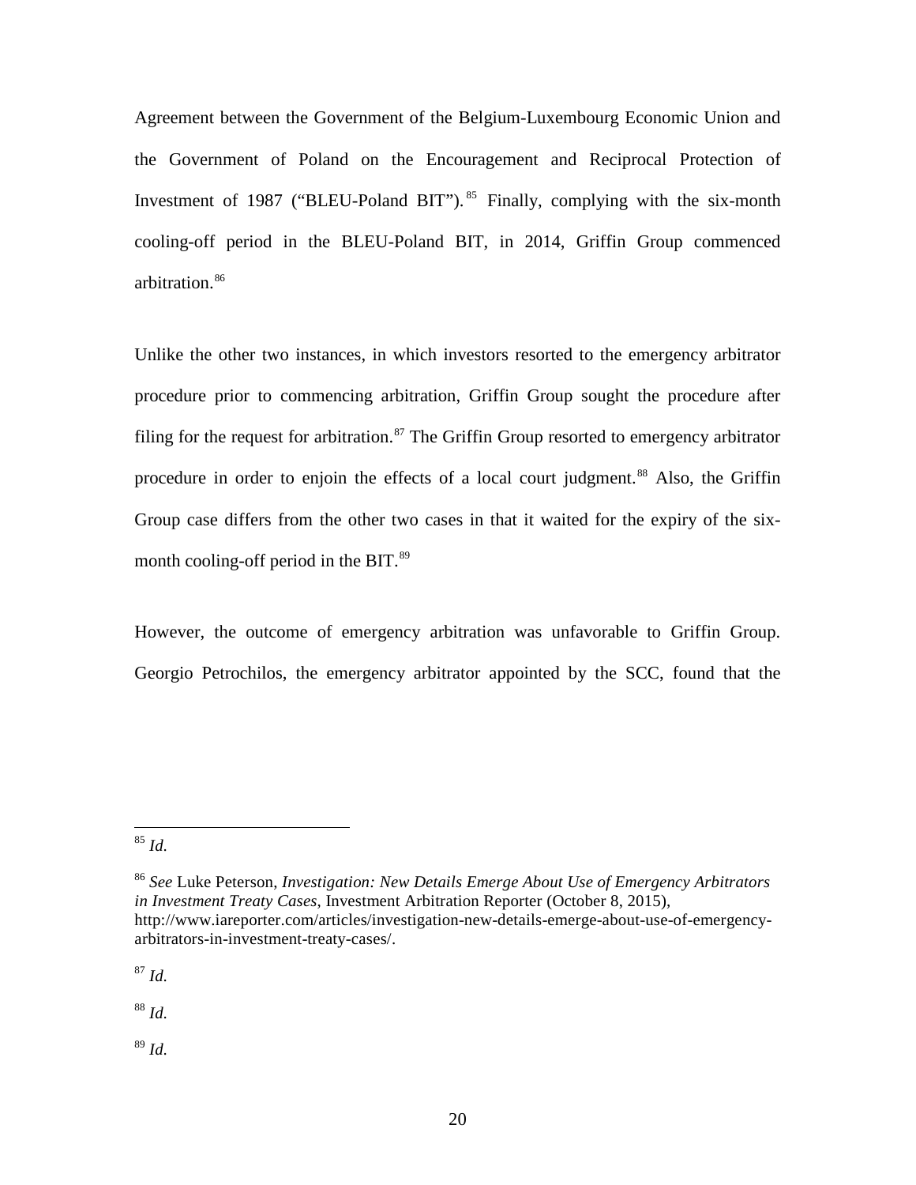Agreement between the Government of the Belgium-Luxembourg Economic Union and the Government of Poland on the Encouragement and Reciprocal Protection of Investment of 1987 ("BLEU-Poland BIT").[85] Finally, complying with the six-month cooling-off period in the BLEU-Poland BIT, in 2014, Griffin Group commenced arbitration.[86]

Unlike the other two instances, in which investors resorted to the emergency arbitrator procedure prior to commencing arbitration, Griffin Group sought the procedure after filing for the request for arbitration.[87] The Griffin Group resorted to emergency arbitrator procedure in order to enjoin the effects of a local court judgment.[88] Also, the Griffin Group case differs from the other two cases in that it waited for the expiry of the six-month cooling-off period in the BIT.[89]

However, the outcome of emergency arbitration was unfavorable to Griffin Group. Georgio Petrochilos, the emergency arbitrator appointed by the SCC, found that the

---

[85] *Id.*

[86] *See* Luke Peterson, *Investigation: New Details Emerge About Use of Emergency Arbitrators in Investment Treaty Cases*, Investment Arbitration Reporter (October 8, 2015), http://www.iareporter.com/articles/investigation-new-details-emerge-about-use-of-emergency-arbitrators-in-investment-treaty-cases/.

[87] *Id.*

[88] *Id.*

[89] *Id.*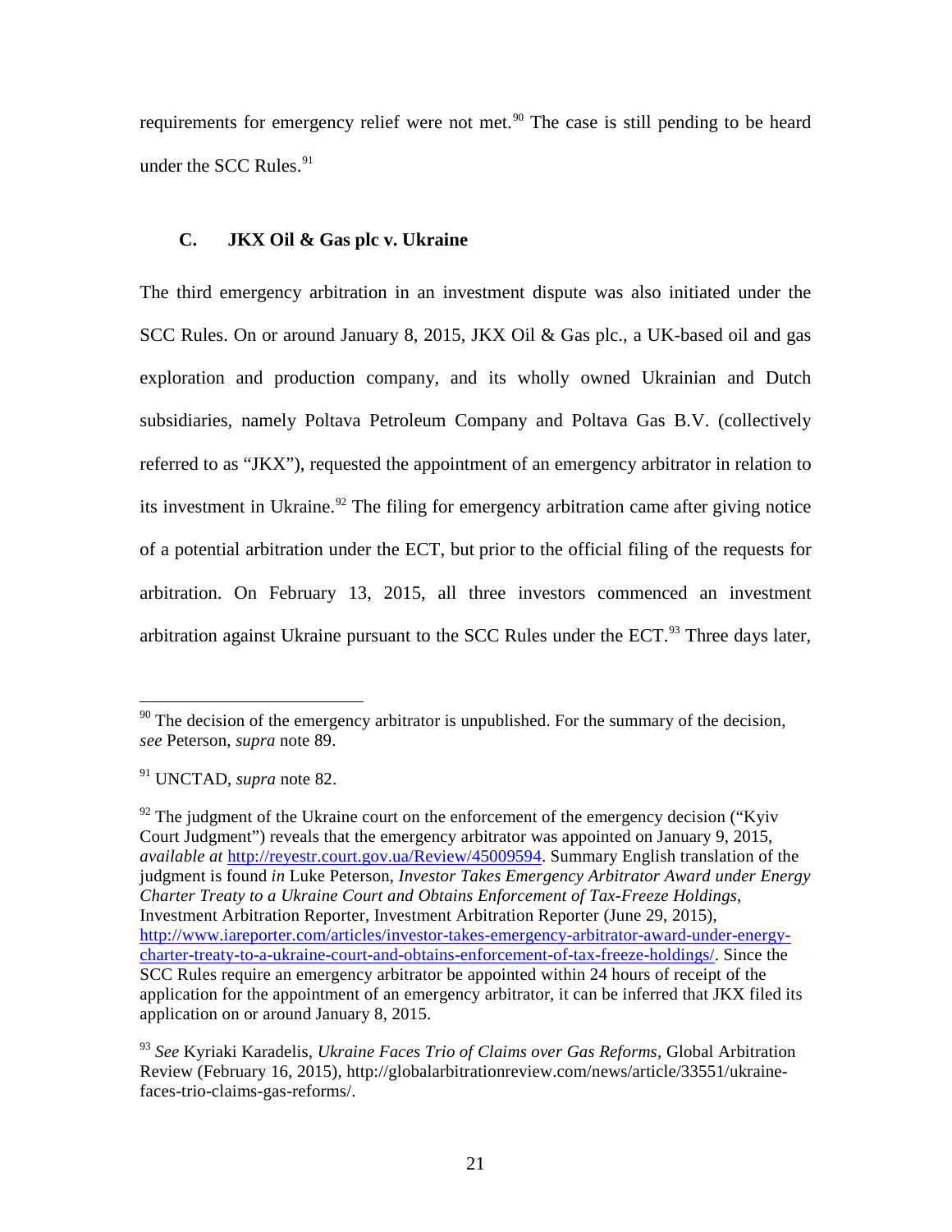requirements for emergency relief were not met.[90] The case is still pending to be heard under the SCC Rules.[91]

### C. JKX Oil & Gas plc v. Ukraine

The third emergency arbitration in an investment dispute was also initiated under the SCC Rules. On or around January 8, 2015, JKX Oil & Gas plc., a UK-based oil and gas exploration and production company, and its wholly owned Ukrainian and Dutch subsidiaries, namely Poltava Petroleum Company and Poltava Gas B.V. (collectively referred to as "JKX"), requested the appointment of an emergency arbitrator in relation to its investment in Ukraine.[92] The filing for emergency arbitration came after giving notice of a potential arbitration under the ECT, but prior to the official filing of the requests for arbitration. On February 13, 2015, all three investors commenced an investment arbitration against Ukraine pursuant to the SCC Rules under the ECT.[93] Three days later,

---

[90] The decision of the emergency arbitrator is unpublished. For the summary of the decision, *see* Peterson, *supra* note 89.

[91] UNCTAD, *supra* note 82.

[92] The judgment of the Ukraine court on the enforcement of the emergency decision ("Kyiv Court Judgment") reveals that the emergency arbitrator was appointed on January 9, 2015, *available at* http://reyestr.court.gov.ua/Review/45009594. Summary English translation of the judgment is found *in* Luke Peterson, *Investor Takes Emergency Arbitrator Award under Energy Charter Treaty to a Ukraine Court and Obtains Enforcement of Tax-Freeze Holdings*, Investment Arbitration Reporter, Investment Arbitration Reporter (June 29, 2015), http://www.iareporter.com/articles/investor-takes-emergency-arbitrator-award-under-energy-charter-treaty-to-a-ukraine-court-and-obtains-enforcement-of-tax-freeze-holdings/. Since the SCC Rules require an emergency arbitrator be appointed within 24 hours of receipt of the application for the appointment of an emergency arbitrator, it can be inferred that JKX filed its application on or around January 8, 2015.

[93] *See* Kyriaki Karadelis, *Ukraine Faces Trio of Claims over Gas Reforms*, Global Arbitration Review (February 16, 2015), http://globalarbitrationreview.com/news/article/33551/ukraine-faces-trio-claims-gas-reforms/.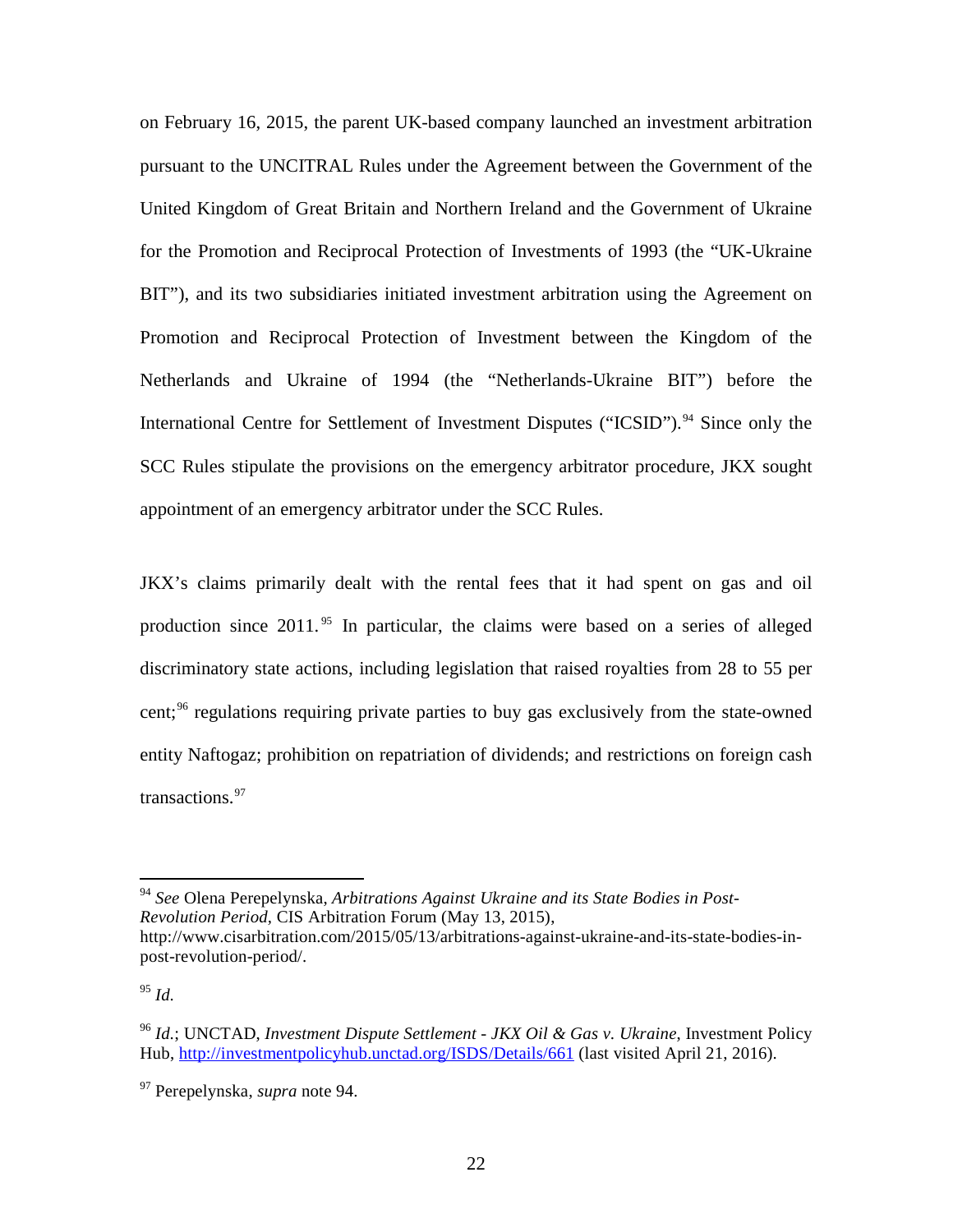on February 16, 2015, the parent UK-based company launched an investment arbitration pursuant to the UNCITRAL Rules under the Agreement between the Government of the United Kingdom of Great Britain and Northern Ireland and the Government of Ukraine for the Promotion and Reciprocal Protection of Investments of 1993 (the "UK-Ukraine BIT"), and its two subsidiaries initiated investment arbitration using the Agreement on Promotion and Reciprocal Protection of Investment between the Kingdom of the Netherlands and Ukraine of 1994 (the "Netherlands-Ukraine BIT") before the International Centre for Settlement of Investment Disputes ("ICSID").[94] Since only the SCC Rules stipulate the provisions on the emergency arbitrator procedure, JKX sought appointment of an emergency arbitrator under the SCC Rules.

JKX's claims primarily dealt with the rental fees that it had spent on gas and oil production since 2011.[95] In particular, the claims were based on a series of alleged discriminatory state actions, including legislation that raised royalties from 28 to 55 per cent;[96] regulations requiring private parties to buy gas exclusively from the state-owned entity Naftogaz; prohibition on repatriation of dividends; and restrictions on foreign cash transactions.[97]

---

[94] *See* Olena Perepelynska, *Arbitrations Against Ukraine and its State Bodies in Post-Revolution Period*, CIS Arbitration Forum (May 13, 2015), http://www.cisarbitration.com/2015/05/13/arbitrations-against-ukraine-and-its-state-bodies-in-post-revolution-period/.

[95] *Id.*

[96] *Id.*; UNCTAD, *Investment Dispute Settlement - JKX Oil & Gas v. Ukraine*, Investment Policy Hub, http://investmentpolicyhub.unctad.org/ISDS/Details/661 (last visited April 21, 2016).

[97] Perepelynska, *supra* note 94.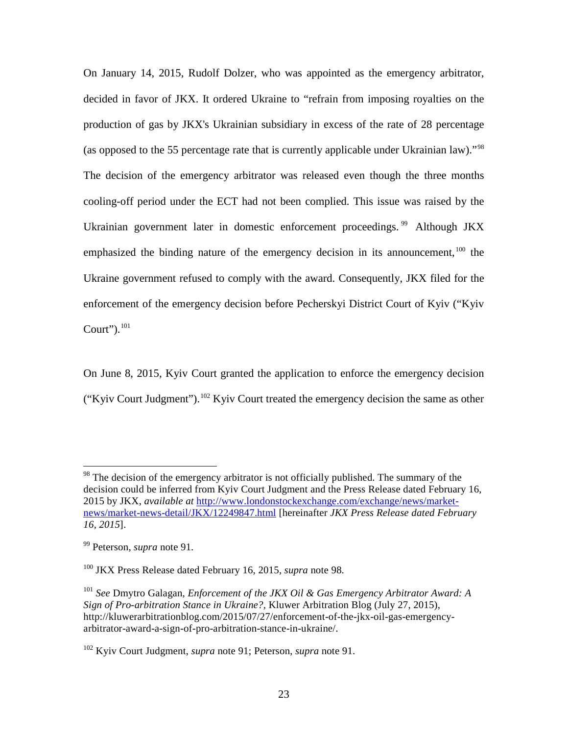On January 14, 2015, Rudolf Dolzer, who was appointed as the emergency arbitrator, decided in favor of JKX. It ordered Ukraine to "refrain from imposing royalties on the production of gas by JKX's Ukrainian subsidiary in excess of the rate of 28 percentage (as opposed to the 55 percentage rate that is currently applicable under Ukrainian law)."[98] The decision of the emergency arbitrator was released even though the three months cooling-off period under the ECT had not been complied. This issue was raised by the Ukrainian government later in domestic enforcement proceedings.[99] Although JKX emphasized the binding nature of the emergency decision in its announcement,[100] the Ukraine government refused to comply with the award. Consequently, JKX filed for the enforcement of the emergency decision before Pecherskyi District Court of Kyiv ("Kyiv Court").[101]

On June 8, 2015, Kyiv Court granted the application to enforce the emergency decision ("Kyiv Court Judgment").[102] Kyiv Court treated the emergency decision the same as other

---

[98] The decision of the emergency arbitrator is not officially published. The summary of the decision could be inferred from Kyiv Court Judgment and the Press Release dated February 16, 2015 by JKX, *available at* [http://www.londonstockexchange.com/exchange/news/market-news/market-news-detail/JKX/12249847.html](http://www.londonstockexchange.com/exchange/news/market-news/market-news-detail/JKX/12249847.html) [hereinafter *JKX Press Release dated February 16, 2015*].

[99] Peterson, *supra* note 91.

[100] JKX Press Release dated February 16, 2015, *supra* note 98.

[101] *See* Dmytro Galagan, *Enforcement of the JKX Oil & Gas Emergency Arbitrator Award: A Sign of Pro-arbitration Stance in Ukraine?*, Kluwer Arbitration Blog (July 27, 2015), http://kluwerarbitrationblog.com/2015/07/27/enforcement-of-the-jkx-oil-gas-emergency-arbitrator-award-a-sign-of-pro-arbitration-stance-in-ukraine/.

[102] Kyiv Court Judgment, *supra* note 91; Peterson, *supra* note 91.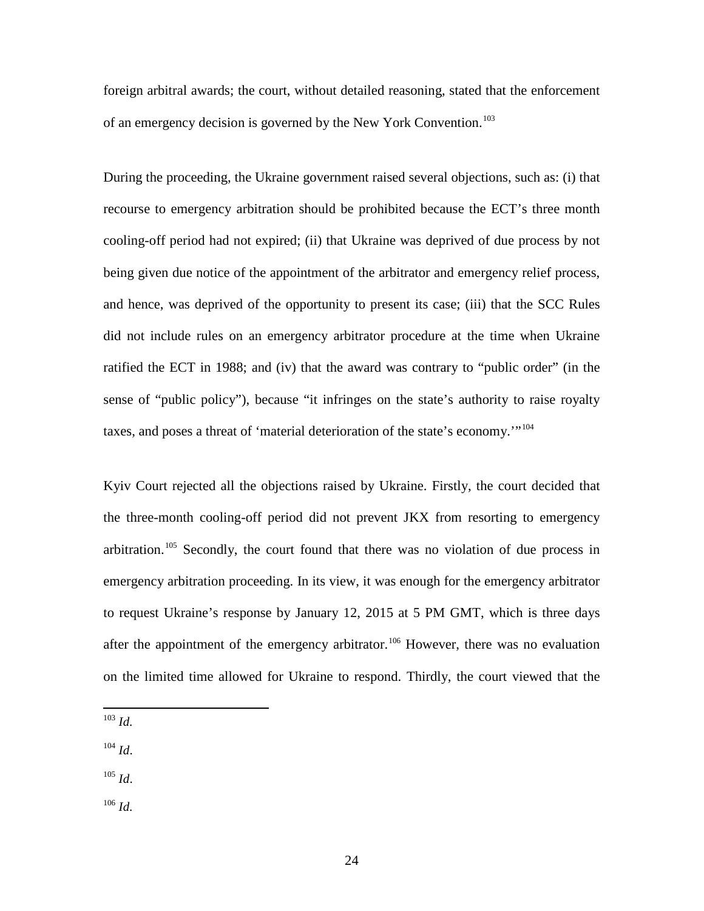foreign arbitral awards; the court, without detailed reasoning, stated that the enforcement of an emergency decision is governed by the New York Convention.[103]

During the proceeding, the Ukraine government raised several objections, such as: (i) that recourse to emergency arbitration should be prohibited because the ECT's three month cooling-off period had not expired; (ii) that Ukraine was deprived of due process by not being given due notice of the appointment of the arbitrator and emergency relief process, and hence, was deprived of the opportunity to present its case; (iii) that the SCC Rules did not include rules on an emergency arbitrator procedure at the time when Ukraine ratified the ECT in 1988; and (iv) that the award was contrary to "public order" (in the sense of "public policy"), because "it infringes on the state's authority to raise royalty taxes, and poses a threat of 'material deterioration of the state's economy.'"[104]

Kyiv Court rejected all the objections raised by Ukraine. Firstly, the court decided that the three-month cooling-off period did not prevent JKX from resorting to emergency arbitration.[105] Secondly, the court found that there was no violation of due process in emergency arbitration proceeding. In its view, it was enough for the emergency arbitrator to request Ukraine's response by January 12, 2015 at 5 PM GMT, which is three days after the appointment of the emergency arbitrator.[106] However, there was no evaluation on the limited time allowed for Ukraine to respond. Thirdly, the court viewed that the

---

[103] *Id.*

[104] *Id*.

[105] *Id*.

[106] *Id.*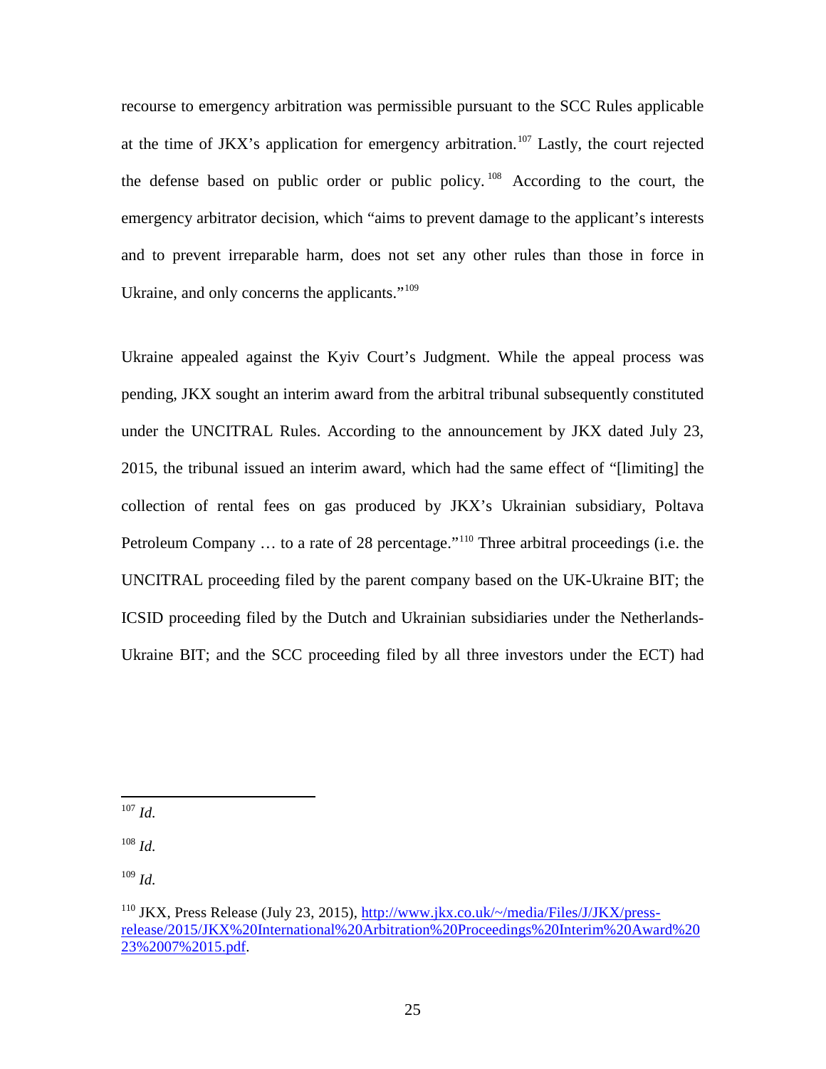recourse to emergency arbitration was permissible pursuant to the SCC Rules applicable at the time of JKX's application for emergency arbitration.[107] Lastly, the court rejected the defense based on public order or public policy.[108] According to the court, the emergency arbitrator decision, which "aims to prevent damage to the applicant's interests and to prevent irreparable harm, does not set any other rules than those in force in Ukraine, and only concerns the applicants."[109]

Ukraine appealed against the Kyiv Court's Judgment. While the appeal process was pending, JKX sought an interim award from the arbitral tribunal subsequently constituted under the UNCITRAL Rules. According to the announcement by JKX dated July 23, 2015, the tribunal issued an interim award, which had the same effect of "[limiting] the collection of rental fees on gas produced by JKX's Ukrainian subsidiary, Poltava Petroleum Company … to a rate of 28 percentage."[110] Three arbitral proceedings (i.e. the UNCITRAL proceeding filed by the parent company based on the UK-Ukraine BIT; the ICSID proceeding filed by the Dutch and Ukrainian subsidiaries under the Netherlands-Ukraine BIT; and the SCC proceeding filed by all three investors under the ECT) had

---

[107] *Id.*

[108] *Id.*

[109] *Id.*

[110] JKX, Press Release (July 23, 2015), http://www.jkx.co.uk/~/media/Files/J/JKX/press-release/2015/JKX%20International%20Arbitration%20Proceedings%20Interim%20Award%2023%2007%2015.pdf.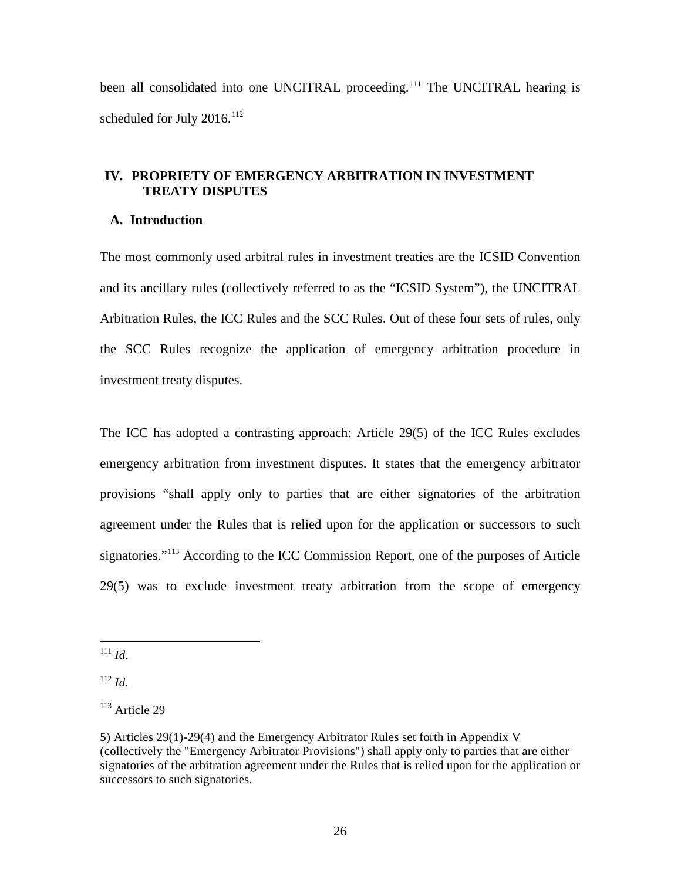been all consolidated into one UNCITRAL proceeding.[111] The UNCITRAL hearing is scheduled for July 2016.[112]

## IV. PROPRIETY OF EMERGENCY ARBITRATION IN INVESTMENT TREATY DISPUTES

### A. Introduction

The most commonly used arbitral rules in investment treaties are the ICSID Convention and its ancillary rules (collectively referred to as the "ICSID System"), the UNCITRAL Arbitration Rules, the ICC Rules and the SCC Rules. Out of these four sets of rules, only the SCC Rules recognize the application of emergency arbitration procedure in investment treaty disputes.

The ICC has adopted a contrasting approach: Article 29(5) of the ICC Rules excludes emergency arbitration from investment disputes. It states that the emergency arbitrator provisions "shall apply only to parties that are either signatories of the arbitration agreement under the Rules that is relied upon for the application or successors to such signatories."[113] According to the ICC Commission Report, one of the purposes of Article 29(5) was to exclude investment treaty arbitration from the scope of emergency

---

[111] *Id*.

[112] *Id.*

[113] Article 29

5) Articles 29(1)-29(4) and the Emergency Arbitrator Rules set forth in Appendix V (collectively the "Emergency Arbitrator Provisions") shall apply only to parties that are either signatories of the arbitration agreement under the Rules that is relied upon for the application or successors to such signatories.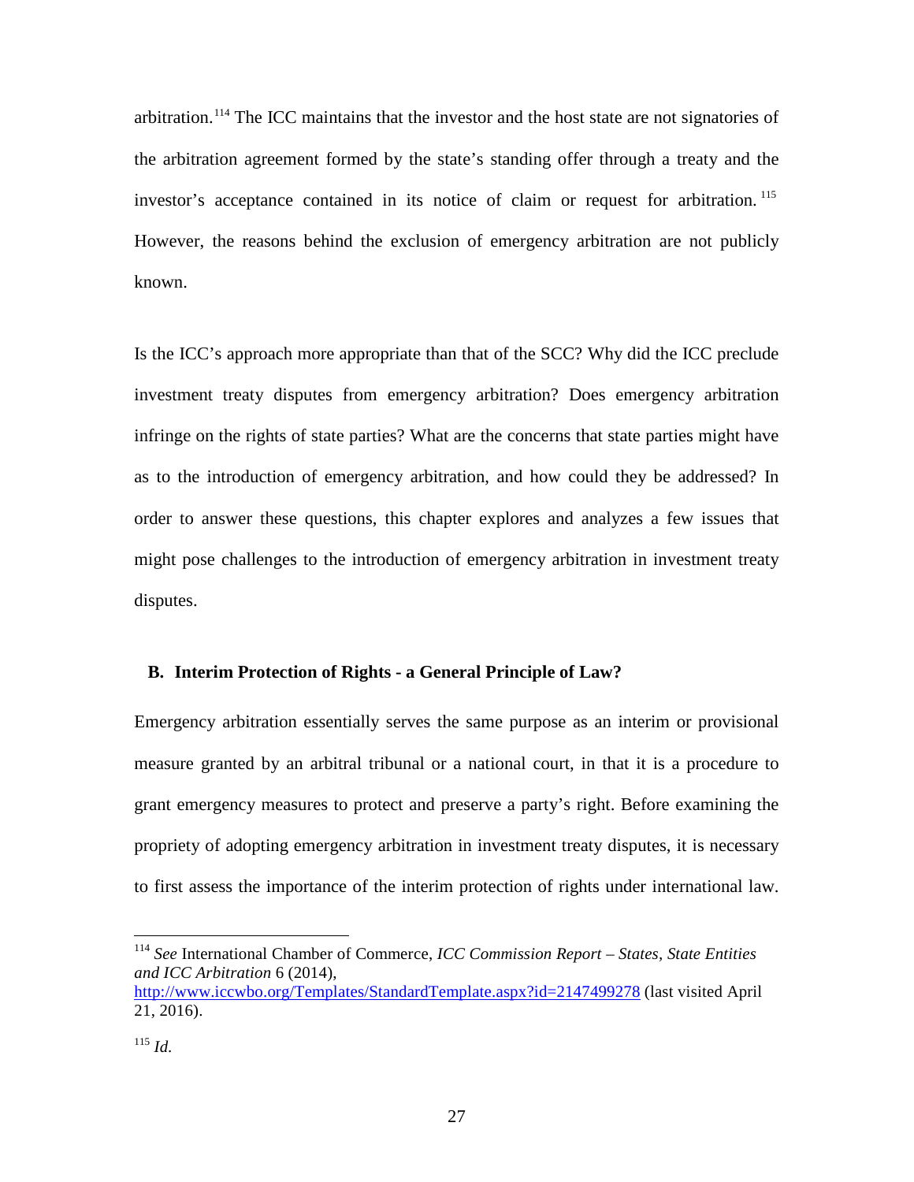arbitration.[114] The ICC maintains that the investor and the host state are not signatories of the arbitration agreement formed by the state's standing offer through a treaty and the investor's acceptance contained in its notice of claim or request for arbitration.[115] However, the reasons behind the exclusion of emergency arbitration are not publicly known.

Is the ICC's approach more appropriate than that of the SCC? Why did the ICC preclude investment treaty disputes from emergency arbitration? Does emergency arbitration infringe on the rights of state parties? What are the concerns that state parties might have as to the introduction of emergency arbitration, and how could they be addressed? In order to answer these questions, this chapter explores and analyzes a few issues that might pose challenges to the introduction of emergency arbitration in investment treaty disputes.

## B. Interim Protection of Rights - a General Principle of Law?

Emergency arbitration essentially serves the same purpose as an interim or provisional measure granted by an arbitral tribunal or a national court, in that it is a procedure to grant emergency measures to protect and preserve a party's right. Before examining the propriety of adopting emergency arbitration in investment treaty disputes, it is necessary to first assess the importance of the interim protection of rights under international law.

---

[114] *See* International Chamber of Commerce, *ICC Commission Report – States, State Entities and ICC Arbitration* 6 (2014), http://www.iccwbo.org/Templates/StandardTemplate.aspx?id=2147499278 (last visited April 21, 2016).

[115] *Id.*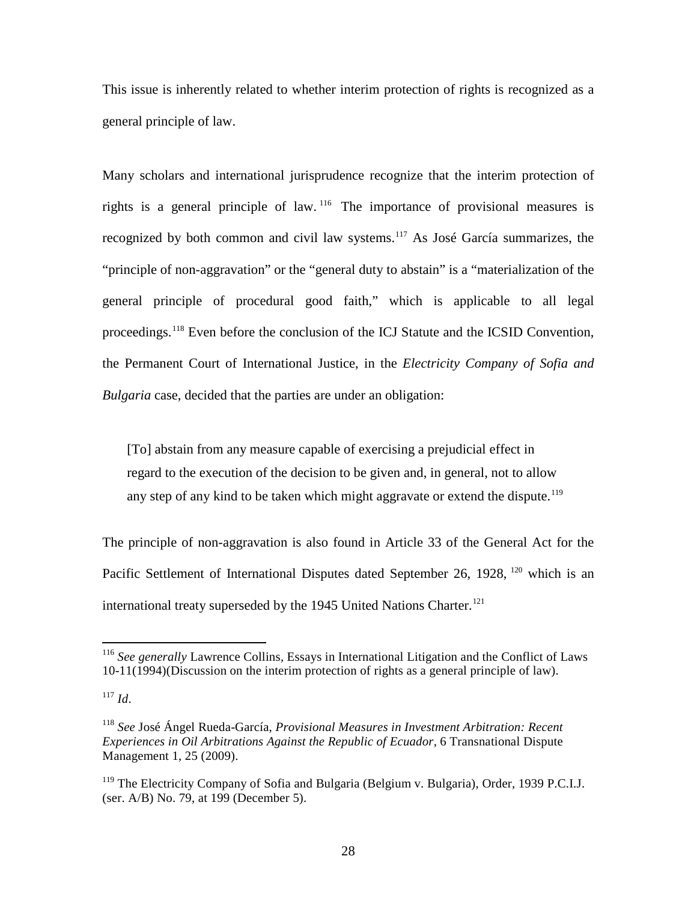This issue is inherently related to whether interim protection of rights is recognized as a general principle of law.

Many scholars and international jurisprudence recognize that the interim protection of rights is a general principle of law.[116] The importance of provisional measures is recognized by both common and civil law systems.[117] As José García summarizes, the "principle of non-aggravation" or the "general duty to abstain" is a "materialization of the general principle of procedural good faith," which is applicable to all legal proceedings.[118] Even before the conclusion of the ICJ Statute and the ICSID Convention, the Permanent Court of International Justice, in the *Electricity Company of Sofia and Bulgaria* case, decided that the parties are under an obligation:

> [To] abstain from any measure capable of exercising a prejudicial effect in regard to the execution of the decision to be given and, in general, not to allow any step of any kind to be taken which might aggravate or extend the dispute.[119]

The principle of non-aggravation is also found in Article 33 of the General Act for the Pacific Settlement of International Disputes dated September 26, 1928,[120] which is an international treaty superseded by the 1945 United Nations Charter.[121]

---

[116] *See generally* Lawrence Collins, Essays in International Litigation and the Conflict of Laws 10-11(1994)(Discussion on the interim protection of rights as a general principle of law).

[117] *Id*.

[118] *See* José Ángel Rueda-García, *Provisional Measures in Investment Arbitration: Recent Experiences in Oil Arbitrations Against the Republic of Ecuador*, 6 Transnational Dispute Management 1, 25 (2009).

[119] The Electricity Company of Sofia and Bulgaria (Belgium v. Bulgaria), Order, 1939 P.C.I.J. (ser. A/B) No. 79, at 199 (December 5).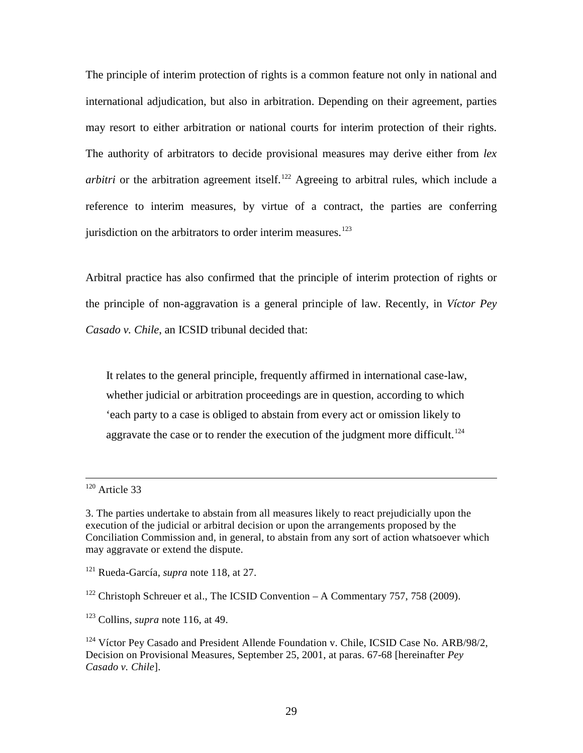The principle of interim protection of rights is a common feature not only in national and international adjudication, but also in arbitration. Depending on their agreement, parties may resort to either arbitration or national courts for interim protection of their rights. The authority of arbitrators to decide provisional measures may derive either from *lex arbitri* or the arbitration agreement itself.[122] Agreeing to arbitral rules, which include a reference to interim measures, by virtue of a contract, the parties are conferring jurisdiction on the arbitrators to order interim measures.[123]

Arbitral practice has also confirmed that the principle of interim protection of rights or the principle of non-aggravation is a general principle of law. Recently, in *Víctor Pey Casado v. Chile*, an ICSID tribunal decided that:

> It relates to the general principle, frequently affirmed in international case-law, whether judicial or arbitration proceedings are in question, according to which 'each party to a case is obliged to abstain from every act or omission likely to aggravate the case or to render the execution of the judgment more difficult.[124]

---

[120] Article 33

3. The parties undertake to abstain from all measures likely to react prejudicially upon the execution of the judicial or arbitral decision or upon the arrangements proposed by the Conciliation Commission and, in general, to abstain from any sort of action whatsoever which may aggravate or extend the dispute.

[121] Rueda-García, *supra* note 118, at 27.

[122] Christoph Schreuer et al., The ICSID Convention – A Commentary 757, 758 (2009).

[123] Collins, *supra* note 116, at 49.

[124] Víctor Pey Casado and President Allende Foundation v. Chile, ICSID Case No. ARB/98/2, Decision on Provisional Measures, September 25, 2001, at paras. 67-68 [hereinafter *Pey Casado v. Chile*].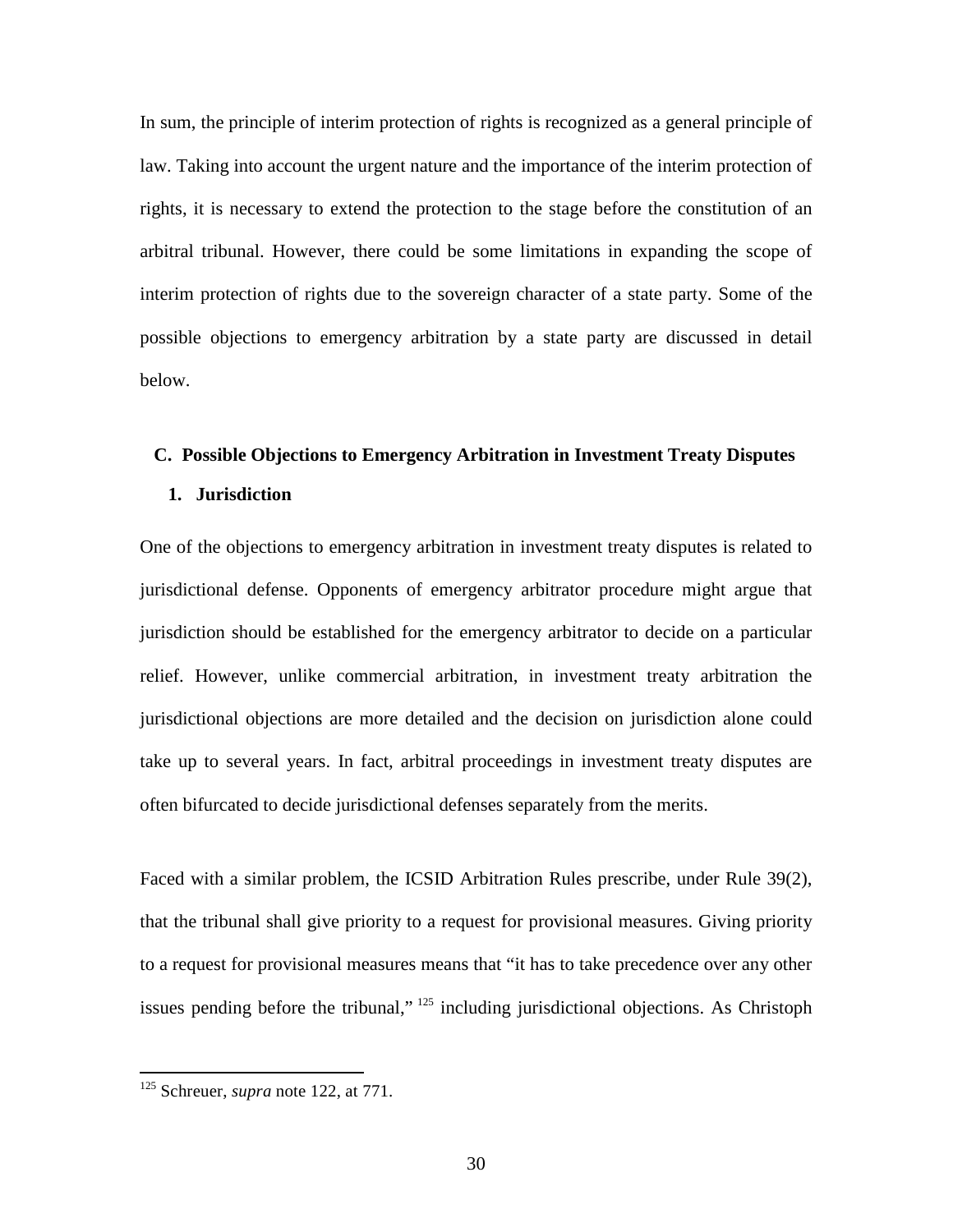In sum, the principle of interim protection of rights is recognized as a general principle of law. Taking into account the urgent nature and the importance of the interim protection of rights, it is necessary to extend the protection to the stage before the constitution of an arbitral tribunal. However, there could be some limitations in expanding the scope of interim protection of rights due to the sovereign character of a state party. Some of the possible objections to emergency arbitration by a state party are discussed in detail below.

## C. Possible Objections to Emergency Arbitration in Investment Treaty Disputes

### 1. Jurisdiction

One of the objections to emergency arbitration in investment treaty disputes is related to jurisdictional defense. Opponents of emergency arbitrator procedure might argue that jurisdiction should be established for the emergency arbitrator to decide on a particular relief. However, unlike commercial arbitration, in investment treaty arbitration the jurisdictional objections are more detailed and the decision on jurisdiction alone could take up to several years. In fact, arbitral proceedings in investment treaty disputes are often bifurcated to decide jurisdictional defenses separately from the merits.

Faced with a similar problem, the ICSID Arbitration Rules prescribe, under Rule 39(2), that the tribunal shall give priority to a request for provisional measures. Giving priority to a request for provisional measures means that "it has to take precedence over any other issues pending before the tribunal," [125] including jurisdictional objections. As Christoph

---

[125] Schreuer, *supra* note 122, at 771.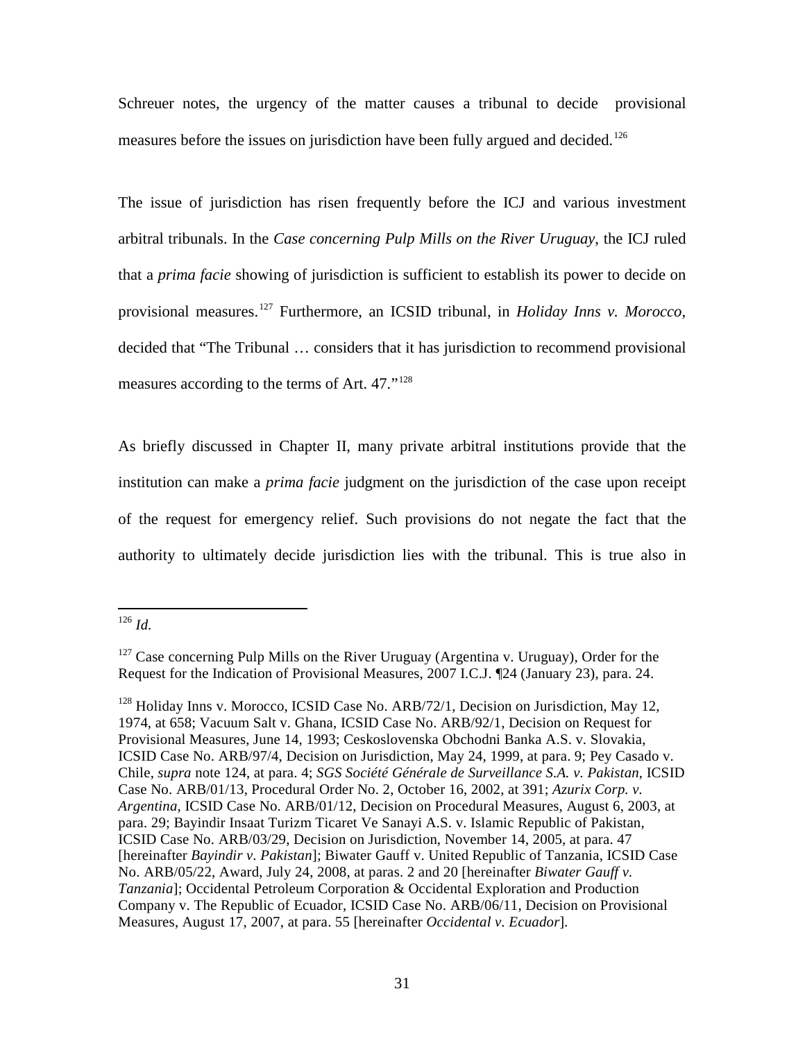Schreuer notes, the urgency of the matter causes a tribunal to decide provisional measures before the issues on jurisdiction have been fully argued and decided.[126]

The issue of jurisdiction has risen frequently before the ICJ and various investment arbitral tribunals. In the *Case concerning Pulp Mills on the River Uruguay*, the ICJ ruled that a *prima facie* showing of jurisdiction is sufficient to establish its power to decide on provisional measures.[127] Furthermore, an ICSID tribunal, in *Holiday Inns v. Morocco*, decided that "The Tribunal … considers that it has jurisdiction to recommend provisional measures according to the terms of Art. 47."[128]

As briefly discussed in Chapter II, many private arbitral institutions provide that the institution can make a *prima facie* judgment on the jurisdiction of the case upon receipt of the request for emergency relief. Such provisions do not negate the fact that the authority to ultimately decide jurisdiction lies with the tribunal. This is true also in

---

[126] *Id.*

[127] Case concerning Pulp Mills on the River Uruguay (Argentina v. Uruguay), Order for the Request for the Indication of Provisional Measures, 2007 I.C.J. ¶24 (January 23), para. 24.

[128] Holiday Inns v. Morocco, ICSID Case No. ARB/72/1, Decision on Jurisdiction, May 12, 1974, at 658; Vacuum Salt v. Ghana, ICSID Case No. ARB/92/1, Decision on Request for Provisional Measures, June 14, 1993; Ceskoslovenska Obchodni Banka A.S. v. Slovakia, ICSID Case No. ARB/97/4, Decision on Jurisdiction, May 24, 1999, at para. 9; Pey Casado v. Chile, *supra* note 124, at para. 4; *SGS Société Générale de Surveillance S.A. v. Pakistan*, ICSID Case No. ARB/01/13, Procedural Order No. 2, October 16, 2002, at 391; *Azurix Corp. v. Argentina*, ICSID Case No. ARB/01/12, Decision on Procedural Measures, August 6, 2003, at para. 29; Bayindir Insaat Turizm Ticaret Ve Sanayi A.S. v. Islamic Republic of Pakistan, ICSID Case No. ARB/03/29, Decision on Jurisdiction, November 14, 2005, at para. 47 [hereinafter *Bayindir v. Pakistan*]; Biwater Gauff v. United Republic of Tanzania, ICSID Case No. ARB/05/22, Award, July 24, 2008, at paras. 2 and 20 [hereinafter *Biwater Gauff v. Tanzania*]; Occidental Petroleum Corporation & Occidental Exploration and Production Company v. The Republic of Ecuador, ICSID Case No. ARB/06/11, Decision on Provisional Measures, August 17, 2007, at para. 55 [hereinafter *Occidental v. Ecuador*].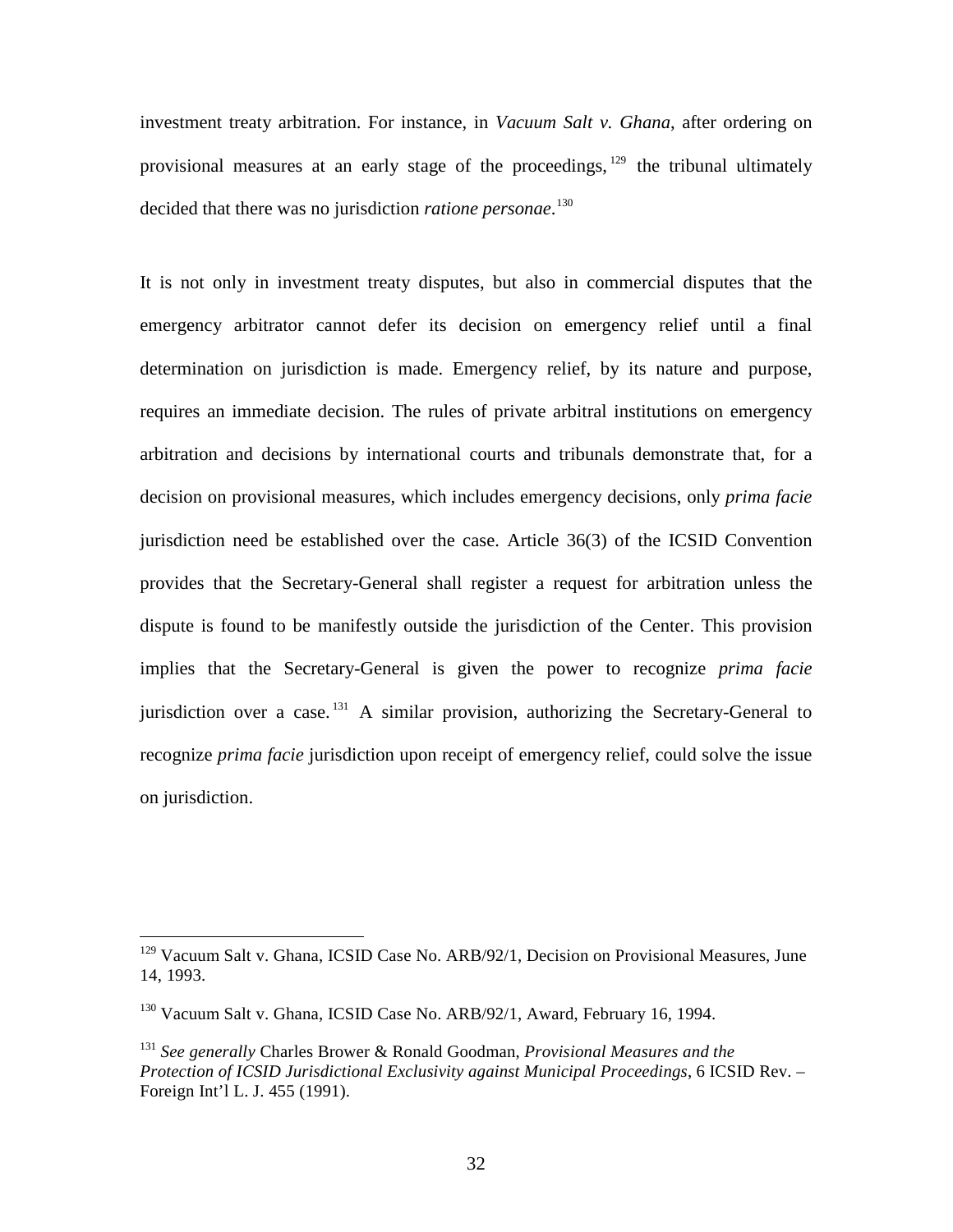investment treaty arbitration. For instance, in *Vacuum Salt v. Ghana*, after ordering on provisional measures at an early stage of the proceedings,[129] the tribunal ultimately decided that there was no jurisdiction *ratione personae*.[130]

It is not only in investment treaty disputes, but also in commercial disputes that the emergency arbitrator cannot defer its decision on emergency relief until a final determination on jurisdiction is made. Emergency relief, by its nature and purpose, requires an immediate decision. The rules of private arbitral institutions on emergency arbitration and decisions by international courts and tribunals demonstrate that, for a decision on provisional measures, which includes emergency decisions, only *prima facie* jurisdiction need be established over the case. Article 36(3) of the ICSID Convention provides that the Secretary-General shall register a request for arbitration unless the dispute is found to be manifestly outside the jurisdiction of the Center. This provision implies that the Secretary-General is given the power to recognize *prima facie* jurisdiction over a case.[131] A similar provision, authorizing the Secretary-General to recognize *prima facie* jurisdiction upon receipt of emergency relief, could solve the issue on jurisdiction.

---

[129] Vacuum Salt v. Ghana, ICSID Case No. ARB/92/1, Decision on Provisional Measures, June 14, 1993.

[130] Vacuum Salt v. Ghana, ICSID Case No. ARB/92/1, Award, February 16, 1994.

[131] *See generally* Charles Brower & Ronald Goodman, *Provisional Measures and the Protection of ICSID Jurisdictional Exclusivity against Municipal Proceedings*, 6 ICSID Rev. – Foreign Int'l L. J. 455 (1991).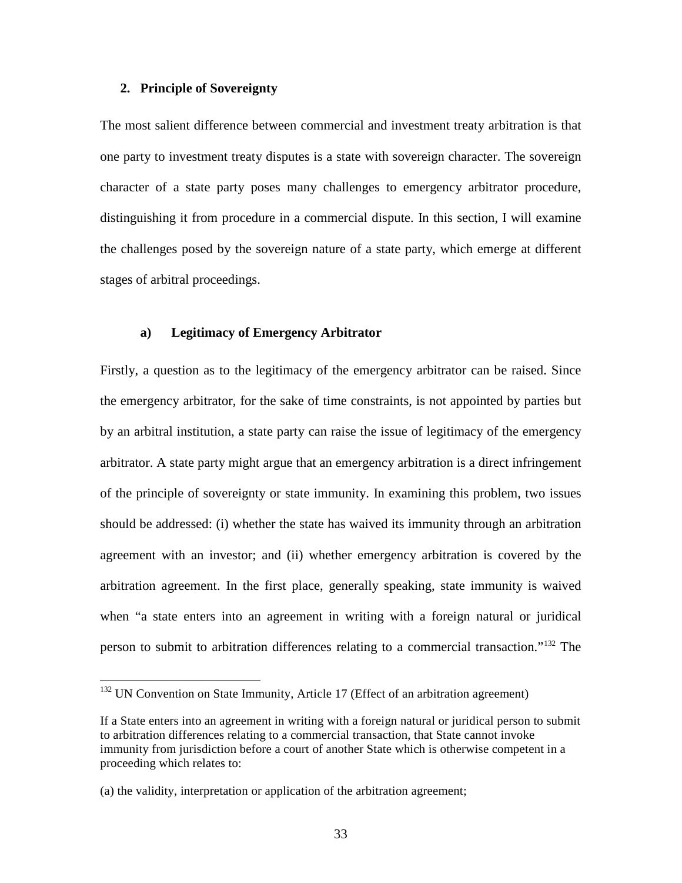### 2. Principle of Sovereignty

The most salient difference between commercial and investment treaty arbitration is that one party to investment treaty disputes is a state with sovereign character. The sovereign character of a state party poses many challenges to emergency arbitrator procedure, distinguishing it from procedure in a commercial dispute. In this section, I will examine the challenges posed by the sovereign nature of a state party, which emerge at different stages of arbitral proceedings.

#### a) Legitimacy of Emergency Arbitrator

Firstly, a question as to the legitimacy of the emergency arbitrator can be raised. Since the emergency arbitrator, for the sake of time constraints, is not appointed by parties but by an arbitral institution, a state party can raise the issue of legitimacy of the emergency arbitrator. A state party might argue that an emergency arbitration is a direct infringement of the principle of sovereignty or state immunity. In examining this problem, two issues should be addressed: (i) whether the state has waived its immunity through an arbitration agreement with an investor; and (ii) whether emergency arbitration is covered by the arbitration agreement. In the first place, generally speaking, state immunity is waived when "a state enters into an agreement in writing with a foreign natural or juridical person to submit to arbitration differences relating to a commercial transaction."[132] The

---

[132] UN Convention on State Immunity, Article 17 (Effect of an arbitration agreement)

If a State enters into an agreement in writing with a foreign natural or juridical person to submit to arbitration differences relating to a commercial transaction, that State cannot invoke immunity from jurisdiction before a court of another State which is otherwise competent in a proceeding which relates to:

(a) the validity, interpretation or application of the arbitration agreement;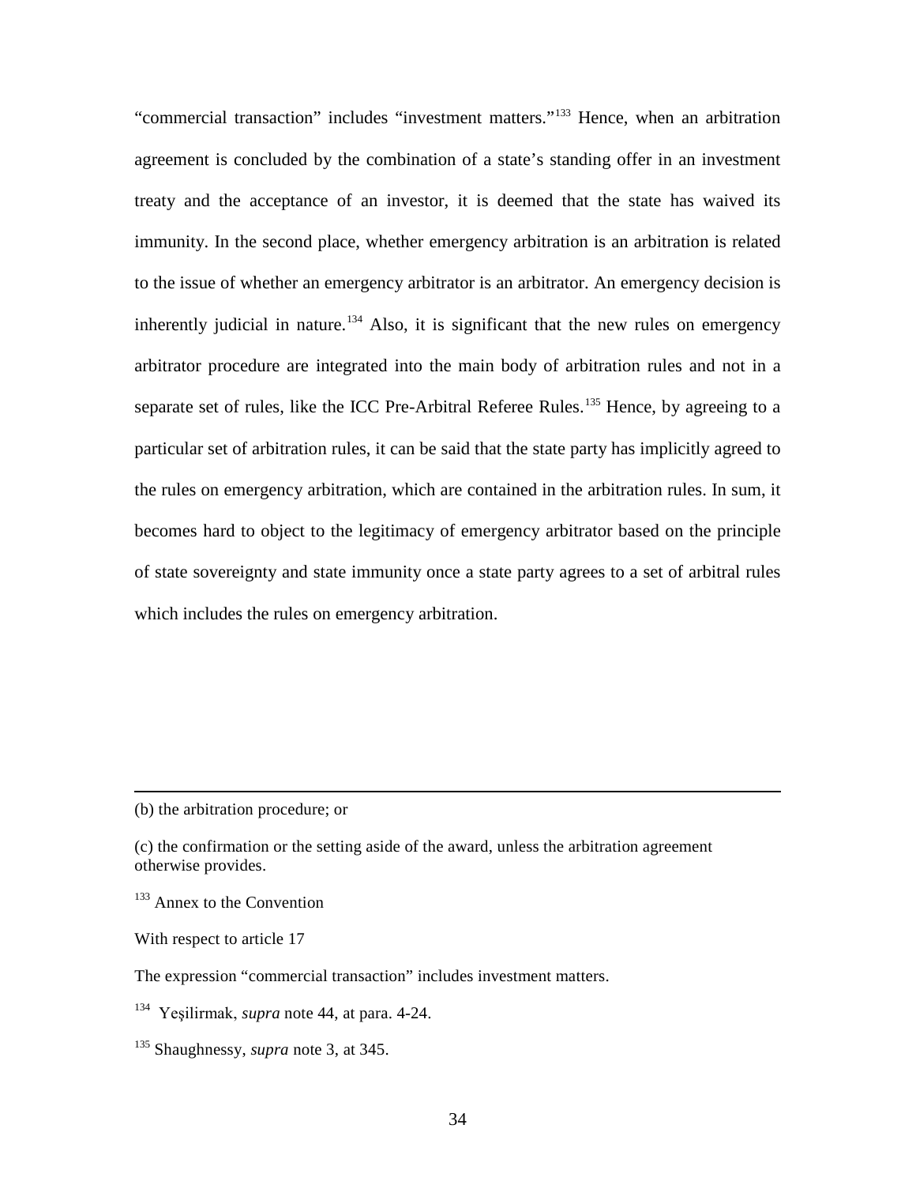"commercial transaction" includes "investment matters."[133] Hence, when an arbitration agreement is concluded by the combination of a state's standing offer in an investment treaty and the acceptance of an investor, it is deemed that the state has waived its immunity. In the second place, whether emergency arbitration is an arbitration is related to the issue of whether an emergency arbitrator is an arbitrator. An emergency decision is inherently judicial in nature.[134] Also, it is significant that the new rules on emergency arbitrator procedure are integrated into the main body of arbitration rules and not in a separate set of rules, like the ICC Pre-Arbitral Referee Rules.[135] Hence, by agreeing to a particular set of arbitration rules, it can be said that the state party has implicitly agreed to the rules on emergency arbitration, which are contained in the arbitration rules. In sum, it becomes hard to object to the legitimacy of emergency arbitrator based on the principle of state sovereignty and state immunity once a state party agrees to a set of arbitral rules which includes the rules on emergency arbitration.

---

(b) the arbitration procedure; or

(c) the confirmation or the setting aside of the award, unless the arbitration agreement otherwise provides.

[133] Annex to the Convention

With respect to article 17

The expression "commercial transaction" includes investment matters.

[134] Yeşilirmak, *supra* note 44, at para. 4-24.

[135] Shaughnessy, *supra* note 3, at 345.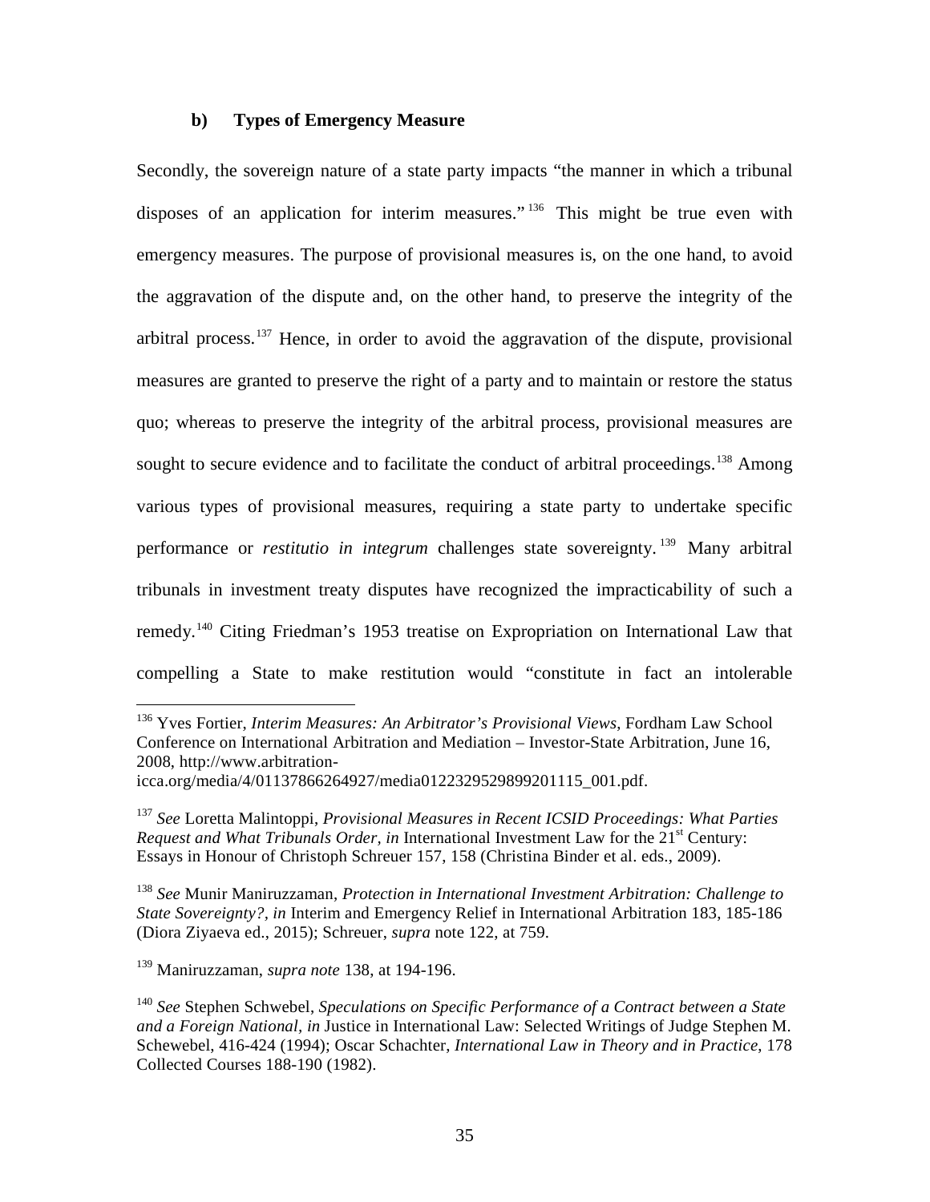### b) Types of Emergency Measure

Secondly, the sovereign nature of a state party impacts "the manner in which a tribunal disposes of an application for interim measures."[136] This might be true even with emergency measures. The purpose of provisional measures is, on the one hand, to avoid the aggravation of the dispute and, on the other hand, to preserve the integrity of the arbitral process.[137] Hence, in order to avoid the aggravation of the dispute, provisional measures are granted to preserve the right of a party and to maintain or restore the status quo; whereas to preserve the integrity of the arbitral process, provisional measures are sought to secure evidence and to facilitate the conduct of arbitral proceedings.[138] Among various types of provisional measures, requiring a state party to undertake specific performance or *restitutio in integrum* challenges state sovereignty.[139] Many arbitral tribunals in investment treaty disputes have recognized the impracticability of such a remedy.[140] Citing Friedman's 1953 treatise on Expropriation on International Law that compelling a State to make restitution would "constitute in fact an intolerable

---

[136] Yves Fortier, *Interim Measures: An Arbitrator's Provisional Views*, Fordham Law School Conference on International Arbitration and Mediation – Investor-State Arbitration, June 16, 2008, http://www.arbitration-icca.org/media/4/01137866264927/media0122329529899201115_001.pdf.

[137] *See* Loretta Malintoppi, *Provisional Measures in Recent ICSID Proceedings: What Parties Request and What Tribunals Order, in* International Investment Law for the 21st Century: Essays in Honour of Christoph Schreuer 157, 158 (Christina Binder et al. eds., 2009).

[138] *See* Munir Maniruzzaman, *Protection in International Investment Arbitration: Challenge to State Sovereignty?, in* Interim and Emergency Relief in International Arbitration 183, 185-186 (Diora Ziyaeva ed., 2015); Schreuer, *supra* note 122, at 759.

[139] Maniruzzaman, *supra note* 138, at 194-196.

[140] *See* Stephen Schwebel, *Speculations on Specific Performance of a Contract between a State and a Foreign National, in* Justice in International Law: Selected Writings of Judge Stephen M. Schewebel, 416-424 (1994); Oscar Schachter, *International Law in Theory and in Practice*, 178 Collected Courses 188-190 (1982).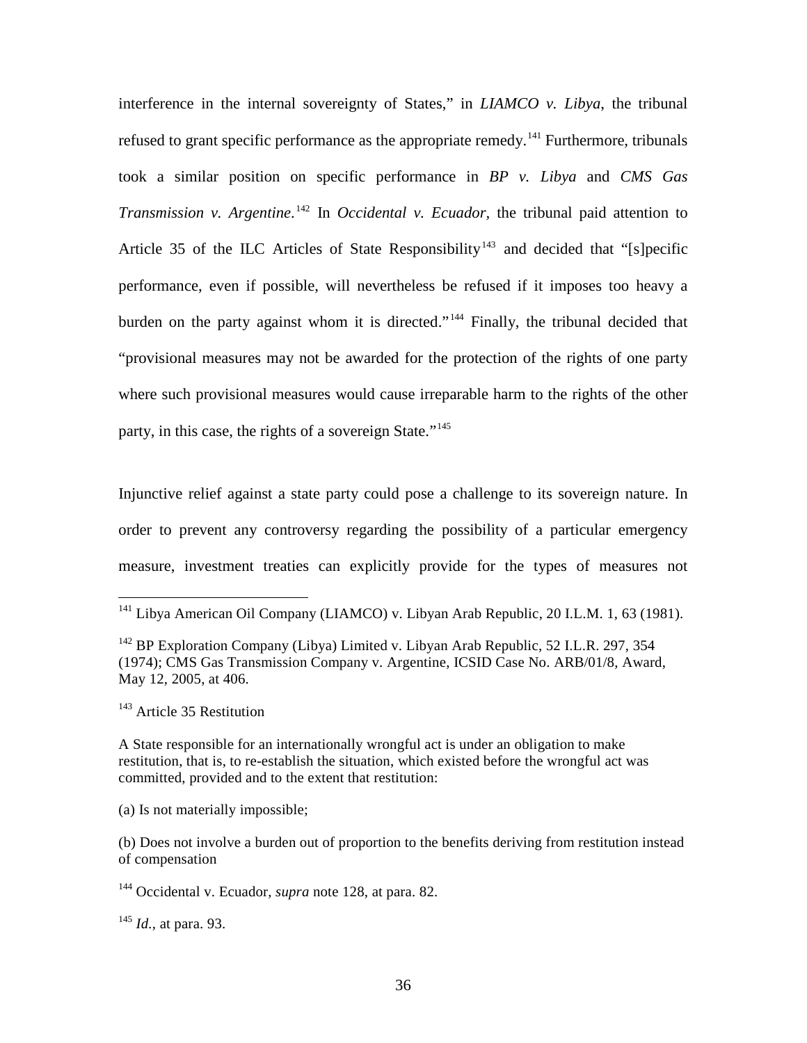interference in the internal sovereignty of States," in *LIAMCO v. Libya*, the tribunal refused to grant specific performance as the appropriate remedy.[141] Furthermore, tribunals took a similar position on specific performance in *BP v. Libya* and *CMS Gas Transmission v. Argentine*.[142] In *Occidental v. Ecuador*, the tribunal paid attention to Article 35 of the ILC Articles of State Responsibility[143] and decided that "[s]pecific performance, even if possible, will nevertheless be refused if it imposes too heavy a burden on the party against whom it is directed."[144] Finally, the tribunal decided that "provisional measures may not be awarded for the protection of the rights of one party where such provisional measures would cause irreparable harm to the rights of the other party, in this case, the rights of a sovereign State."[145]

Injunctive relief against a state party could pose a challenge to its sovereign nature. In order to prevent any controversy regarding the possibility of a particular emergency measure, investment treaties can explicitly provide for the types of measures not

---

[141] Libya American Oil Company (LIAMCO) v. Libyan Arab Republic, 20 I.L.M. 1, 63 (1981).

[142] BP Exploration Company (Libya) Limited v. Libyan Arab Republic, 52 I.L.R. 297, 354 (1974); CMS Gas Transmission Company v. Argentine, ICSID Case No. ARB/01/8, Award, May 12, 2005, at 406.

[143] Article 35 Restitution

A State responsible for an internationally wrongful act is under an obligation to make restitution, that is, to re-establish the situation, which existed before the wrongful act was committed, provided and to the extent that restitution:

(a) Is not materially impossible;

(b) Does not involve a burden out of proportion to the benefits deriving from restitution instead of compensation

[144] Occidental v. Ecuador, *supra* note 128, at para. 82.

[145] *Id.*, at para. 93.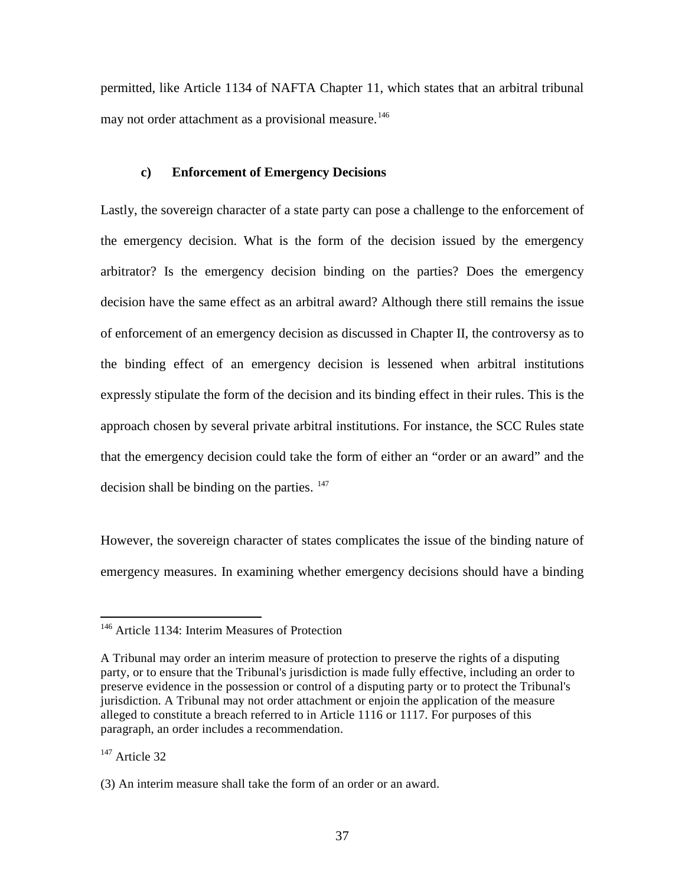permitted, like Article 1134 of NAFTA Chapter 11, which states that an arbitral tribunal may not order attachment as a provisional measure.[146]

### c) Enforcement of Emergency Decisions

Lastly, the sovereign character of a state party can pose a challenge to the enforcement of the emergency decision. What is the form of the decision issued by the emergency arbitrator? Is the emergency decision binding on the parties? Does the emergency decision have the same effect as an arbitral award? Although there still remains the issue of enforcement of an emergency decision as discussed in Chapter II, the controversy as to the binding effect of an emergency decision is lessened when arbitral institutions expressly stipulate the form of the decision and its binding effect in their rules. This is the approach chosen by several private arbitral institutions. For instance, the SCC Rules state that the emergency decision could take the form of either an "order or an award" and the decision shall be binding on the parties. [147]

However, the sovereign character of states complicates the issue of the binding nature of emergency measures. In examining whether emergency decisions should have a binding

---

[146] Article 1134: Interim Measures of Protection

A Tribunal may order an interim measure of protection to preserve the rights of a disputing party, or to ensure that the Tribunal's jurisdiction is made fully effective, including an order to preserve evidence in the possession or control of a disputing party or to protect the Tribunal's jurisdiction. A Tribunal may not order attachment or enjoin the application of the measure alleged to constitute a breach referred to in Article 1116 or 1117. For purposes of this paragraph, an order includes a recommendation.

[147] Article 32

(3) An interim measure shall take the form of an order or an award.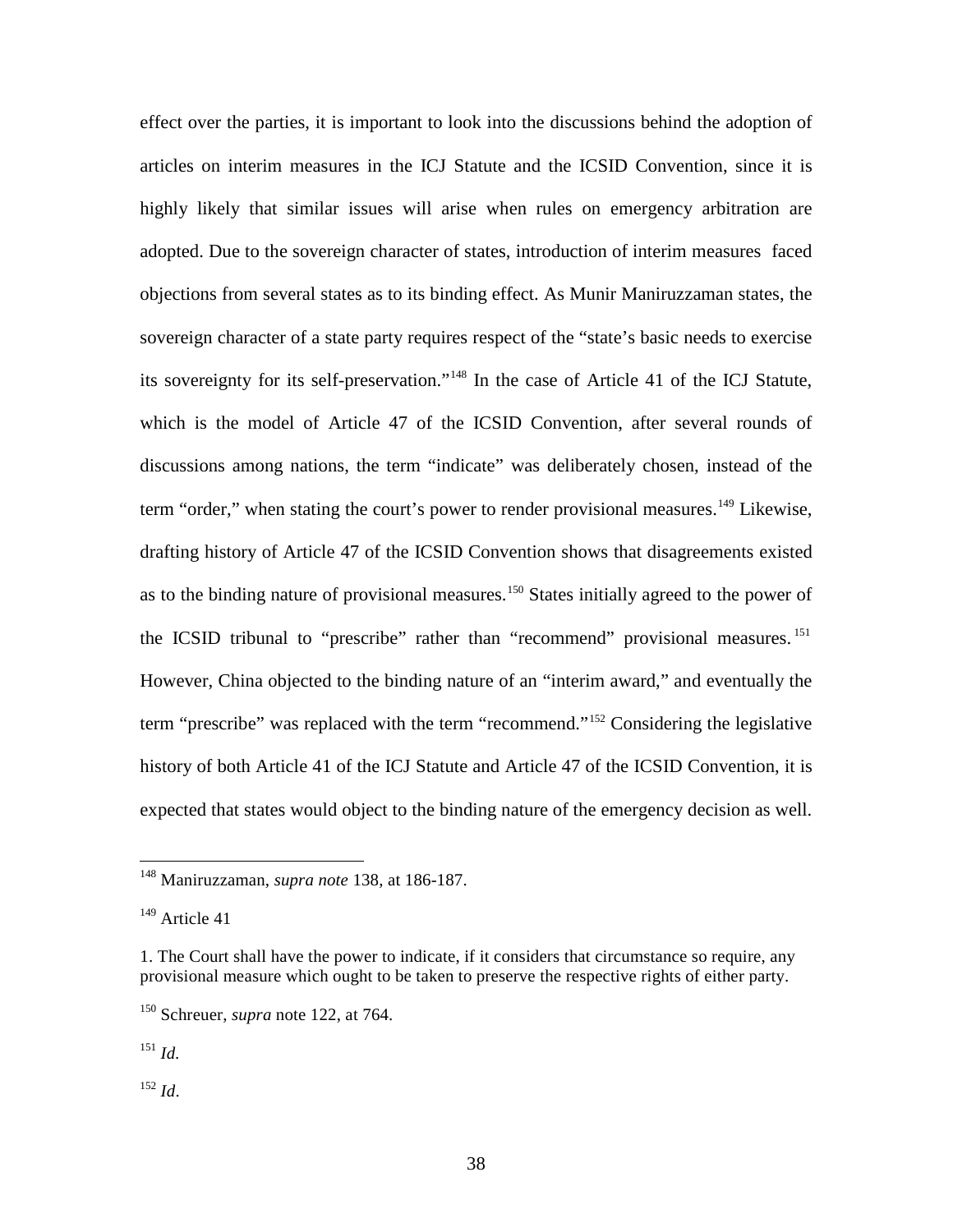effect over the parties, it is important to look into the discussions behind the adoption of articles on interim measures in the ICJ Statute and the ICSID Convention, since it is highly likely that similar issues will arise when rules on emergency arbitration are adopted. Due to the sovereign character of states, introduction of interim measures faced objections from several states as to its binding effect. As Munir Maniruzzaman states, the sovereign character of a state party requires respect of the "state's basic needs to exercise its sovereignty for its self-preservation."[148] In the case of Article 41 of the ICJ Statute, which is the model of Article 47 of the ICSID Convention, after several rounds of discussions among nations, the term "indicate" was deliberately chosen, instead of the term "order," when stating the court's power to render provisional measures.[149] Likewise, drafting history of Article 47 of the ICSID Convention shows that disagreements existed as to the binding nature of provisional measures.[150] States initially agreed to the power of the ICSID tribunal to "prescribe" rather than "recommend" provisional measures.[151] However, China objected to the binding nature of an "interim award," and eventually the term "prescribe" was replaced with the term "recommend."[152] Considering the legislative history of both Article 41 of the ICJ Statute and Article 47 of the ICSID Convention, it is expected that states would object to the binding nature of the emergency decision as well.

---

[148] Maniruzzaman, *supra note* 138, at 186-187.

[149] Article 41

1. The Court shall have the power to indicate, if it considers that circumstance so require, any provisional measure which ought to be taken to preserve the respective rights of either party.

[150] Schreuer, *supra* note 122, at 764.

[151] *Id.*

[152] *Id*.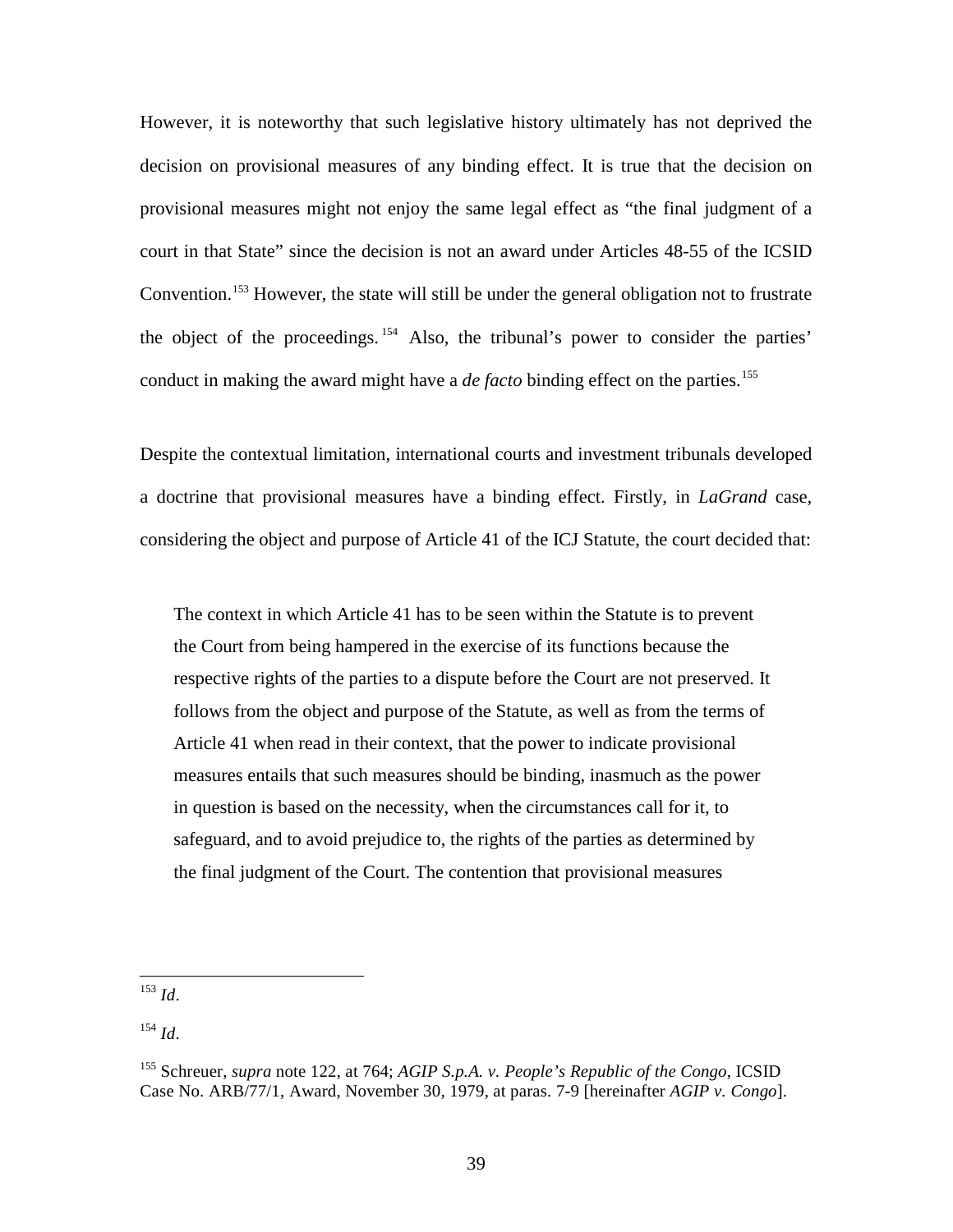However, it is noteworthy that such legislative history ultimately has not deprived the decision on provisional measures of any binding effect. It is true that the decision on provisional measures might not enjoy the same legal effect as "the final judgment of a court in that State" since the decision is not an award under Articles 48-55 of the ICSID Convention.[153] However, the state will still be under the general obligation not to frustrate the object of the proceedings.[154] Also, the tribunal's power to consider the parties' conduct in making the award might have a *de facto* binding effect on the parties.[155]

Despite the contextual limitation, international courts and investment tribunals developed a doctrine that provisional measures have a binding effect. Firstly, in *LaGrand* case, considering the object and purpose of Article 41 of the ICJ Statute, the court decided that:

> The context in which Article 41 has to be seen within the Statute is to prevent the Court from being hampered in the exercise of its functions because the respective rights of the parties to a dispute before the Court are not preserved. It follows from the object and purpose of the Statute, as well as from the terms of Article 41 when read in their context, that the power to indicate provisional measures entails that such measures should be binding, inasmuch as the power in question is based on the necessity, when the circumstances call for it, to safeguard, and to avoid prejudice to, the rights of the parties as determined by the final judgment of the Court. The contention that provisional measures

---

[153] *Id*.

[154] *Id*.

[155] Schreuer, *supra* note 122, at 764; *AGIP S.p.A. v. People's Republic of the Congo*, ICSID Case No. ARB/77/1, Award, November 30, 1979, at paras. 7-9 [hereinafter *AGIP v. Congo*].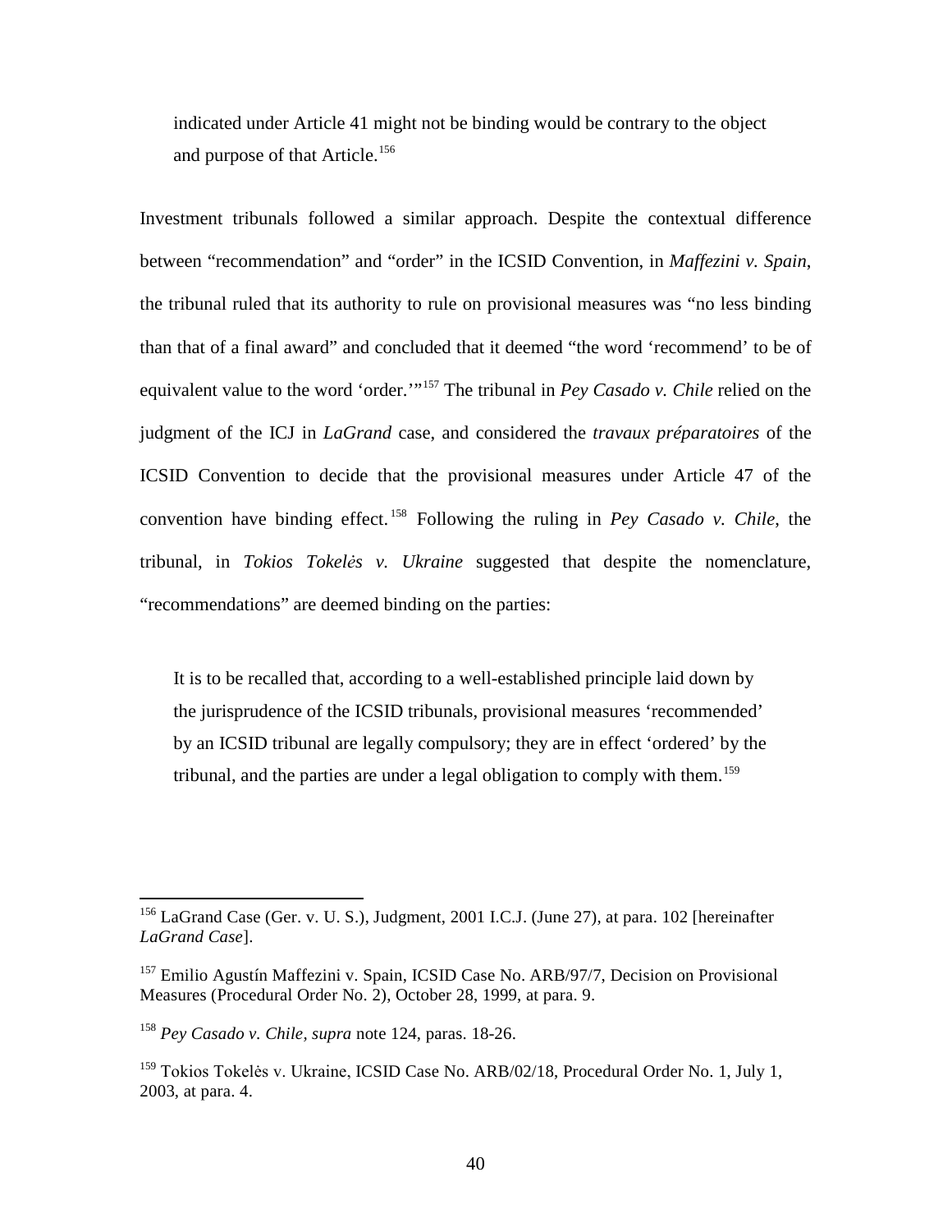> indicated under Article 41 might not be binding would be contrary to the object and purpose of that Article.[156]

Investment tribunals followed a similar approach. Despite the contextual difference between "recommendation" and "order" in the ICSID Convention, in *Maffezini v. Spain*, the tribunal ruled that its authority to rule on provisional measures was "no less binding than that of a final award" and concluded that it deemed "the word 'recommend' to be of equivalent value to the word 'order.'"[157] The tribunal in *Pey Casado v. Chile* relied on the judgment of the ICJ in *LaGrand* case, and considered the *travaux préparatoires* of the ICSID Convention to decide that the provisional measures under Article 47 of the convention have binding effect.[158] Following the ruling in *Pey Casado v. Chile*, the tribunal, in *Tokios Tokelės v. Ukraine* suggested that despite the nomenclature, "recommendations" are deemed binding on the parties:

> It is to be recalled that, according to a well-established principle laid down by the jurisprudence of the ICSID tribunals, provisional measures 'recommended' by an ICSID tribunal are legally compulsory; they are in effect 'ordered' by the tribunal, and the parties are under a legal obligation to comply with them.[159]

---

[156] LaGrand Case (Ger. v. U. S.), Judgment, 2001 I.C.J. (June 27), at para. 102 [hereinafter *LaGrand Case*].

[157] Emilio Agustín Maffezini v. Spain, ICSID Case No. ARB/97/7, Decision on Provisional Measures (Procedural Order No. 2), October 28, 1999, at para. 9.

[158] *Pey Casado v. Chile, supra* note 124, paras. 18-26.

[159] Tokios Tokelės v. Ukraine, ICSID Case No. ARB/02/18, Procedural Order No. 1, July 1, 2003, at para. 4.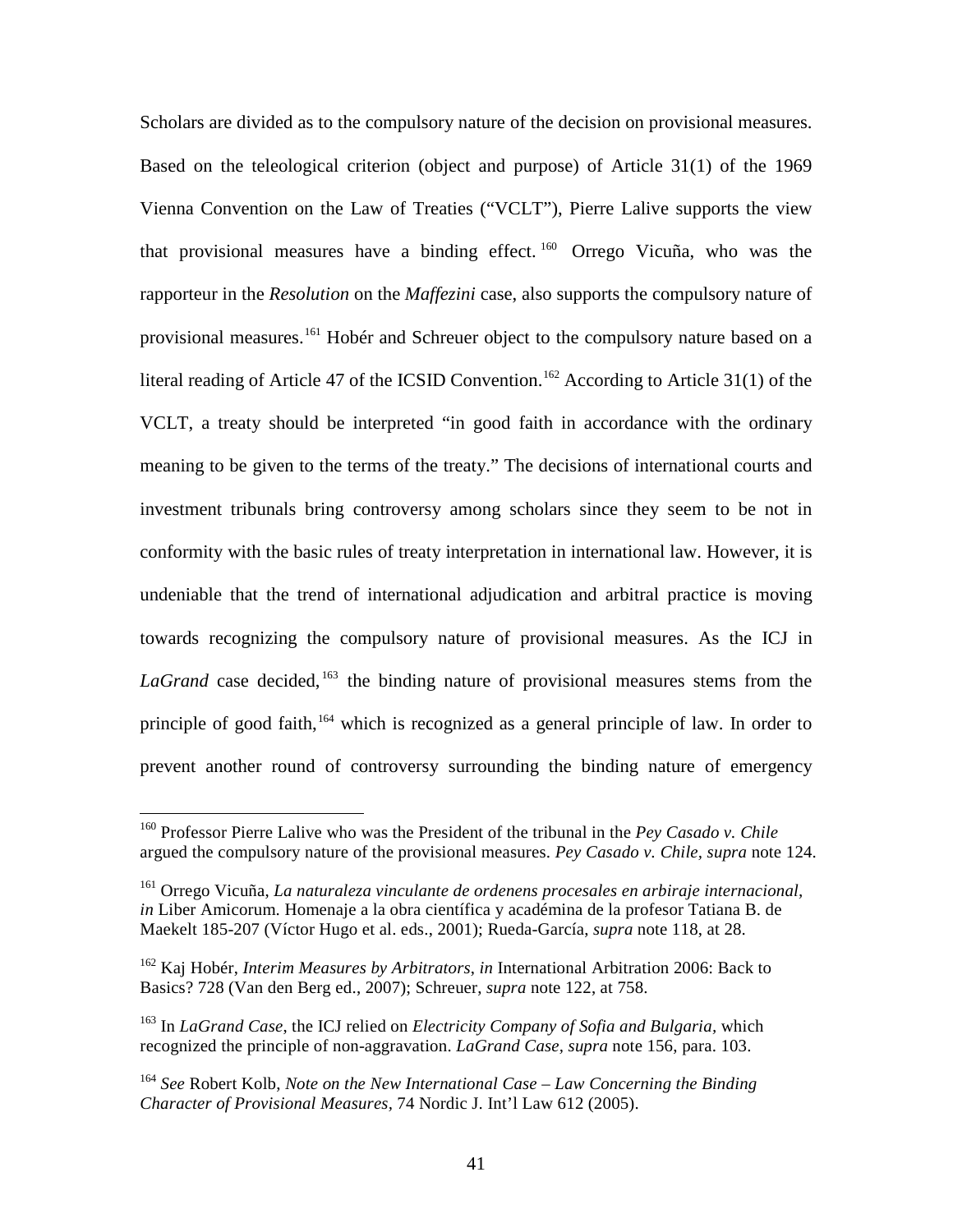Scholars are divided as to the compulsory nature of the decision on provisional measures. Based on the teleological criterion (object and purpose) of Article 31(1) of the 1969 Vienna Convention on the Law of Treaties ("VCLT"), Pierre Lalive supports the view that provisional measures have a binding effect.[160] Orrego Vicuña, who was the rapporteur in the *Resolution* on the *Maffezini* case, also supports the compulsory nature of provisional measures.[161] Hobér and Schreuer object to the compulsory nature based on a literal reading of Article 47 of the ICSID Convention.[162] According to Article 31(1) of the VCLT, a treaty should be interpreted "in good faith in accordance with the ordinary meaning to be given to the terms of the treaty." The decisions of international courts and investment tribunals bring controversy among scholars since they seem to be not in conformity with the basic rules of treaty interpretation in international law. However, it is undeniable that the trend of international adjudication and arbitral practice is moving towards recognizing the compulsory nature of provisional measures. As the ICJ in *LaGrand* case decided,[163] the binding nature of provisional measures stems from the principle of good faith,[164] which is recognized as a general principle of law. In order to prevent another round of controversy surrounding the binding nature of emergency

---

[160] Professor Pierre Lalive who was the President of the tribunal in the *Pey Casado v. Chile* argued the compulsory nature of the provisional measures. *Pey Casado v. Chile*, *supra* note 124.

[161] Orrego Vicuña, *La naturaleza vinculante de ordenens procesales en arbiraje internacional*, *in* Liber Amicorum. Homenaje a la obra científica y académina de la profesor Tatiana B. de Maekelt 185-207 (Víctor Hugo et al. eds., 2001); Rueda-García, *supra* note 118, at 28.

[162] Kaj Hobér, *Interim Measures by Arbitrators*, *in* International Arbitration 2006: Back to Basics? 728 (Van den Berg ed., 2007); Schreuer, *supra* note 122, at 758.

[163] In *LaGrand Case*, the ICJ relied on *Electricity Company of Sofia and Bulgaria*, which recognized the principle of non-aggravation. *LaGrand Case*, *supra* note 156, para. 103.

[164] *See* Robert Kolb, *Note on the New International Case – Law Concerning the Binding Character of Provisional Measures*, 74 Nordic J. Int'l Law 612 (2005).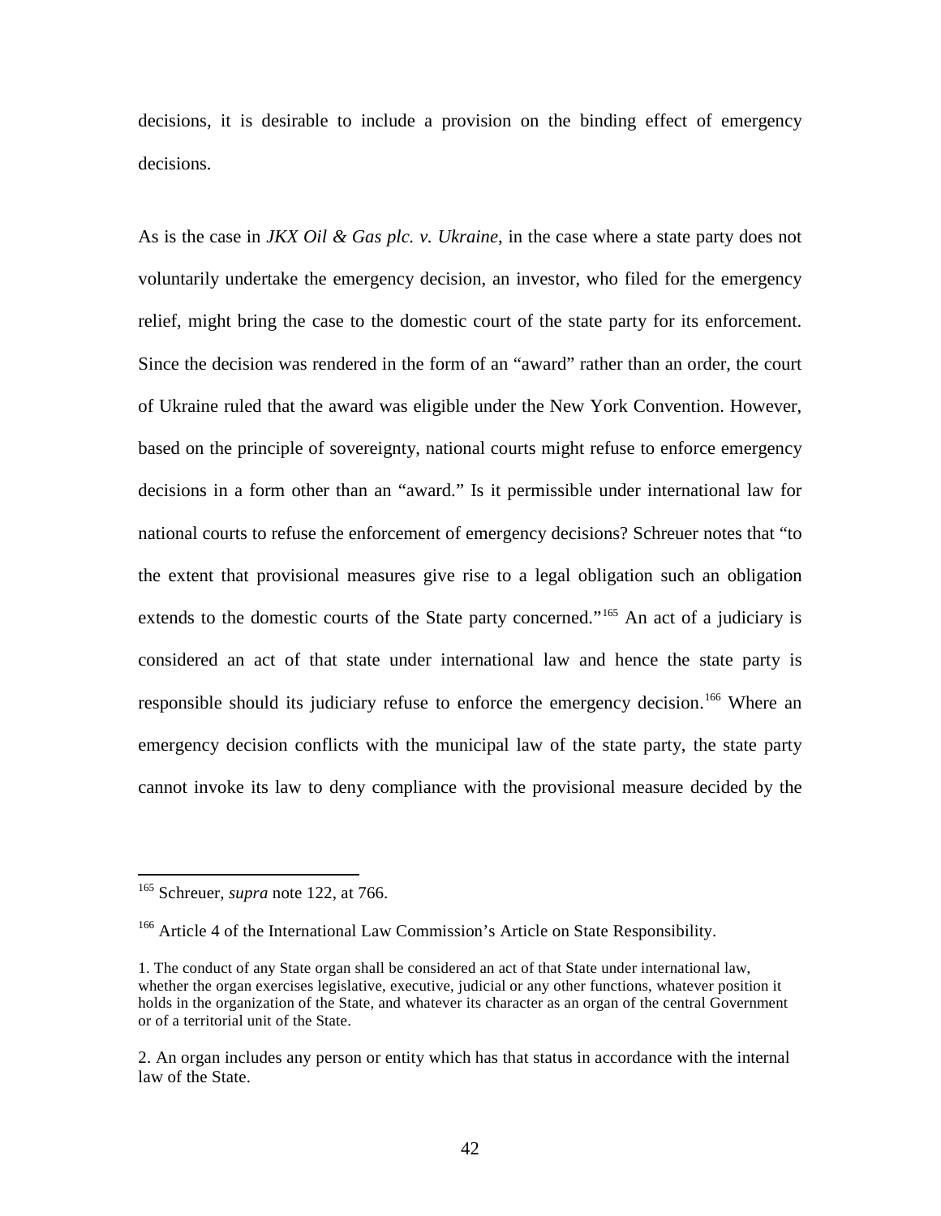decisions, it is desirable to include a provision on the binding effect of emergency decisions.

As is the case in *JKX Oil & Gas plc. v. Ukraine*, in the case where a state party does not voluntarily undertake the emergency decision, an investor, who filed for the emergency relief, might bring the case to the domestic court of the state party for its enforcement. Since the decision was rendered in the form of an "award" rather than an order, the court of Ukraine ruled that the award was eligible under the New York Convention. However, based on the principle of sovereignty, national courts might refuse to enforce emergency decisions in a form other than an "award." Is it permissible under international law for national courts to refuse the enforcement of emergency decisions? Schreuer notes that "to the extent that provisional measures give rise to a legal obligation such an obligation extends to the domestic courts of the State party concerned."[165] An act of a judiciary is considered an act of that state under international law and hence the state party is responsible should its judiciary refuse to enforce the emergency decision.[166] Where an emergency decision conflicts with the municipal law of the state party, the state party cannot invoke its law to deny compliance with the provisional measure decided by the

---

[165] Schreuer, *supra* note 122, at 766.

[166] Article 4 of the International Law Commission's Article on State Responsibility.

1. The conduct of any State organ shall be considered an act of that State under international law, whether the organ exercises legislative, executive, judicial or any other functions, whatever position it holds in the organization of the State, and whatever its character as an organ of the central Government or of a territorial unit of the State.

2. An organ includes any person or entity which has that status in accordance with the internal law of the State.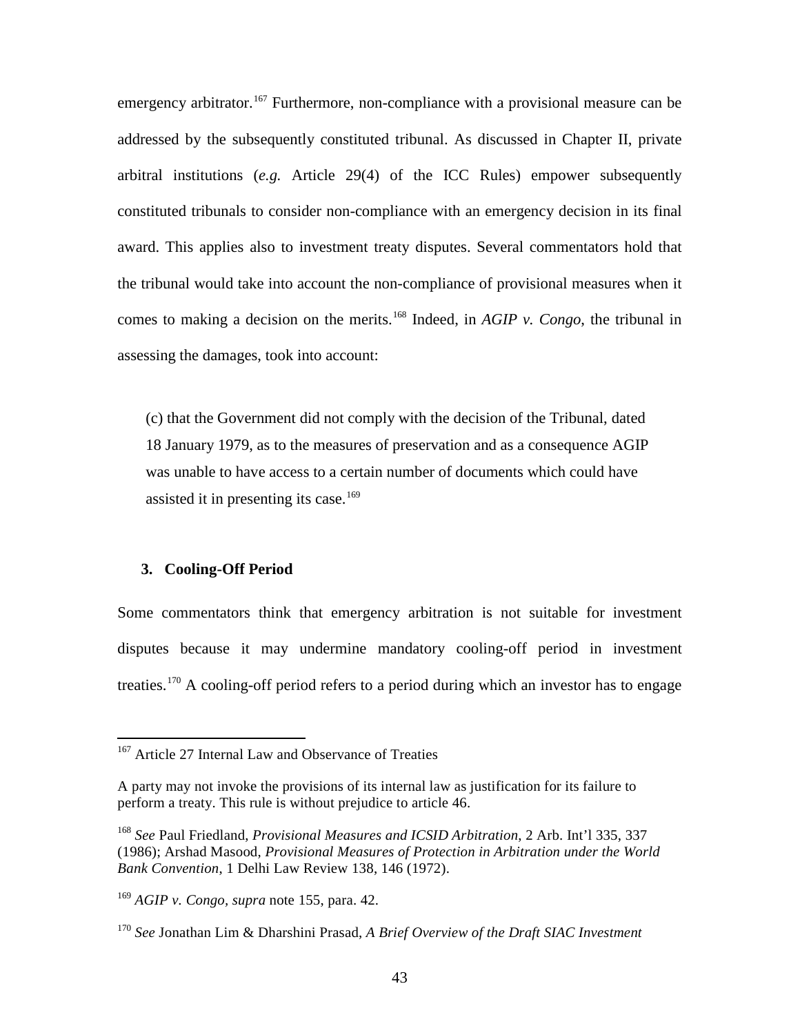emergency arbitrator.[167] Furthermore, non-compliance with a provisional measure can be addressed by the subsequently constituted tribunal. As discussed in Chapter II, private arbitral institutions (*e.g.* Article 29(4) of the ICC Rules) empower subsequently constituted tribunals to consider non-compliance with an emergency decision in its final award. This applies also to investment treaty disputes. Several commentators hold that the tribunal would take into account the non-compliance of provisional measures when it comes to making a decision on the merits.[168] Indeed, in *AGIP v. Congo*, the tribunal in assessing the damages, took into account:

> (c) that the Government did not comply with the decision of the Tribunal, dated 18 January 1979, as to the measures of preservation and as a consequence AGIP was unable to have access to a certain number of documents which could have assisted it in presenting its case.[169]

### 3. Cooling-Off Period

Some commentators think that emergency arbitration is not suitable for investment disputes because it may undermine mandatory cooling-off period in investment treaties.[170] A cooling-off period refers to a period during which an investor has to engage

---

[167] Article 27 Internal Law and Observance of Treaties

A party may not invoke the provisions of its internal law as justification for its failure to perform a treaty. This rule is without prejudice to article 46.

[168] *See* Paul Friedland, *Provisional Measures and ICSID Arbitration*, 2 Arb. Int'l 335, 337 (1986); Arshad Masood, *Provisional Measures of Protection in Arbitration under the World Bank Convention*, 1 Delhi Law Review 138, 146 (1972).

[169] *AGIP v. Congo, supra* note 155, para. 42.

[170] *See* Jonathan Lim & Dharshini Prasad, *A Brief Overview of the Draft SIAC Investment*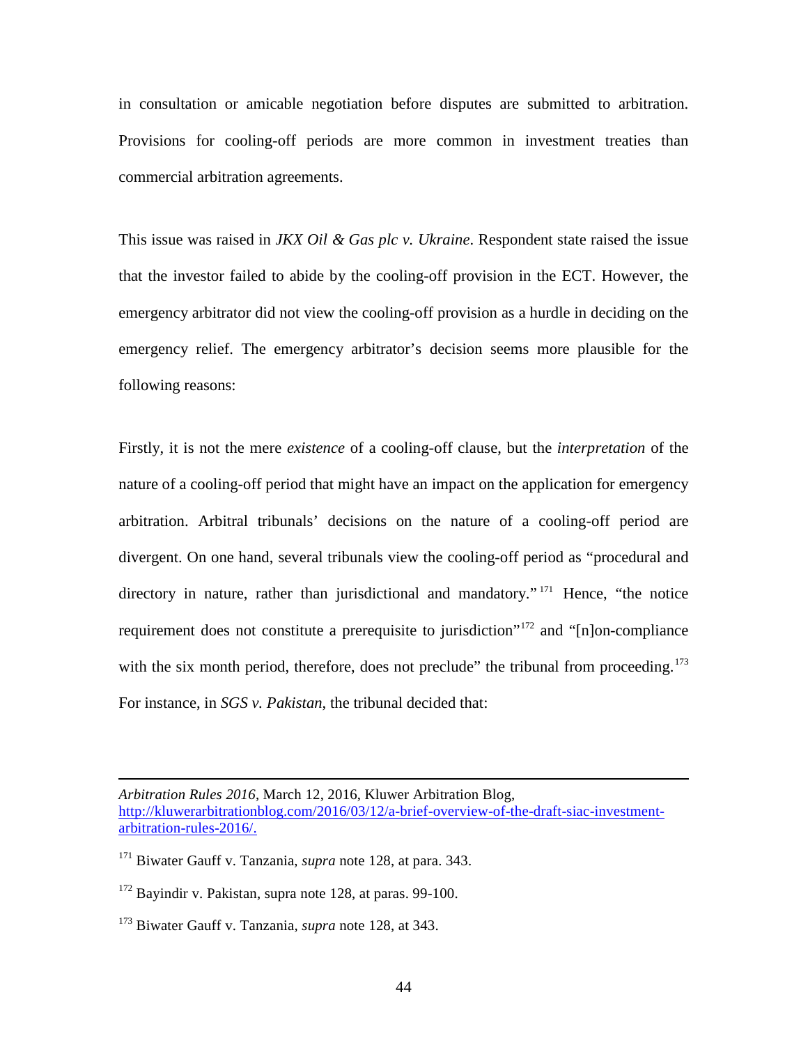in consultation or amicable negotiation before disputes are submitted to arbitration. Provisions for cooling-off periods are more common in investment treaties than commercial arbitration agreements.

This issue was raised in *JKX Oil & Gas plc v. Ukraine*. Respondent state raised the issue that the investor failed to abide by the cooling-off provision in the ECT. However, the emergency arbitrator did not view the cooling-off provision as a hurdle in deciding on the emergency relief. The emergency arbitrator's decision seems more plausible for the following reasons:

Firstly, it is not the mere *existence* of a cooling-off clause, but the *interpretation* of the nature of a cooling-off period that might have an impact on the application for emergency arbitration. Arbitral tribunals' decisions on the nature of a cooling-off period are divergent. On one hand, several tribunals view the cooling-off period as "procedural and directory in nature, rather than jurisdictional and mandatory."[171] Hence, "the notice requirement does not constitute a prerequisite to jurisdiction"[172] and "[n]on-compliance with the six month period, therefore, does not preclude" the tribunal from proceeding.[173] For instance, in *SGS v. Pakistan*, the tribunal decided that:

---

*Arbitration Rules 2016*, March 12, 2016, Kluwer Arbitration Blog, http://kluwerarbitrationblog.com/2016/03/12/a-brief-overview-of-the-draft-siac-investment-arbitration-rules-2016/.

[171] Biwater Gauff v. Tanzania, *supra* note 128, at para. 343.

[172] Bayindir v. Pakistan, supra note 128, at paras. 99-100.

[173] Biwater Gauff v. Tanzania, *supra* note 128, at 343.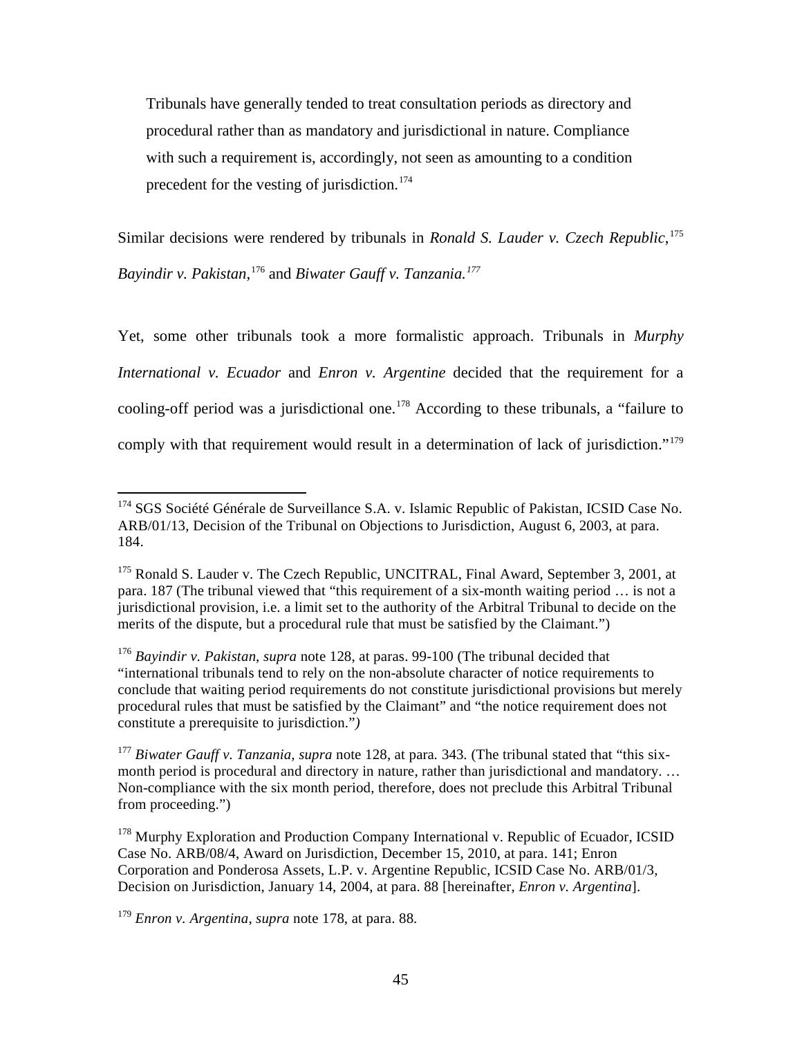> Tribunals have generally tended to treat consultation periods as directory and procedural rather than as mandatory and jurisdictional in nature. Compliance with such a requirement is, accordingly, not seen as amounting to a condition precedent for the vesting of jurisdiction.[174]

Similar decisions were rendered by tribunals in *Ronald S. Lauder v. Czech Republic*,[175] *Bayindir v. Pakistan*,[176] and *Biwater Gauff v. Tanzania.*[177]

Yet, some other tribunals took a more formalistic approach. Tribunals in *Murphy International v. Ecuador* and *Enron v. Argentine* decided that the requirement for a cooling-off period was a jurisdictional one.[178] According to these tribunals, a "failure to comply with that requirement would result in a determination of lack of jurisdiction."[179]

---

[174] SGS Société Générale de Surveillance S.A. v. Islamic Republic of Pakistan, ICSID Case No. ARB/01/13, Decision of the Tribunal on Objections to Jurisdiction, August 6, 2003, at para. 184.

[175] Ronald S. Lauder v. The Czech Republic, UNCITRAL, Final Award, September 3, 2001, at para. 187 (The tribunal viewed that "this requirement of a six-month waiting period … is not a jurisdictional provision, i.e. a limit set to the authority of the Arbitral Tribunal to decide on the merits of the dispute, but a procedural rule that must be satisfied by the Claimant.")

[176] *Bayindir v. Pakistan*, *supra* note 128, at paras. 99-100 (The tribunal decided that "international tribunals tend to rely on the non-absolute character of notice requirements to conclude that waiting period requirements do not constitute jurisdictional provisions but merely procedural rules that must be satisfied by the Claimant" and "the notice requirement does not constitute a prerequisite to jurisdiction.")

[177] *Biwater Gauff v. Tanzania, supra* note 128, at para. 343. (The tribunal stated that "this six-month period is procedural and directory in nature, rather than jurisdictional and mandatory. … Non-compliance with the six month period, therefore, does not preclude this Arbitral Tribunal from proceeding.")

[178] Murphy Exploration and Production Company International v. Republic of Ecuador, ICSID Case No. ARB/08/4, Award on Jurisdiction, December 15, 2010, at para. 141; Enron Corporation and Ponderosa Assets, L.P. v. Argentine Republic, ICSID Case No. ARB/01/3, Decision on Jurisdiction, January 14, 2004, at para. 88 [hereinafter, *Enron v. Argentina*].

[179] *Enron v. Argentina*, *supra* note 178, at para. 88.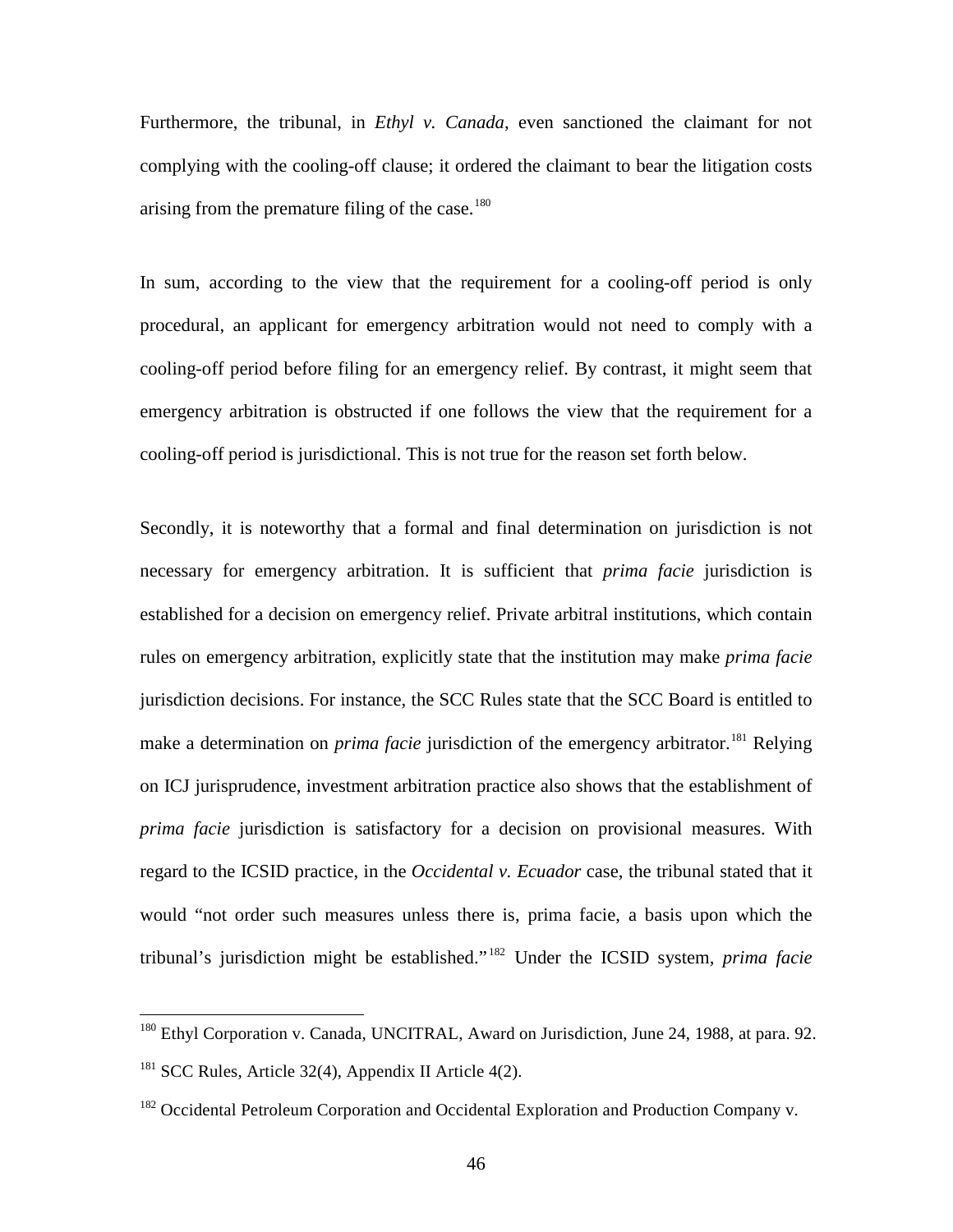Furthermore, the tribunal, in *Ethyl v. Canada*, even sanctioned the claimant for not complying with the cooling-off clause; it ordered the claimant to bear the litigation costs arising from the premature filing of the case.[180]

In sum, according to the view that the requirement for a cooling-off period is only procedural, an applicant for emergency arbitration would not need to comply with a cooling-off period before filing for an emergency relief. By contrast, it might seem that emergency arbitration is obstructed if one follows the view that the requirement for a cooling-off period is jurisdictional. This is not true for the reason set forth below.

Secondly, it is noteworthy that a formal and final determination on jurisdiction is not necessary for emergency arbitration. It is sufficient that *prima facie* jurisdiction is established for a decision on emergency relief. Private arbitral institutions, which contain rules on emergency arbitration, explicitly state that the institution may make *prima facie* jurisdiction decisions. For instance, the SCC Rules state that the SCC Board is entitled to make a determination on *prima facie* jurisdiction of the emergency arbitrator.[181] Relying on ICJ jurisprudence, investment arbitration practice also shows that the establishment of *prima facie* jurisdiction is satisfactory for a decision on provisional measures. With regard to the ICSID practice, in the *Occidental v. Ecuador* case, the tribunal stated that it would "not order such measures unless there is, prima facie, a basis upon which the tribunal's jurisdiction might be established."[182] Under the ICSID system, *prima facie*

---

[180] Ethyl Corporation v. Canada, UNCITRAL, Award on Jurisdiction, June 24, 1988, at para. 92.

[181] SCC Rules, Article 32(4), Appendix II Article 4(2).

[182] Occidental Petroleum Corporation and Occidental Exploration and Production Company v.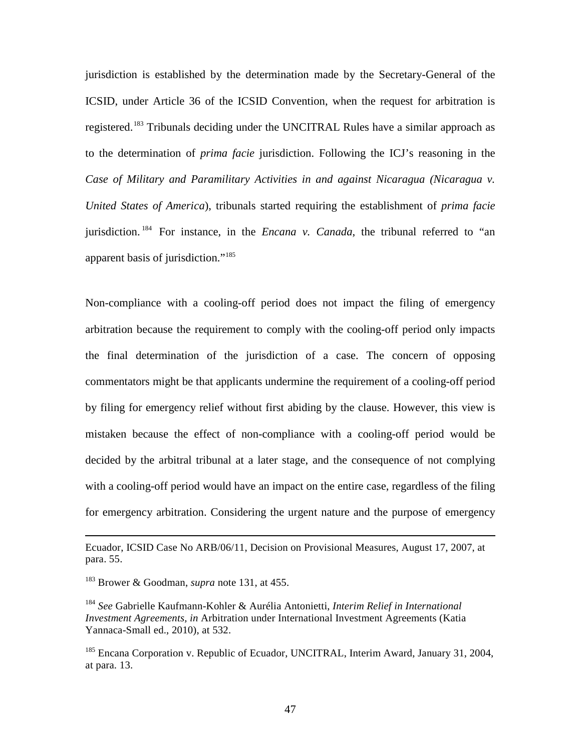jurisdiction is established by the determination made by the Secretary-General of the ICSID, under Article 36 of the ICSID Convention, when the request for arbitration is registered.[183] Tribunals deciding under the UNCITRAL Rules have a similar approach as to the determination of *prima facie* jurisdiction. Following the ICJ's reasoning in the *Case of Military and Paramilitary Activities in and against Nicaragua (Nicaragua v. United States of America*), tribunals started requiring the establishment of *prima facie* jurisdiction.[184] For instance, in the *Encana v. Canada*, the tribunal referred to "an apparent basis of jurisdiction."[185]

Non-compliance with a cooling-off period does not impact the filing of emergency arbitration because the requirement to comply with the cooling-off period only impacts the final determination of the jurisdiction of a case. The concern of opposing commentators might be that applicants undermine the requirement of a cooling-off period by filing for emergency relief without first abiding by the clause. However, this view is mistaken because the effect of non-compliance with a cooling-off period would be decided by the arbitral tribunal at a later stage, and the consequence of not complying with a cooling-off period would have an impact on the entire case, regardless of the filing for emergency arbitration. Considering the urgent nature and the purpose of emergency

---

Ecuador, ICSID Case No ARB/06/11, Decision on Provisional Measures, August 17, 2007, at para. 55.

[183] Brower & Goodman, *supra* note 131, at 455.

[184] *See* Gabrielle Kaufmann-Kohler & Aurélia Antonietti, *Interim Relief in International Investment Agreements, in* Arbitration under International Investment Agreements (Katia Yannaca-Small ed., 2010), at 532.

[185] Encana Corporation v. Republic of Ecuador, UNCITRAL, Interim Award, January 31, 2004, at para. 13.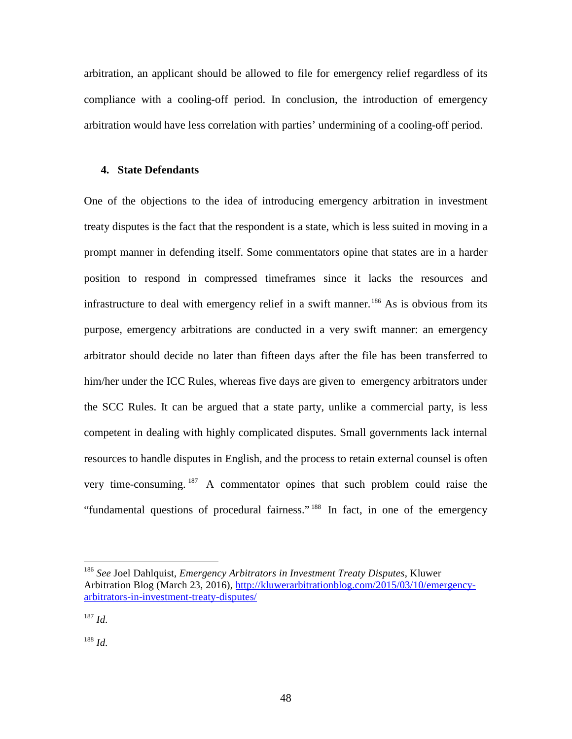arbitration, an applicant should be allowed to file for emergency relief regardless of its compliance with a cooling-off period. In conclusion, the introduction of emergency arbitration would have less correlation with parties' undermining of a cooling-off period.

#### 4. State Defendants

One of the objections to the idea of introducing emergency arbitration in investment treaty disputes is the fact that the respondent is a state, which is less suited in moving in a prompt manner in defending itself. Some commentators opine that states are in a harder position to respond in compressed timeframes since it lacks the resources and infrastructure to deal with emergency relief in a swift manner.[186] As is obvious from its purpose, emergency arbitrations are conducted in a very swift manner: an emergency arbitrator should decide no later than fifteen days after the file has been transferred to him/her under the ICC Rules, whereas five days are given to emergency arbitrators under the SCC Rules. It can be argued that a state party, unlike a commercial party, is less competent in dealing with highly complicated disputes. Small governments lack internal resources to handle disputes in English, and the process to retain external counsel is often very time-consuming.[187] A commentator opines that such problem could raise the "fundamental questions of procedural fairness."[188] In fact, in one of the emergency

---

[186] *See* Joel Dahlquist, *Emergency Arbitrators in Investment Treaty Disputes*, Kluwer Arbitration Blog (March 23, 2016), http://kluwerarbitrationblog.com/2015/03/10/emergency-arbitrators-in-investment-treaty-disputes/

[187] *Id.*

[188] *Id.*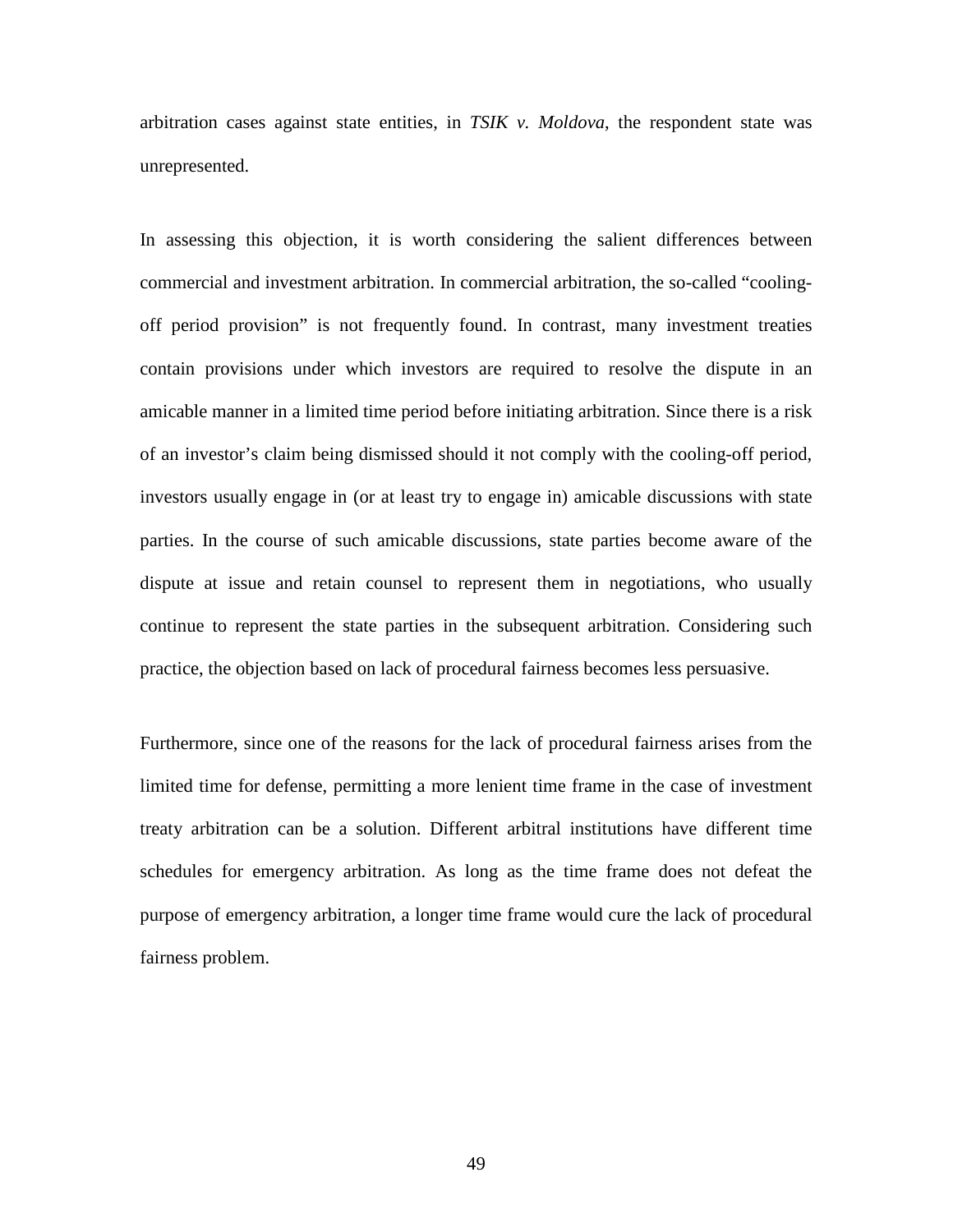arbitration cases against state entities, in *TSIK v. Moldova*, the respondent state was unrepresented.

In assessing this objection, it is worth considering the salient differences between commercial and investment arbitration. In commercial arbitration, the so-called "cooling-off period provision" is not frequently found. In contrast, many investment treaties contain provisions under which investors are required to resolve the dispute in an amicable manner in a limited time period before initiating arbitration. Since there is a risk of an investor's claim being dismissed should it not comply with the cooling-off period, investors usually engage in (or at least try to engage in) amicable discussions with state parties. In the course of such amicable discussions, state parties become aware of the dispute at issue and retain counsel to represent them in negotiations, who usually continue to represent the state parties in the subsequent arbitration. Considering such practice, the objection based on lack of procedural fairness becomes less persuasive.

Furthermore, since one of the reasons for the lack of procedural fairness arises from the limited time for defense, permitting a more lenient time frame in the case of investment treaty arbitration can be a solution. Different arbitral institutions have different time schedules for emergency arbitration. As long as the time frame does not defeat the purpose of emergency arbitration, a longer time frame would cure the lack of procedural fairness problem.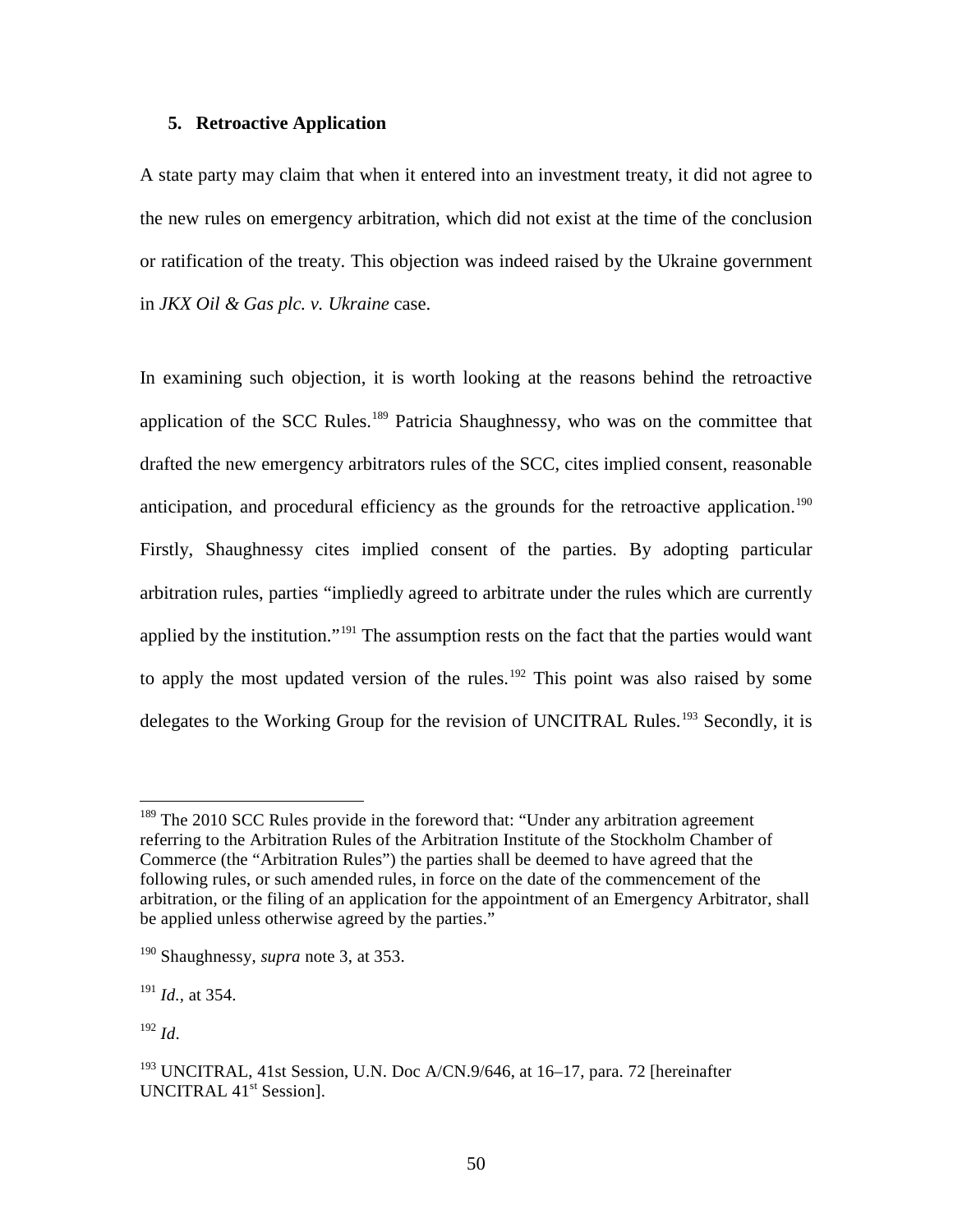### 5. Retroactive Application

A state party may claim that when it entered into an investment treaty, it did not agree to the new rules on emergency arbitration, which did not exist at the time of the conclusion or ratification of the treaty. This objection was indeed raised by the Ukraine government in *JKX Oil & Gas plc. v. Ukraine* case.

In examining such objection, it is worth looking at the reasons behind the retroactive application of the SCC Rules.[189] Patricia Shaughnessy, who was on the committee that drafted the new emergency arbitrators rules of the SCC, cites implied consent, reasonable anticipation, and procedural efficiency as the grounds for the retroactive application.[190] Firstly, Shaughnessy cites implied consent of the parties. By adopting particular arbitration rules, parties "impliedly agreed to arbitrate under the rules which are currently applied by the institution."[191] The assumption rests on the fact that the parties would want to apply the most updated version of the rules.[192] This point was also raised by some delegates to the Working Group for the revision of UNCITRAL Rules.[193] Secondly, it is

---

[189] The 2010 SCC Rules provide in the foreword that: "Under any arbitration agreement referring to the Arbitration Rules of the Arbitration Institute of the Stockholm Chamber of Commerce (the "Arbitration Rules") the parties shall be deemed to have agreed that the following rules, or such amended rules, in force on the date of the commencement of the arbitration, or the filing of an application for the appointment of an Emergency Arbitrator, shall be applied unless otherwise agreed by the parties."

[190] Shaughnessy, *supra* note 3, at 353.

[191] *Id.*, at 354.

[192] *Id*.

[193] UNCITRAL, 41st Session, U.N. Doc A/CN.9/646, at 16–17, para. 72 [hereinafter UNCITRAL 41st Session].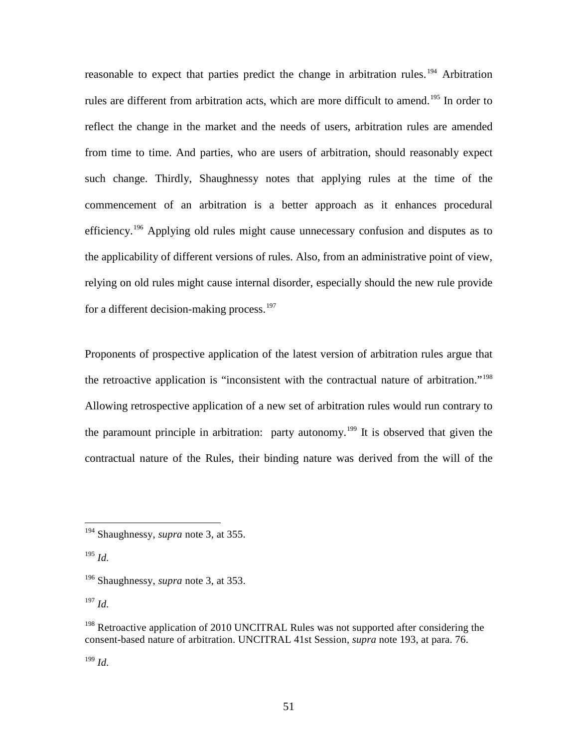reasonable to expect that parties predict the change in arbitration rules.[194] Arbitration rules are different from arbitration acts, which are more difficult to amend.[195] In order to reflect the change in the market and the needs of users, arbitration rules are amended from time to time. And parties, who are users of arbitration, should reasonably expect such change. Thirdly, Shaughnessy notes that applying rules at the time of the commencement of an arbitration is a better approach as it enhances procedural efficiency.[196] Applying old rules might cause unnecessary confusion and disputes as to the applicability of different versions of rules. Also, from an administrative point of view, relying on old rules might cause internal disorder, especially should the new rule provide for a different decision-making process.[197]

Proponents of prospective application of the latest version of arbitration rules argue that the retroactive application is "inconsistent with the contractual nature of arbitration."[198] Allowing retrospective application of a new set of arbitration rules would run contrary to the paramount principle in arbitration: party autonomy.[199] It is observed that given the contractual nature of the Rules, their binding nature was derived from the will of the

---

[194] Shaughnessy, *supra* note 3, at 355.

[195] *Id.*

[196] Shaughnessy, *supra* note 3, at 353.

[197] *Id.*

[198] Retroactive application of 2010 UNCITRAL Rules was not supported after considering the consent-based nature of arbitration. UNCITRAL 41st Session, *supra* note 193, at para. 76.

[199] *Id.*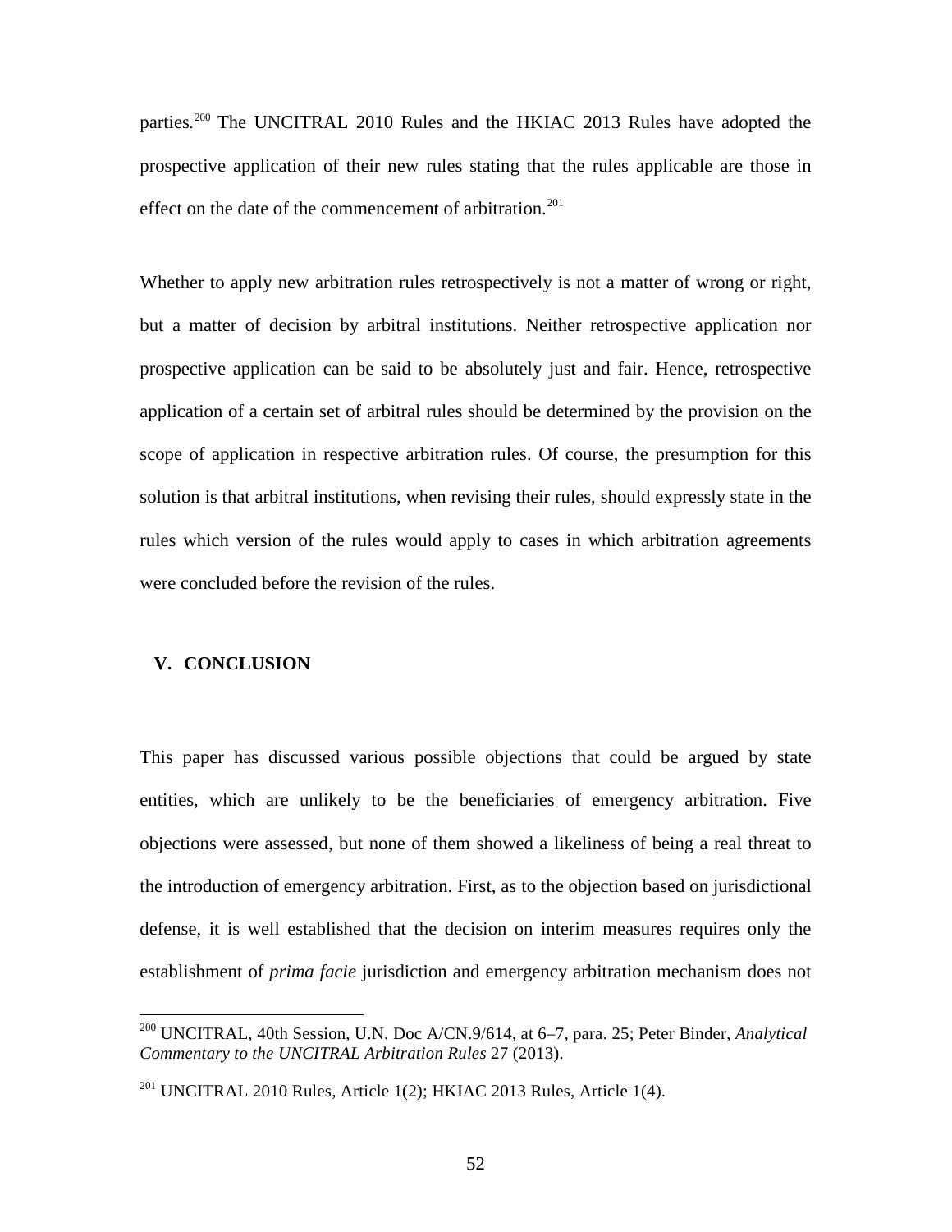parties.[200] The UNCITRAL 2010 Rules and the HKIAC 2013 Rules have adopted the prospective application of their new rules stating that the rules applicable are those in effect on the date of the commencement of arbitration.[201]

Whether to apply new arbitration rules retrospectively is not a matter of wrong or right, but a matter of decision by arbitral institutions. Neither retrospective application nor prospective application can be said to be absolutely just and fair. Hence, retrospective application of a certain set of arbitral rules should be determined by the provision on the scope of application in respective arbitration rules. Of course, the presumption for this solution is that arbitral institutions, when revising their rules, should expressly state in the rules which version of the rules would apply to cases in which arbitration agreements were concluded before the revision of the rules.

## V. CONCLUSION

This paper has discussed various possible objections that could be argued by state entities, which are unlikely to be the beneficiaries of emergency arbitration. Five objections were assessed, but none of them showed a likeliness of being a real threat to the introduction of emergency arbitration. First, as to the objection based on jurisdictional defense, it is well established that the decision on interim measures requires only the establishment of *prima facie* jurisdiction and emergency arbitration mechanism does not

---

[200] UNCITRAL, 40th Session, U.N. Doc A/CN.9/614, at 6–7, para. 25; Peter Binder, *Analytical Commentary to the UNCITRAL Arbitration Rules* 27 (2013).

[201] UNCITRAL 2010 Rules, Article 1(2); HKIAC 2013 Rules, Article 1(4).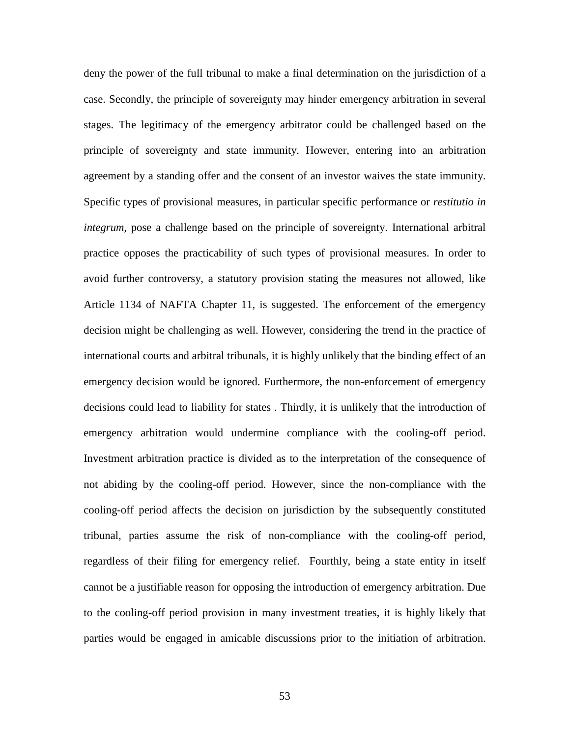deny the power of the full tribunal to make a final determination on the jurisdiction of a case. Secondly, the principle of sovereignty may hinder emergency arbitration in several stages. The legitimacy of the emergency arbitrator could be challenged based on the principle of sovereignty and state immunity. However, entering into an arbitration agreement by a standing offer and the consent of an investor waives the state immunity. Specific types of provisional measures, in particular specific performance or *restitutio in integrum,* pose a challenge based on the principle of sovereignty. International arbitral practice opposes the practicability of such types of provisional measures. In order to avoid further controversy, a statutory provision stating the measures not allowed, like Article 1134 of NAFTA Chapter 11, is suggested. The enforcement of the emergency decision might be challenging as well. However, considering the trend in the practice of international courts and arbitral tribunals, it is highly unlikely that the binding effect of an emergency decision would be ignored. Furthermore, the non-enforcement of emergency decisions could lead to liability for states . Thirdly, it is unlikely that the introduction of emergency arbitration would undermine compliance with the cooling-off period. Investment arbitration practice is divided as to the interpretation of the consequence of not abiding by the cooling-off period. However, since the non-compliance with the cooling-off period affects the decision on jurisdiction by the subsequently constituted tribunal, parties assume the risk of non-compliance with the cooling-off period, regardless of their filing for emergency relief. Fourthly, being a state entity in itself cannot be a justifiable reason for opposing the introduction of emergency arbitration. Due to the cooling-off period provision in many investment treaties, it is highly likely that parties would be engaged in amicable discussions prior to the initiation of arbitration.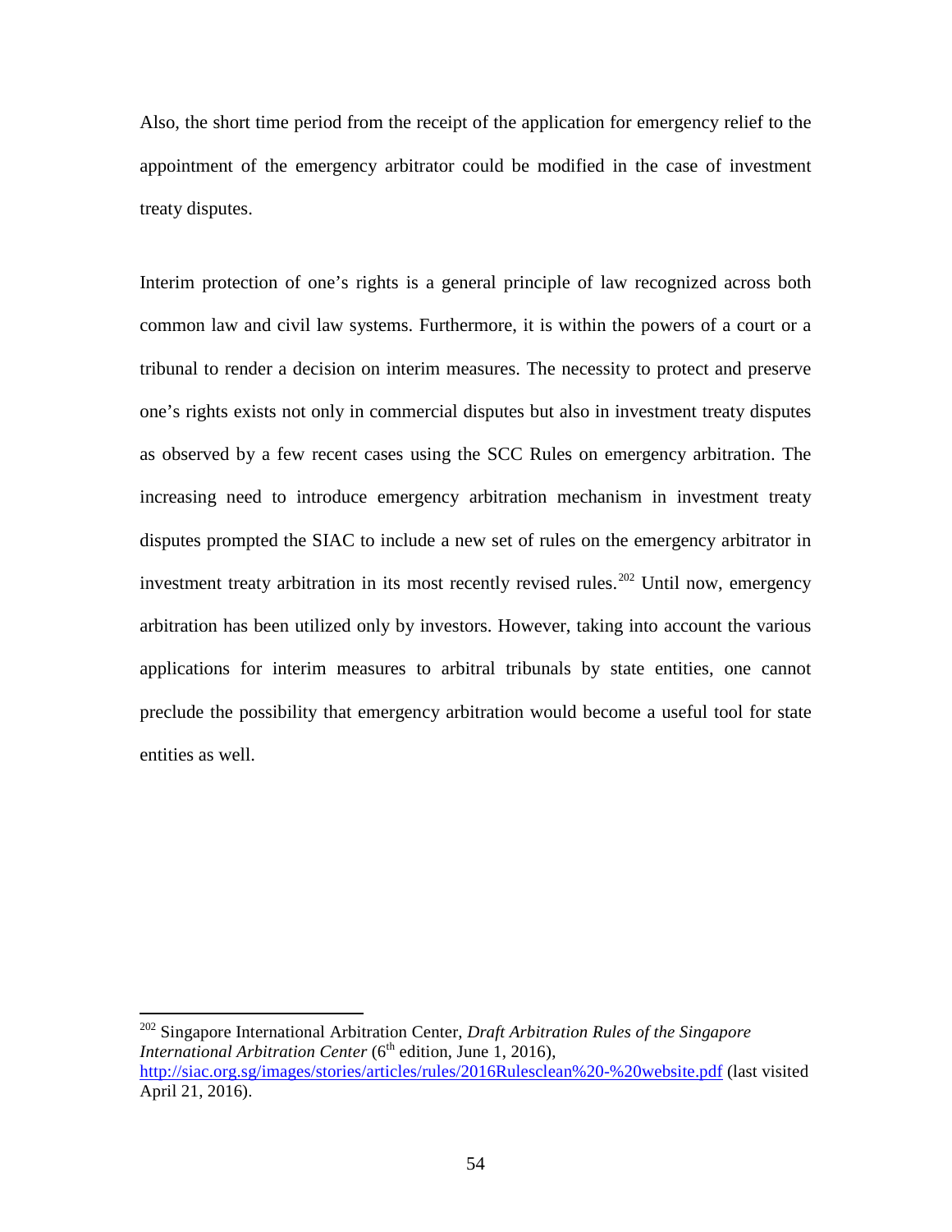Also, the short time period from the receipt of the application for emergency relief to the appointment of the emergency arbitrator could be modified in the case of investment treaty disputes.

Interim protection of one's rights is a general principle of law recognized across both common law and civil law systems. Furthermore, it is within the powers of a court or a tribunal to render a decision on interim measures. The necessity to protect and preserve one's rights exists not only in commercial disputes but also in investment treaty disputes as observed by a few recent cases using the SCC Rules on emergency arbitration. The increasing need to introduce emergency arbitration mechanism in investment treaty disputes prompted the SIAC to include a new set of rules on the emergency arbitrator in investment treaty arbitration in its most recently revised rules.[202] Until now, emergency arbitration has been utilized only by investors. However, taking into account the various applications for interim measures to arbitral tribunals by state entities, one cannot preclude the possibility that emergency arbitration would become a useful tool for state entities as well.

---

[202] Singapore International Arbitration Center, *Draft Arbitration Rules of the Singapore International Arbitration Center* (6th edition, June 1, 2016), http://siac.org.sg/images/stories/articles/rules/2016Rulesclean%20-%20website.pdf (last visited April 21, 2016).